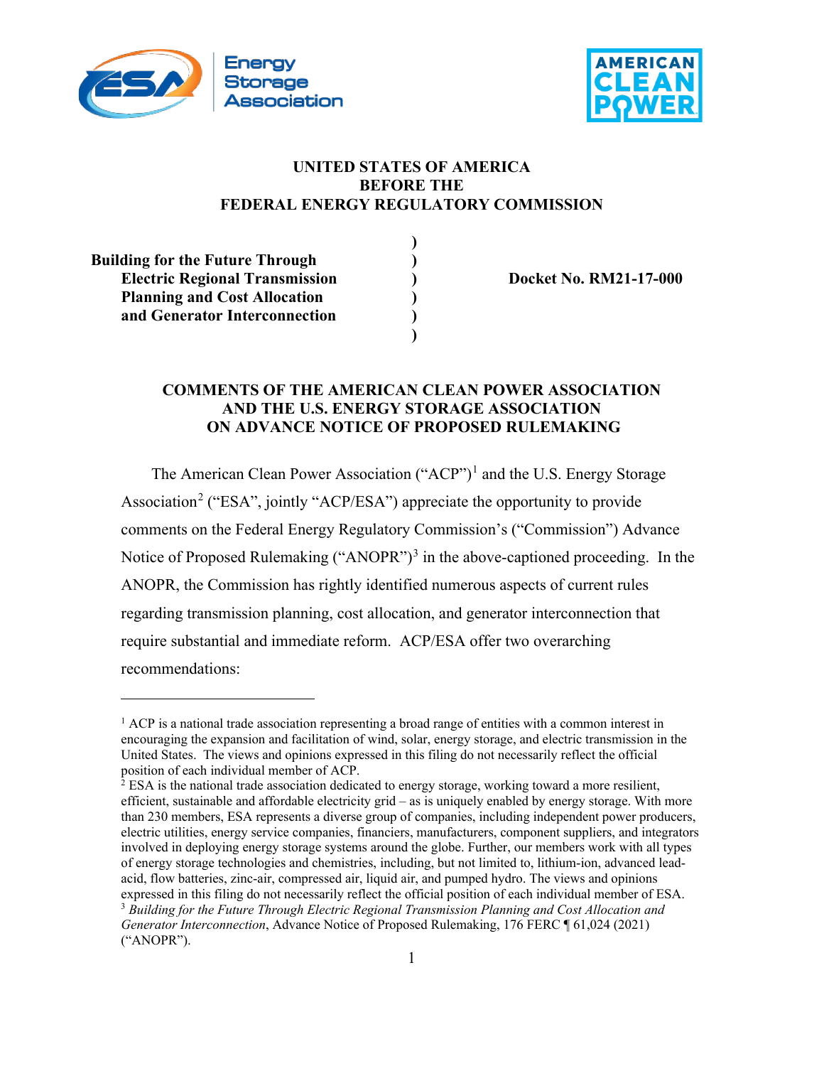**UNITED STATES OF AMERICA**
**BEFORE THE**
**FEDERAL ENERGY REGULATORY COMMISSION**

| | | |
|---|---|---|
| **Building for the Future Through Electric Regional Transmission Planning and Cost Allocation and Generator Interconnection** | ) | **Docket No. RM21-17-000** |

**COMMENTS OF THE AMERICAN CLEAN POWER ASSOCIATION AND THE U.S. ENERGY STORAGE ASSOCIATION ON ADVANCE NOTICE OF PROPOSED RULEMAKING**

The American Clean Power Association ("ACP")[1] and the U.S. Energy Storage Association[2] ("ESA", jointly "ACP/ESA") appreciate the opportunity to provide comments on the Federal Energy Regulatory Commission's ("Commission") Advance Notice of Proposed Rulemaking ("ANOPR")[3] in the above-captioned proceeding. In the ANOPR, the Commission has rightly identified numerous aspects of current rules regarding transmission planning, cost allocation, and generator interconnection that require substantial and immediate reform. ACP/ESA offer two overarching recommendations:

---

[1] ACP is a national trade association representing a broad range of entities with a common interest in encouraging the expansion and facilitation of wind, solar, energy storage, and electric transmission in the United States. The views and opinions expressed in this filing do not necessarily reflect the official position of each individual member of ACP.

[2] ESA is the national trade association dedicated to energy storage, working toward a more resilient, efficient, sustainable and affordable electricity grid – as is uniquely enabled by energy storage. With more than 230 members, ESA represents a diverse group of companies, including independent power producers, electric utilities, energy service companies, financiers, manufacturers, component suppliers, and integrators involved in deploying energy storage systems around the globe. Further, our members work with all types of energy storage technologies and chemistries, including, but not limited to, lithium-ion, advanced lead-acid, flow batteries, zinc-air, compressed air, liquid air, and pumped hydro. The views and opinions expressed in this filing do not necessarily reflect the official position of each individual member of ESA.

[3] *Building for the Future Through Electric Regional Transmission Planning and Cost Allocation and Generator Interconnection*, Advance Notice of Proposed Rulemaking, 176 FERC ¶ 61,024 (2021) ("ANOPR").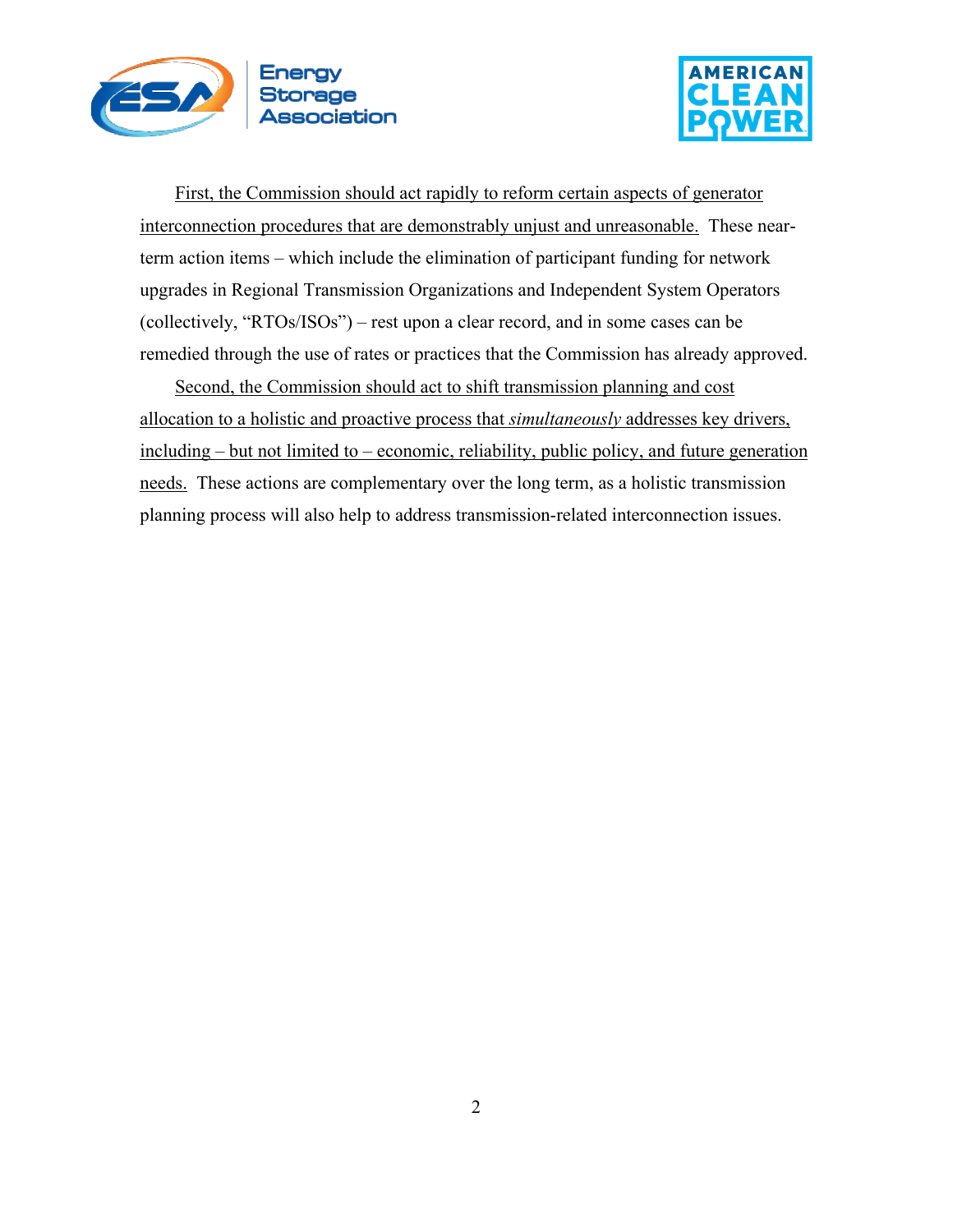First, the Commission should act rapidly to reform certain aspects of generator interconnection procedures that are demonstrably unjust and unreasonable. These near-term action items – which include the elimination of participant funding for network upgrades in Regional Transmission Organizations and Independent System Operators (collectively, "RTOs/ISOs") – rest upon a clear record, and in some cases can be remedied through the use of rates or practices that the Commission has already approved.

Second, the Commission should act to shift transmission planning and cost allocation to a holistic and proactive process that *simultaneously* addresses key drivers, including – but not limited to – economic, reliability, public policy, and future generation needs. These actions are complementary over the long term, as a holistic transmission planning process will also help to address transmission-related interconnection issues.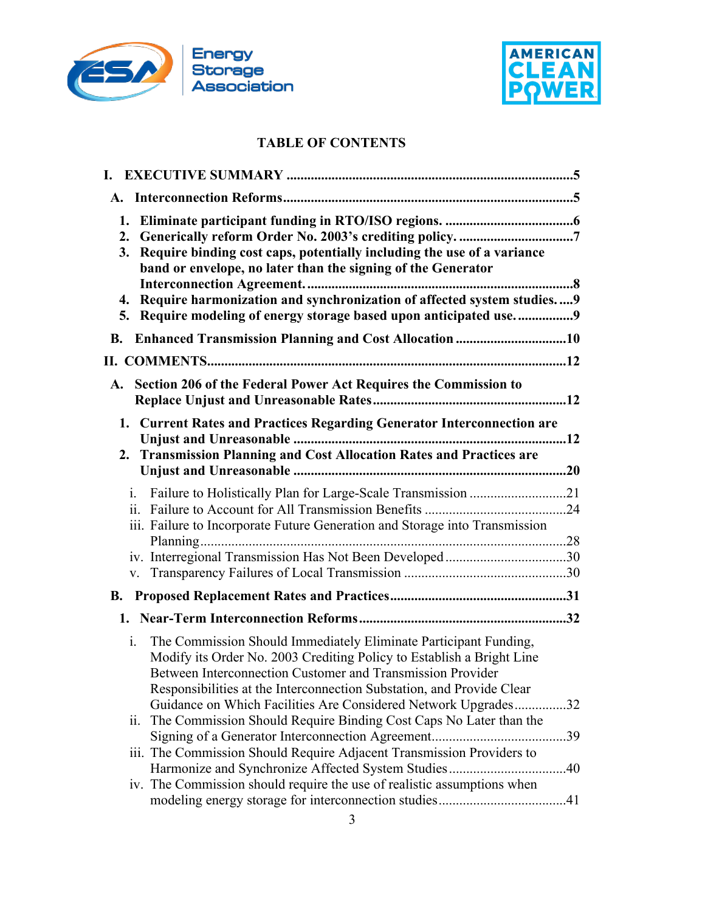# TABLE OF CONTENTS

I. EXECUTIVE SUMMARY ..................................................................................5

A. Interconnection Reforms..................................................................................5

1. Eliminate participant funding in RTO/ISO regions. ....................................6
2. Generically reform Order No. 2003's crediting policy. ................................7
3. Require binding cost caps, potentially including the use of a variance band or envelope, no later than the signing of the Generator Interconnection Agreement. ............................................................................8
4. Require harmonization and synchronization of affected system studies. ....9
5. Require modeling of energy storage based upon anticipated use. ................9

B. Enhanced Transmission Planning and Cost Allocation ................................10

II. COMMENTS.......................................................................................................12

A. Section 206 of the Federal Power Act Requires the Commission to Replace Unjust and Unreasonable Rates.......................................................12

1. Current Rates and Practices Regarding Generator Interconnection are Unjust and Unreasonable ...............................................................................12
2. Transmission Planning and Cost Allocation Rates and Practices are Unjust and Unreasonable ...............................................................................20

i. Failure to Holistically Plan for Large-Scale Transmission ............................21
ii. Failure to Account for All Transmission Benefits .........................................24
iii. Failure to Incorporate Future Generation and Storage into Transmission Planning.........................................................................................................28
iv. Interregional Transmission Has Not Been Developed...................................30
v. Transparency Failures of Local Transmission ...............................................30

B. Proposed Replacement Rates and Practices..................................................31

1. Near-Term Interconnection Reforms............................................................32

i. The Commission Should Immediately Eliminate Participant Funding, Modify its Order No. 2003 Crediting Policy to Establish a Bright Line Between Interconnection Customer and Transmission Provider Responsibilities at the Interconnection Substation, and Provide Clear Guidance on Which Facilities Are Considered Network Upgrades...............32
ii. The Commission Should Require Binding Cost Caps No Later than the Signing of a Generator Interconnection Agreement.......................................39
iii. The Commission Should Require Adjacent Transmission Providers to Harmonize and Synchronize Affected System Studies.................................40
iv. The Commission should require the use of realistic assumptions when modeling energy storage for interconnection studies....................................41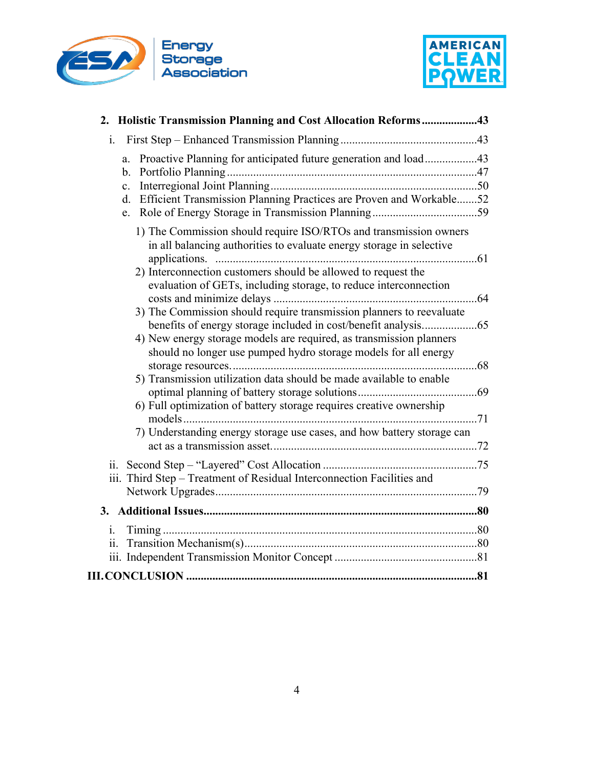**2. Holistic Transmission Planning and Cost Allocation Reforms ..................43**

- i. First Step – Enhanced Transmission Planning ..............................................43
  - a. Proactive Planning for anticipated future generation and load..................43
  - b. Portfolio Planning .....................................................................................47
  - c. Interregional Joint Planning.......................................................................50
  - d. Efficient Transmission Planning Practices are Proven and Workable.......52
  - e. Role of Energy Storage in Transmission Planning ....................................59
    - 1) The Commission should require ISO/RTOs and transmission owners in all balancing authorities to evaluate energy storage in selective applications. .........................................................................................61
    - 2) Interconnection customers should be allowed to request the evaluation of GETs, including storage, to reduce interconnection costs and minimize delays ......................................................................64
    - 3) The Commission should require transmission planners to reevaluate benefits of energy storage included in cost/benefit analysis..................65
    - 4) New energy storage models are required, as transmission planners should no longer use pumped hydro storage models for all energy storage resources. ...................................................................................68
    - 5) Transmission utilization data should be made available to enable optimal planning of battery storage solutions........................................69
    - 6) Full optimization of battery storage requires creative ownership models....................................................................................................71
    - 7) Understanding energy storage use cases, and how battery storage can act as a transmission asset. .....................................................................72
- ii. Second Step – "Layered" Cost Allocation .....................................................75
- iii. Third Step – Treatment of Residual Interconnection Facilities and Network Upgrades..........................................................................................79

**3. Additional Issues.............................................................................................80**

- i. Timing ...........................................................................................................80
- ii. Transition Mechanism(s)................................................................................80
- iii. Independent Transmission Monitor Concept .................................................81

**III. CONCLUSION ...................................................................................................81**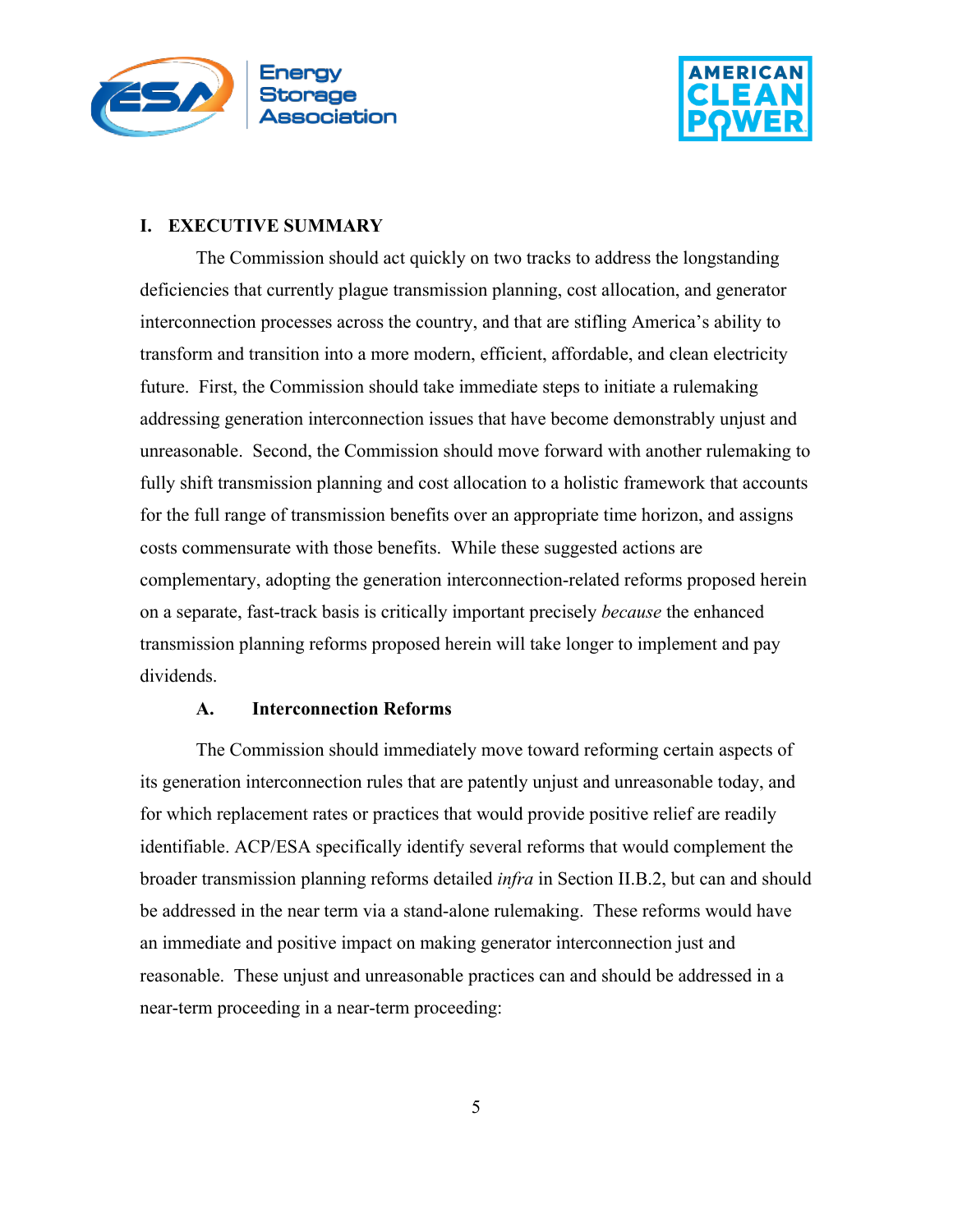## I. EXECUTIVE SUMMARY

The Commission should act quickly on two tracks to address the longstanding deficiencies that currently plague transmission planning, cost allocation, and generator interconnection processes across the country, and that are stifling America's ability to transform and transition into a more modern, efficient, affordable, and clean electricity future. First, the Commission should take immediate steps to initiate a rulemaking addressing generation interconnection issues that have become demonstrably unjust and unreasonable. Second, the Commission should move forward with another rulemaking to fully shift transmission planning and cost allocation to a holistic framework that accounts for the full range of transmission benefits over an appropriate time horizon, and assigns costs commensurate with those benefits. While these suggested actions are complementary, adopting the generation interconnection-related reforms proposed herein on a separate, fast-track basis is critically important precisely *because* the enhanced transmission planning reforms proposed herein will take longer to implement and pay dividends.

### A. Interconnection Reforms

The Commission should immediately move toward reforming certain aspects of its generation interconnection rules that are patently unjust and unreasonable today, and for which replacement rates or practices that would provide positive relief are readily identifiable. ACP/ESA specifically identify several reforms that would complement the broader transmission planning reforms detailed *infra* in Section II.B.2, but can and should be addressed in the near term via a stand-alone rulemaking. These reforms would have an immediate and positive impact on making generator interconnection just and reasonable. These unjust and unreasonable practices can and should be addressed in a near-term proceeding in a near-term proceeding: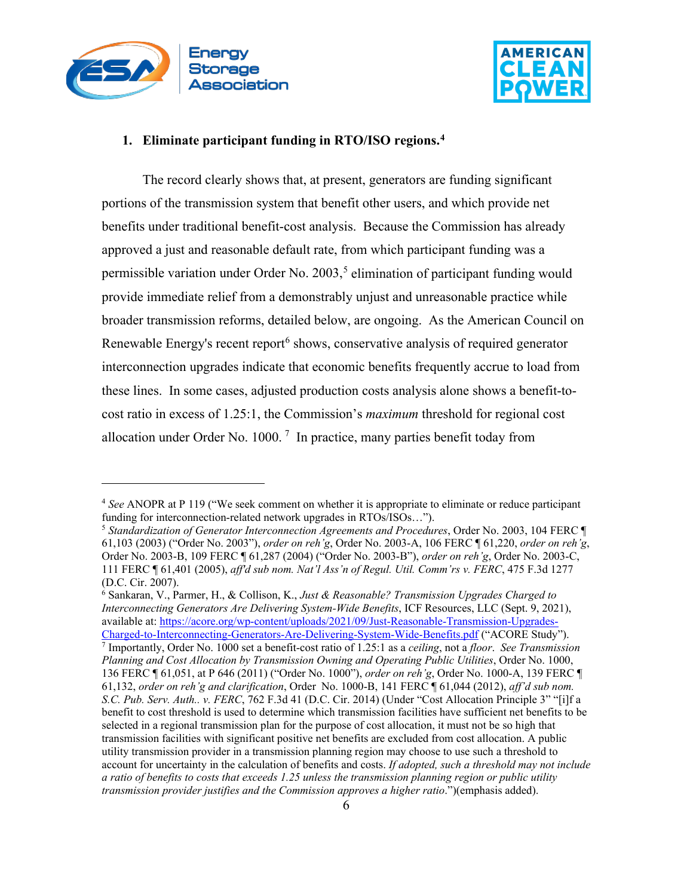**1. Eliminate participant funding in RTO/ISO regions.**[4]

The record clearly shows that, at present, generators are funding significant portions of the transmission system that benefit other users, and which provide net benefits under traditional benefit-cost analysis. Because the Commission has already approved a just and reasonable default rate, from which participant funding was a permissible variation under Order No. 2003,[5] elimination of participant funding would provide immediate relief from a demonstrably unjust and unreasonable practice while broader transmission reforms, detailed below, are ongoing. As the American Council on Renewable Energy's recent report[6] shows, conservative analysis of required generator interconnection upgrades indicate that economic benefits frequently accrue to load from these lines. In some cases, adjusted production costs analysis alone shows a benefit-to-cost ratio in excess of 1.25:1, the Commission's *maximum* threshold for regional cost allocation under Order No. 1000.[7] In practice, many parties benefit today from

---

[4] *See* ANOPR at P 119 ("We seek comment on whether it is appropriate to eliminate or reduce participant funding for interconnection-related network upgrades in RTOs/ISOs…").

[5] *Standardization of Generator Interconnection Agreements and Procedures*, Order No. 2003, 104 FERC ¶ 61,103 (2003) ("Order No. 2003"), *order on reh'g*, Order No. 2003-A, 106 FERC ¶ 61,220, *order on reh'g*, Order No. 2003-B, 109 FERC ¶ 61,287 (2004) ("Order No. 2003-B"), *order on reh'g*, Order No. 2003-C, 111 FERC ¶ 61,401 (2005), *aff'd sub nom. Nat'l Ass'n of Regul. Util. Comm'rs v. FERC*, 475 F.3d 1277 (D.C. Cir. 2007).

[6] Sankaran, V., Parmer, H., & Collison, K., *Just & Reasonable? Transmission Upgrades Charged to Interconnecting Generators Are Delivering System-Wide Benefits*, ICF Resources, LLC (Sept. 9, 2021), available at: https://acore.org/wp-content/uploads/2021/09/Just-Reasonable-Transmission-Upgrades-Charged-to-Interconnecting-Generators-Are-Delivering-System-Wide-Benefits.pdf ("ACORE Study").

[7] Importantly, Order No. 1000 set a benefit-cost ratio of 1.25:1 as a *ceiling*, not a *floor*. *See Transmission Planning and Cost Allocation by Transmission Owning and Operating Public Utilities*, Order No. 1000, 136 FERC ¶ 61,051, at P 646 (2011) ("Order No. 1000"), *order on reh'g*, Order No. 1000-A, 139 FERC ¶ 61,132, *order on reh'g and clarification*, Order No. 1000-B, 141 FERC ¶ 61,044 (2012), *aff'd sub nom. S.C. Pub. Serv. Auth.. v. FERC*, 762 F.3d 41 (D.C. Cir. 2014) (Under "Cost Allocation Principle 3" "[i]f a benefit to cost threshold is used to determine which transmission facilities have sufficient net benefits to be selected in a regional transmission plan for the purpose of cost allocation, it must not be so high that transmission facilities with significant positive net benefits are excluded from cost allocation. A public utility transmission provider in a transmission planning region may choose to use such a threshold to account for uncertainty in the calculation of benefits and costs. *If adopted, such a threshold may not include a ratio of benefits to costs that exceeds 1.25 unless the transmission planning region or public utility transmission provider justifies and the Commission approves a higher ratio*.")(emphasis added).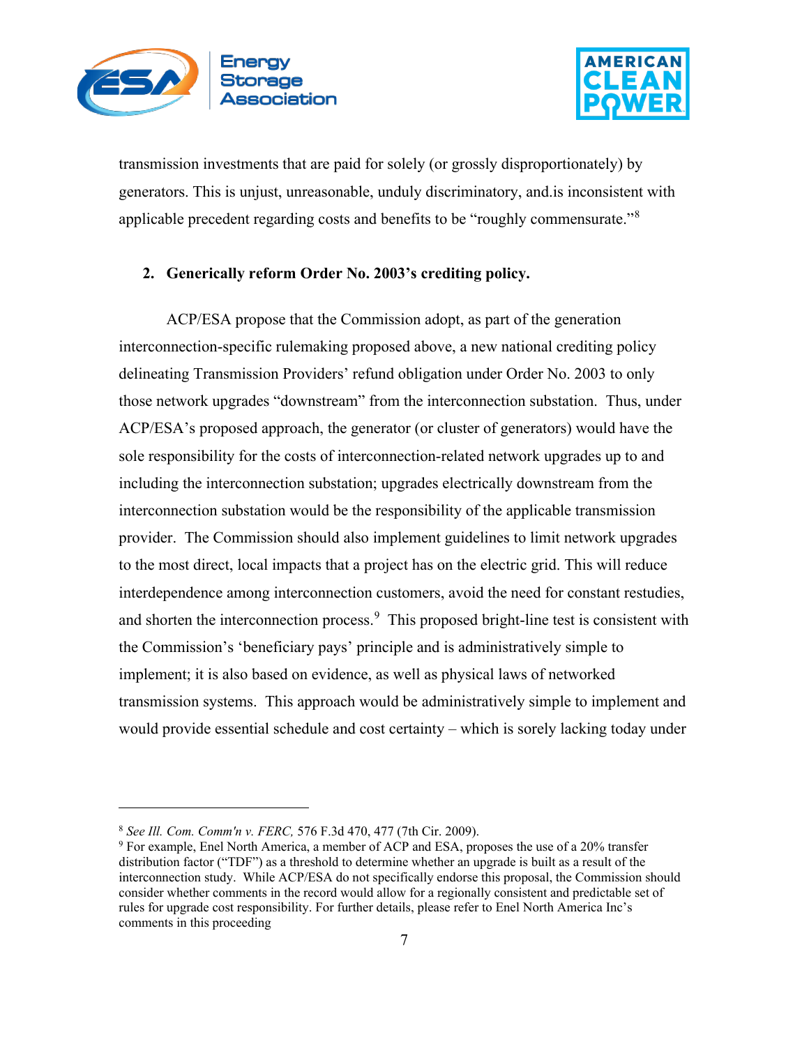transmission investments that are paid for solely (or grossly disproportionately) by generators. This is unjust, unreasonable, unduly discriminatory, and.is inconsistent with applicable precedent regarding costs and benefits to be "roughly commensurate."[8]

**2. Generically reform Order No. 2003's crediting policy.**

ACP/ESA propose that the Commission adopt, as part of the generation interconnection-specific rulemaking proposed above, a new national crediting policy delineating Transmission Providers' refund obligation under Order No. 2003 to only those network upgrades "downstream" from the interconnection substation. Thus, under ACP/ESA's proposed approach, the generator (or cluster of generators) would have the sole responsibility for the costs of interconnection-related network upgrades up to and including the interconnection substation; upgrades electrically downstream from the interconnection substation would be the responsibility of the applicable transmission provider. The Commission should also implement guidelines to limit network upgrades to the most direct, local impacts that a project has on the electric grid. This will reduce interdependence among interconnection customers, avoid the need for constant restudies, and shorten the interconnection process.[9] This proposed bright-line test is consistent with the Commission's 'beneficiary pays' principle and is administratively simple to implement; it is also based on evidence, as well as physical laws of networked transmission systems. This approach would be administratively simple to implement and would provide essential schedule and cost certainty – which is sorely lacking today under

---

[8] *See Ill. Com. Comm'n v. FERC,* 576 F.3d 470, 477 (7th Cir. 2009).

[9] For example, Enel North America, a member of ACP and ESA, proposes the use of a 20% transfer distribution factor ("TDF") as a threshold to determine whether an upgrade is built as a result of the interconnection study. While ACP/ESA do not specifically endorse this proposal, the Commission should consider whether comments in the record would allow for a regionally consistent and predictable set of rules for upgrade cost responsibility. For further details, please refer to Enel North America Inc's comments in this proceeding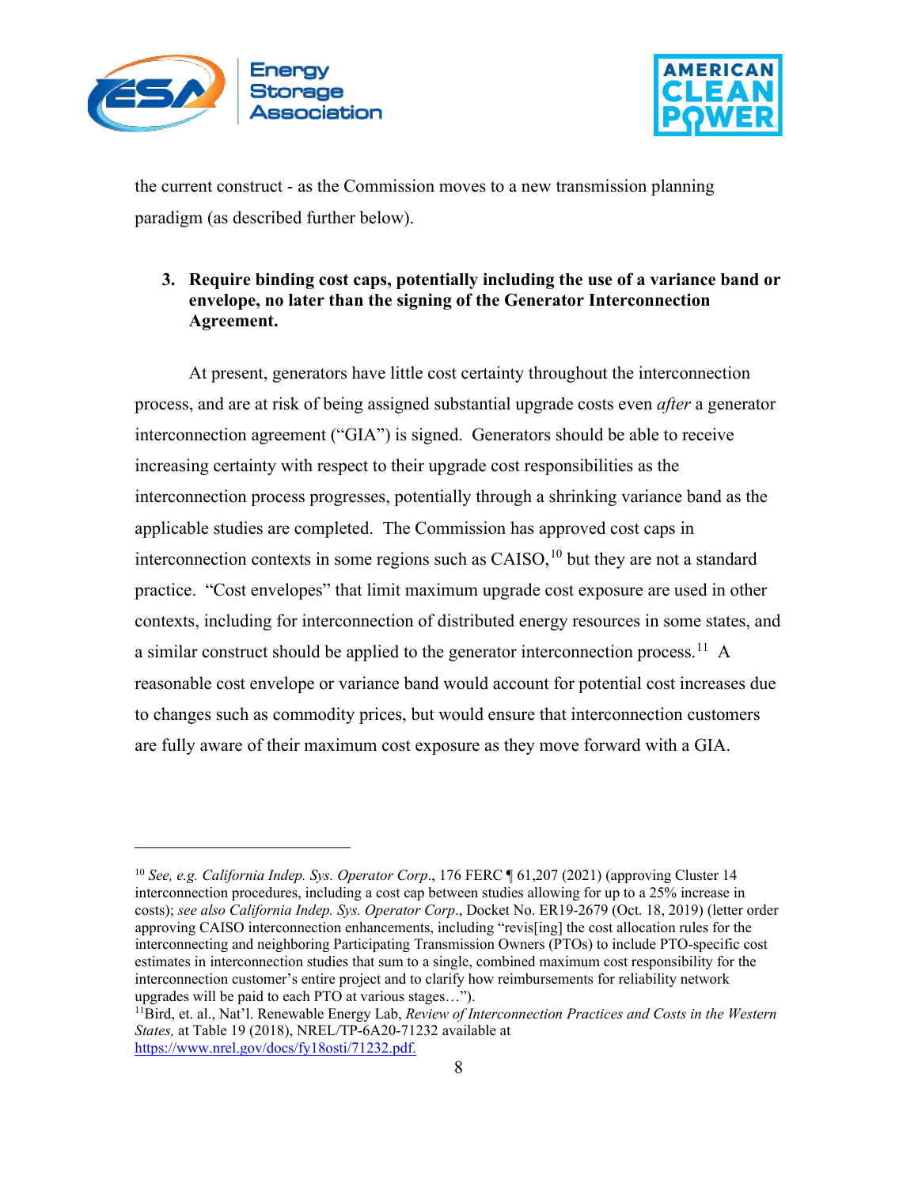the current construct - as the Commission moves to a new transmission planning paradigm (as described further below).

3. **Require binding cost caps, potentially including the use of a variance band or envelope, no later than the signing of the Generator Interconnection Agreement.**

At present, generators have little cost certainty throughout the interconnection process, and are at risk of being assigned substantial upgrade costs even *after* a generator interconnection agreement ("GIA") is signed. Generators should be able to receive increasing certainty with respect to their upgrade cost responsibilities as the interconnection process progresses, potentially through a shrinking variance band as the applicable studies are completed. The Commission has approved cost caps in interconnection contexts in some regions such as CAISO,[10] but they are not a standard practice. "Cost envelopes" that limit maximum upgrade cost exposure are used in other contexts, including for interconnection of distributed energy resources in some states, and a similar construct should be applied to the generator interconnection process.[11] A reasonable cost envelope or variance band would account for potential cost increases due to changes such as commodity prices, but would ensure that interconnection customers are fully aware of their maximum cost exposure as they move forward with a GIA.

---

[10] *See, e.g. California Indep. Sys. Operator Corp*., 176 FERC ¶ 61,207 (2021) (approving Cluster 14 interconnection procedures, including a cost cap between studies allowing for up to a 25% increase in costs); *see also California Indep. Sys. Operator Corp*., Docket No. ER19-2679 (Oct. 18, 2019) (letter order approving CAISO interconnection enhancements, including "revis[ing] the cost allocation rules for the interconnecting and neighboring Participating Transmission Owners (PTOs) to include PTO-specific cost estimates in interconnection studies that sum to a single, combined maximum cost responsibility for the interconnection customer's entire project and to clarify how reimbursements for reliability network upgrades will be paid to each PTO at various stages…").

[11] Bird, et. al., Nat'l. Renewable Energy Lab, *Review of Interconnection Practices and Costs in the Western States,* at Table 19 (2018), NREL/TP-6A20-71232 available at https://www.nrel.gov/docs/fy18osti/71232.pdf.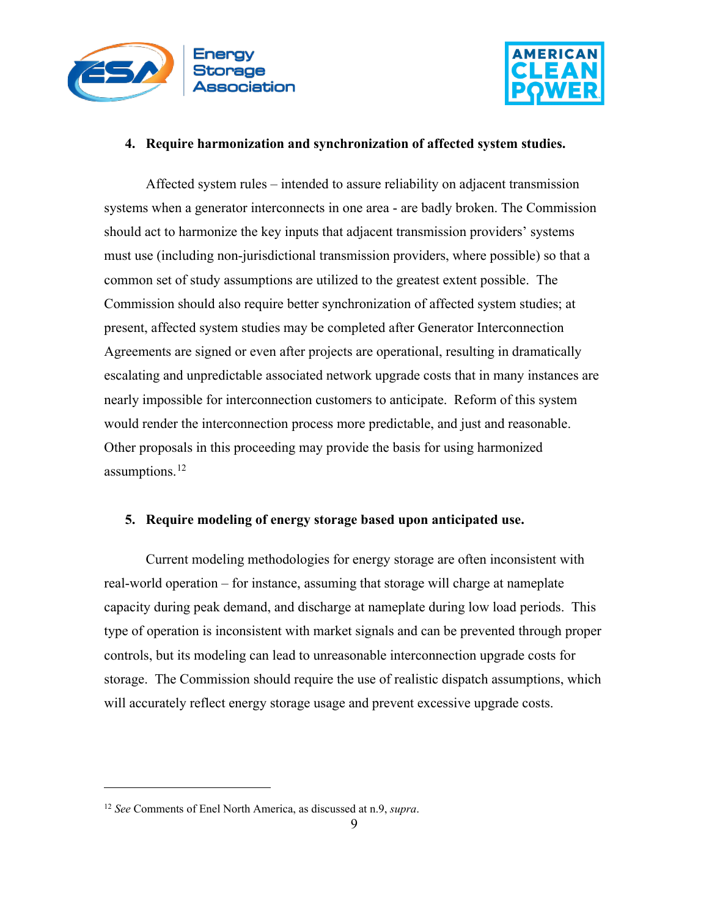**4. Require harmonization and synchronization of affected system studies.**

Affected system rules – intended to assure reliability on adjacent transmission systems when a generator interconnects in one area - are badly broken. The Commission should act to harmonize the key inputs that adjacent transmission providers' systems must use (including non-jurisdictional transmission providers, where possible) so that a common set of study assumptions are utilized to the greatest extent possible. The Commission should also require better synchronization of affected system studies; at present, affected system studies may be completed after Generator Interconnection Agreements are signed or even after projects are operational, resulting in dramatically escalating and unpredictable associated network upgrade costs that in many instances are nearly impossible for interconnection customers to anticipate. Reform of this system would render the interconnection process more predictable, and just and reasonable. Other proposals in this proceeding may provide the basis for using harmonized assumptions.[12]

**5. Require modeling of energy storage based upon anticipated use.**

Current modeling methodologies for energy storage are often inconsistent with real-world operation – for instance, assuming that storage will charge at nameplate capacity during peak demand, and discharge at nameplate during low load periods. This type of operation is inconsistent with market signals and can be prevented through proper controls, but its modeling can lead to unreasonable interconnection upgrade costs for storage. The Commission should require the use of realistic dispatch assumptions, which will accurately reflect energy storage usage and prevent excessive upgrade costs.

---

[12] *See* Comments of Enel North America, as discussed at n.9, *supra*.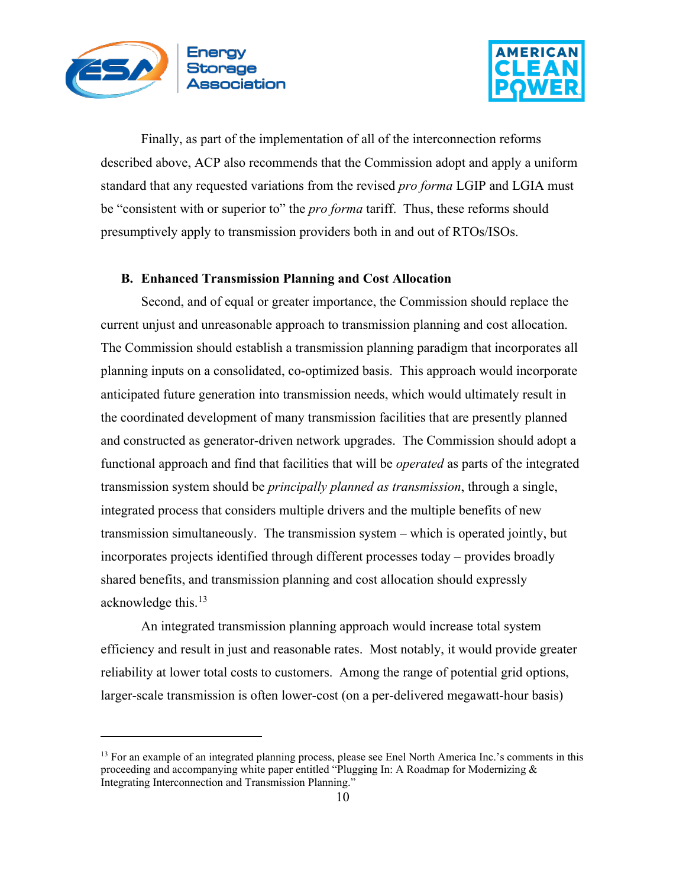Finally, as part of the implementation of all of the interconnection reforms described above, ACP also recommends that the Commission adopt and apply a uniform standard that any requested variations from the revised *pro forma* LGIP and LGIA must be "consistent with or superior to" the *pro forma* tariff. Thus, these reforms should presumptively apply to transmission providers both in and out of RTOs/ISOs.

### B. Enhanced Transmission Planning and Cost Allocation

Second, and of equal or greater importance, the Commission should replace the current unjust and unreasonable approach to transmission planning and cost allocation. The Commission should establish a transmission planning paradigm that incorporates all planning inputs on a consolidated, co-optimized basis. This approach would incorporate anticipated future generation into transmission needs, which would ultimately result in the coordinated development of many transmission facilities that are presently planned and constructed as generator-driven network upgrades. The Commission should adopt a functional approach and find that facilities that will be *operated* as parts of the integrated transmission system should be *principally planned as transmission*, through a single, integrated process that considers multiple drivers and the multiple benefits of new transmission simultaneously. The transmission system – which is operated jointly, but incorporates projects identified through different processes today – provides broadly shared benefits, and transmission planning and cost allocation should expressly acknowledge this.[13]

An integrated transmission planning approach would increase total system efficiency and result in just and reasonable rates. Most notably, it would provide greater reliability at lower total costs to customers. Among the range of potential grid options, larger-scale transmission is often lower-cost (on a per-delivered megawatt-hour basis)

---

[13] For an example of an integrated planning process, please see Enel North America Inc.'s comments in this proceeding and accompanying white paper entitled "Plugging In: A Roadmap for Modernizing & Integrating Interconnection and Transmission Planning."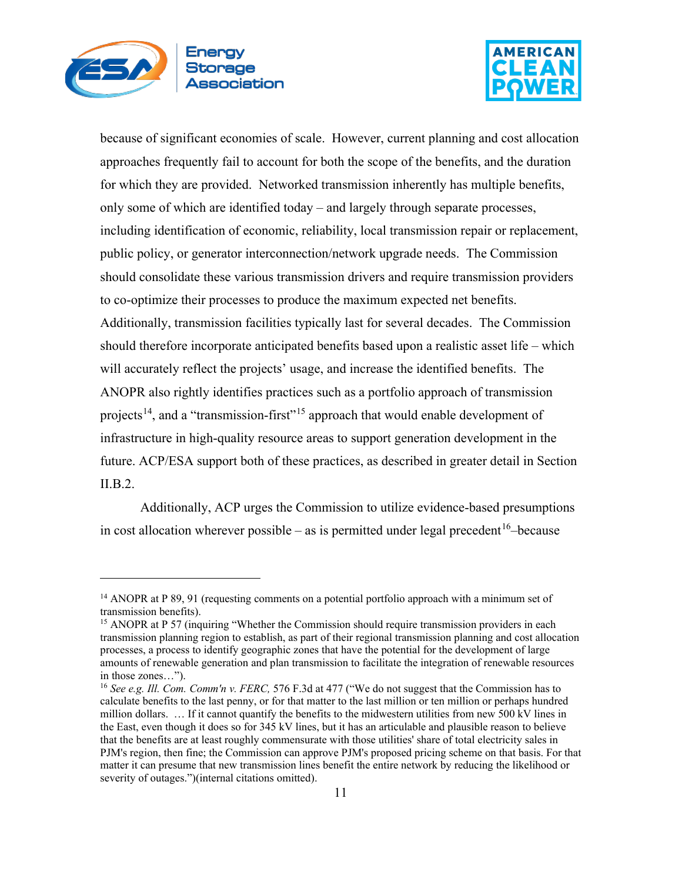because of significant economies of scale. However, current planning and cost allocation approaches frequently fail to account for both the scope of the benefits, and the duration for which they are provided. Networked transmission inherently has multiple benefits, only some of which are identified today – and largely through separate processes, including identification of economic, reliability, local transmission repair or replacement, public policy, or generator interconnection/network upgrade needs. The Commission should consolidate these various transmission drivers and require transmission providers to co-optimize their processes to produce the maximum expected net benefits. Additionally, transmission facilities typically last for several decades. The Commission should therefore incorporate anticipated benefits based upon a realistic asset life – which will accurately reflect the projects' usage, and increase the identified benefits. The ANOPR also rightly identifies practices such as a portfolio approach of transmission projects[14], and a "transmission-first"[15] approach that would enable development of infrastructure in high-quality resource areas to support generation development in the future. ACP/ESA support both of these practices, as described in greater detail in Section II.B.2.

Additionally, ACP urges the Commission to utilize evidence-based presumptions in cost allocation wherever possible – as is permitted under legal precedent[16]–because

---

[14] ANOPR at P 89, 91 (requesting comments on a potential portfolio approach with a minimum set of transmission benefits).

[15] ANOPR at P 57 (inquiring "Whether the Commission should require transmission providers in each transmission planning region to establish, as part of their regional transmission planning and cost allocation processes, a process to identify geographic zones that have the potential for the development of large amounts of renewable generation and plan transmission to facilitate the integration of renewable resources in those zones…").

[16] *See e.g. Ill. Com. Comm'n v. FERC,* 576 F.3d at 477 ("We do not suggest that the Commission has to calculate benefits to the last penny, or for that matter to the last million or ten million or perhaps hundred million dollars. … If it cannot quantify the benefits to the midwestern utilities from new 500 kV lines in the East, even though it does so for 345 kV lines, but it has an articulable and plausible reason to believe that the benefits are at least roughly commensurate with those utilities' share of total electricity sales in PJM's region, then fine; the Commission can approve PJM's proposed pricing scheme on that basis. For that matter it can presume that new transmission lines benefit the entire network by reducing the likelihood or severity of outages.")(internal citations omitted).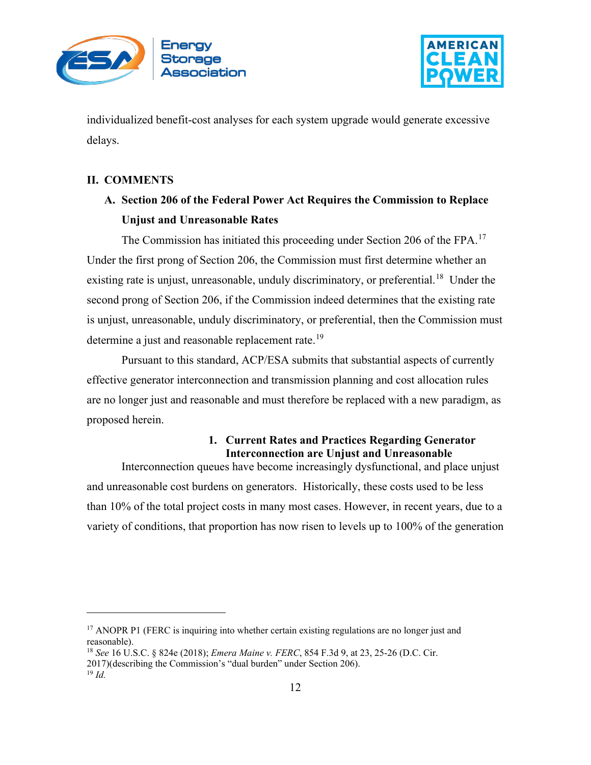individualized benefit-cost analyses for each system upgrade would generate excessive delays.

## II. COMMENTS

### A. Section 206 of the Federal Power Act Requires the Commission to Replace Unjust and Unreasonable Rates

The Commission has initiated this proceeding under Section 206 of the FPA.[17] Under the first prong of Section 206, the Commission must first determine whether an existing rate is unjust, unreasonable, unduly discriminatory, or preferential.[18] Under the second prong of Section 206, if the Commission indeed determines that the existing rate is unjust, unreasonable, unduly discriminatory, or preferential, then the Commission must determine a just and reasonable replacement rate.[19]

Pursuant to this standard, ACP/ESA submits that substantial aspects of currently effective generator interconnection and transmission planning and cost allocation rules are no longer just and reasonable and must therefore be replaced with a new paradigm, as proposed herein.

#### 1. Current Rates and Practices Regarding Generator Interconnection are Unjust and Unreasonable

Interconnection queues have become increasingly dysfunctional, and place unjust and unreasonable cost burdens on generators. Historically, these costs used to be less than 10% of the total project costs in many most cases. However, in recent years, due to a variety of conditions, that proportion has now risen to levels up to 100% of the generation

---

[17] ANOPR P1 (FERC is inquiring into whether certain existing regulations are no longer just and reasonable).

[18] *See* 16 U.S.C. § 824e (2018); *Emera Maine v. FERC*, 854 F.3d 9, at 23, 25-26 (D.C. Cir. 2017)(describing the Commission's "dual burden" under Section 206).

[19] *Id.*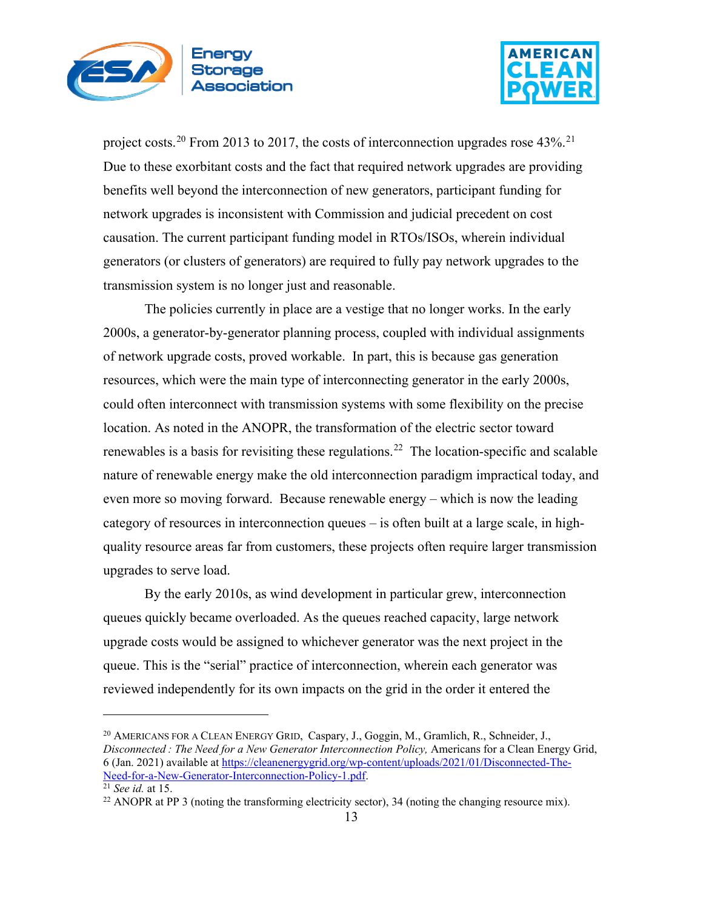project costs.[20] From 2013 to 2017, the costs of interconnection upgrades rose 43%.[21] Due to these exorbitant costs and the fact that required network upgrades are providing benefits well beyond the interconnection of new generators, participant funding for network upgrades is inconsistent with Commission and judicial precedent on cost causation. The current participant funding model in RTOs/ISOs, wherein individual generators (or clusters of generators) are required to fully pay network upgrades to the transmission system is no longer just and reasonable.

The policies currently in place are a vestige that no longer works. In the early 2000s, a generator-by-generator planning process, coupled with individual assignments of network upgrade costs, proved workable. In part, this is because gas generation resources, which were the main type of interconnecting generator in the early 2000s, could often interconnect with transmission systems with some flexibility on the precise location. As noted in the ANOPR, the transformation of the electric sector toward renewables is a basis for revisiting these regulations.[22] The location-specific and scalable nature of renewable energy make the old interconnection paradigm impractical today, and even more so moving forward. Because renewable energy – which is now the leading category of resources in interconnection queues – is often built at a large scale, in high-quality resource areas far from customers, these projects often require larger transmission upgrades to serve load.

By the early 2010s, as wind development in particular grew, interconnection queues quickly became overloaded. As the queues reached capacity, large network upgrade costs would be assigned to whichever generator was the next project in the queue. This is the "serial" practice of interconnection, wherein each generator was reviewed independently for its own impacts on the grid in the order it entered the

---

[20] Americans for a Clean Energy Grid, Caspary, J., Goggin, M., Gramlich, R., Schneider, J., *Disconnected : The Need for a New Generator Interconnection Policy,* Americans for a Clean Energy Grid, 6 (Jan. 2021) available at https://cleanenergygrid.org/wp-content/uploads/2021/01/Disconnected-The-Need-for-a-New-Generator-Interconnection-Policy-1.pdf.

[21] *See id.* at 15.

[22] ANOPR at PP 3 (noting the transforming electricity sector), 34 (noting the changing resource mix).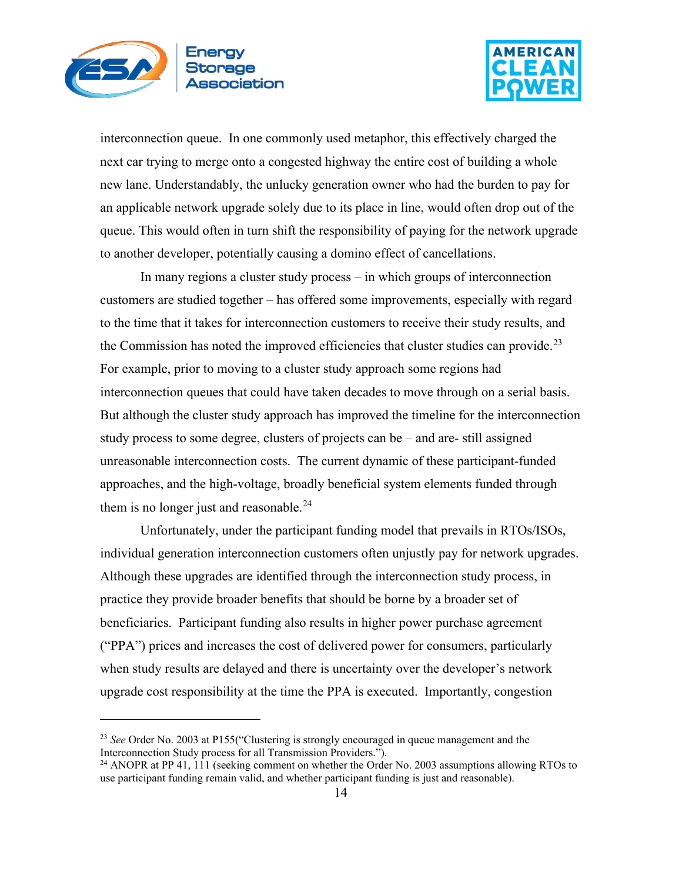interconnection queue. In one commonly used metaphor, this effectively charged the next car trying to merge onto a congested highway the entire cost of building a whole new lane. Understandably, the unlucky generation owner who had the burden to pay for an applicable network upgrade solely due to its place in line, would often drop out of the queue. This would often in turn shift the responsibility of paying for the network upgrade to another developer, potentially causing a domino effect of cancellations.

In many regions a cluster study process – in which groups of interconnection customers are studied together – has offered some improvements, especially with regard to the time that it takes for interconnection customers to receive their study results, and the Commission has noted the improved efficiencies that cluster studies can provide.[23] For example, prior to moving to a cluster study approach some regions had interconnection queues that could have taken decades to move through on a serial basis. But although the cluster study approach has improved the timeline for the interconnection study process to some degree, clusters of projects can be – and are- still assigned unreasonable interconnection costs. The current dynamic of these participant-funded approaches, and the high-voltage, broadly beneficial system elements funded through them is no longer just and reasonable.[24]

Unfortunately, under the participant funding model that prevails in RTOs/ISOs, individual generation interconnection customers often unjustly pay for network upgrades. Although these upgrades are identified through the interconnection study process, in practice they provide broader benefits that should be borne by a broader set of beneficiaries. Participant funding also results in higher power purchase agreement ("PPA") prices and increases the cost of delivered power for consumers, particularly when study results are delayed and there is uncertainty over the developer's network upgrade cost responsibility at the time the PPA is executed. Importantly, congestion

---

[23] *See* Order No. 2003 at P155("Clustering is strongly encouraged in queue management and the Interconnection Study process for all Transmission Providers.").

[24] ANOPR at PP 41, 111 (seeking comment on whether the Order No. 2003 assumptions allowing RTOs to use participant funding remain valid, and whether participant funding is just and reasonable).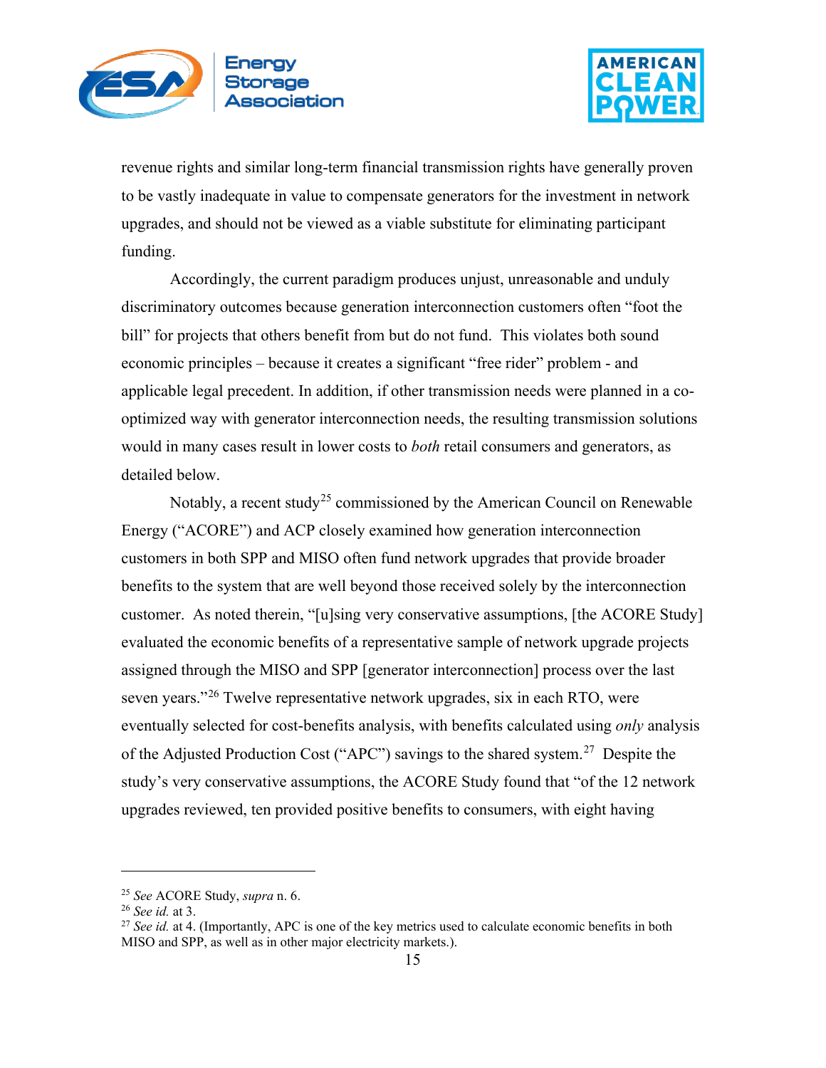revenue rights and similar long-term financial transmission rights have generally proven to be vastly inadequate in value to compensate generators for the investment in network upgrades, and should not be viewed as a viable substitute for eliminating participant funding.

Accordingly, the current paradigm produces unjust, unreasonable and unduly discriminatory outcomes because generation interconnection customers often "foot the bill" for projects that others benefit from but do not fund. This violates both sound economic principles – because it creates a significant "free rider" problem - and applicable legal precedent. In addition, if other transmission needs were planned in a co-optimized way with generator interconnection needs, the resulting transmission solutions would in many cases result in lower costs to *both* retail consumers and generators, as detailed below.

Notably, a recent study[25] commissioned by the American Council on Renewable Energy ("ACORE") and ACP closely examined how generation interconnection customers in both SPP and MISO often fund network upgrades that provide broader benefits to the system that are well beyond those received solely by the interconnection customer. As noted therein, "[u]sing very conservative assumptions, [the ACORE Study] evaluated the economic benefits of a representative sample of network upgrade projects assigned through the MISO and SPP [generator interconnection] process over the last seven years."[26] Twelve representative network upgrades, six in each RTO, were eventually selected for cost-benefits analysis, with benefits calculated using *only* analysis of the Adjusted Production Cost ("APC") savings to the shared system.[27] Despite the study's very conservative assumptions, the ACORE Study found that "of the 12 network upgrades reviewed, ten provided positive benefits to consumers, with eight having

---

[25] *See* ACORE Study, *supra* n. 6.

[26] *See id.* at 3.

[27] *See id.* at 4. (Importantly, APC is one of the key metrics used to calculate economic benefits in both MISO and SPP, as well as in other major electricity markets.).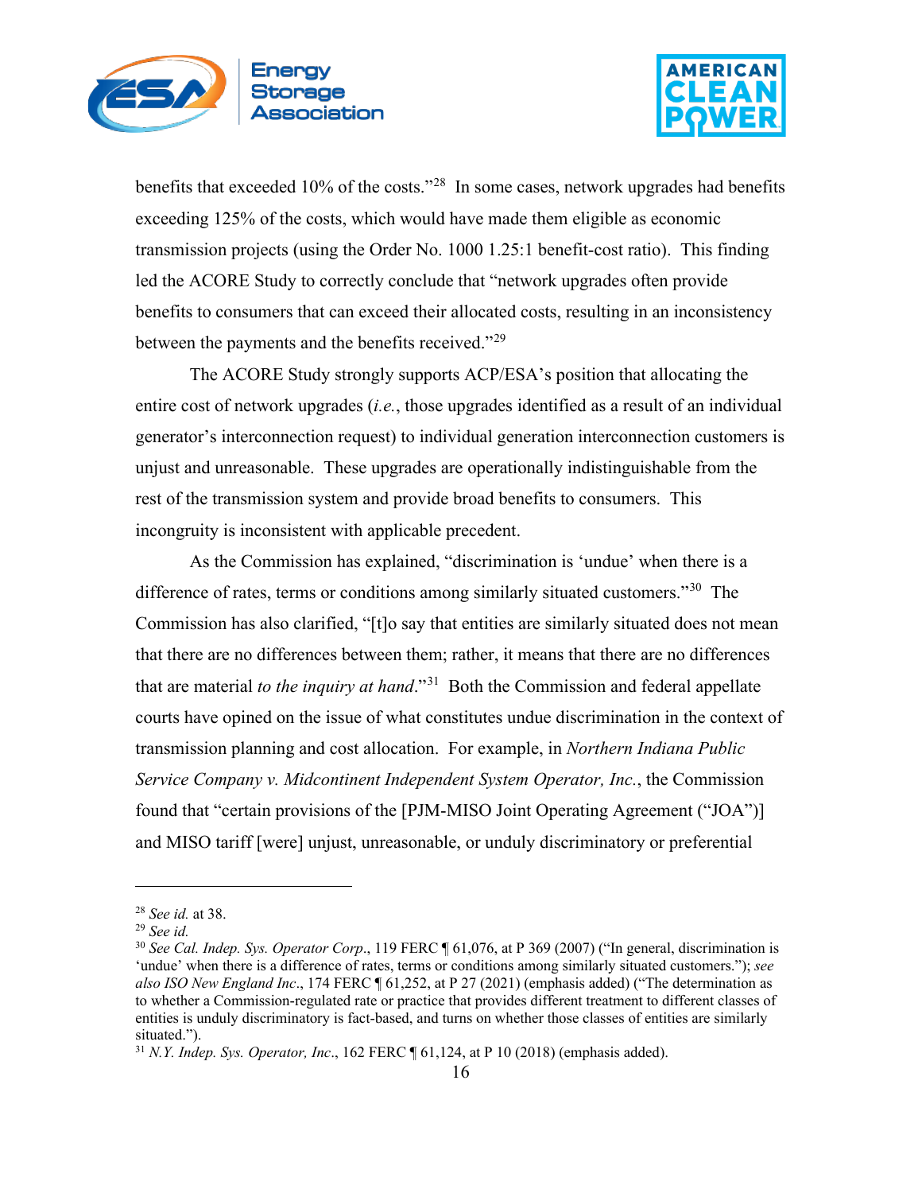benefits that exceeded 10% of the costs."[28] In some cases, network upgrades had benefits exceeding 125% of the costs, which would have made them eligible as economic transmission projects (using the Order No. 1000 1.25:1 benefit-cost ratio). This finding led the ACORE Study to correctly conclude that "network upgrades often provide benefits to consumers that can exceed their allocated costs, resulting in an inconsistency between the payments and the benefits received."[29]

The ACORE Study strongly supports ACP/ESA's position that allocating the entire cost of network upgrades (*i.e.*, those upgrades identified as a result of an individual generator's interconnection request) to individual generation interconnection customers is unjust and unreasonable. These upgrades are operationally indistinguishable from the rest of the transmission system and provide broad benefits to consumers. This incongruity is inconsistent with applicable precedent.

As the Commission has explained, "discrimination is 'undue' when there is a difference of rates, terms or conditions among similarly situated customers."[30] The Commission has also clarified, "[t]o say that entities are similarly situated does not mean that there are no differences between them; rather, it means that there are no differences that are material *to the inquiry at hand*."[31] Both the Commission and federal appellate courts have opined on the issue of what constitutes undue discrimination in the context of transmission planning and cost allocation. For example, in *Northern Indiana Public Service Company v. Midcontinent Independent System Operator, Inc.*, the Commission found that "certain provisions of the [PJM-MISO Joint Operating Agreement ("JOA")] and MISO tariff [were] unjust, unreasonable, or unduly discriminatory or preferential

---

[28] *See id.* at 38.

[29] *See id.*

[30] *See Cal. Indep. Sys. Operator Corp*., 119 FERC ¶ 61,076, at P 369 (2007) ("In general, discrimination is 'undue' when there is a difference of rates, terms or conditions among similarly situated customers."); *see also ISO New England Inc*., 174 FERC ¶ 61,252, at P 27 (2021) (emphasis added) ("The determination as to whether a Commission-regulated rate or practice that provides different treatment to different classes of entities is unduly discriminatory is fact-based, and turns on whether those classes of entities are similarly situated.").

[31] *N.Y. Indep. Sys. Operator, Inc*., 162 FERC ¶ 61,124, at P 10 (2018) (emphasis added).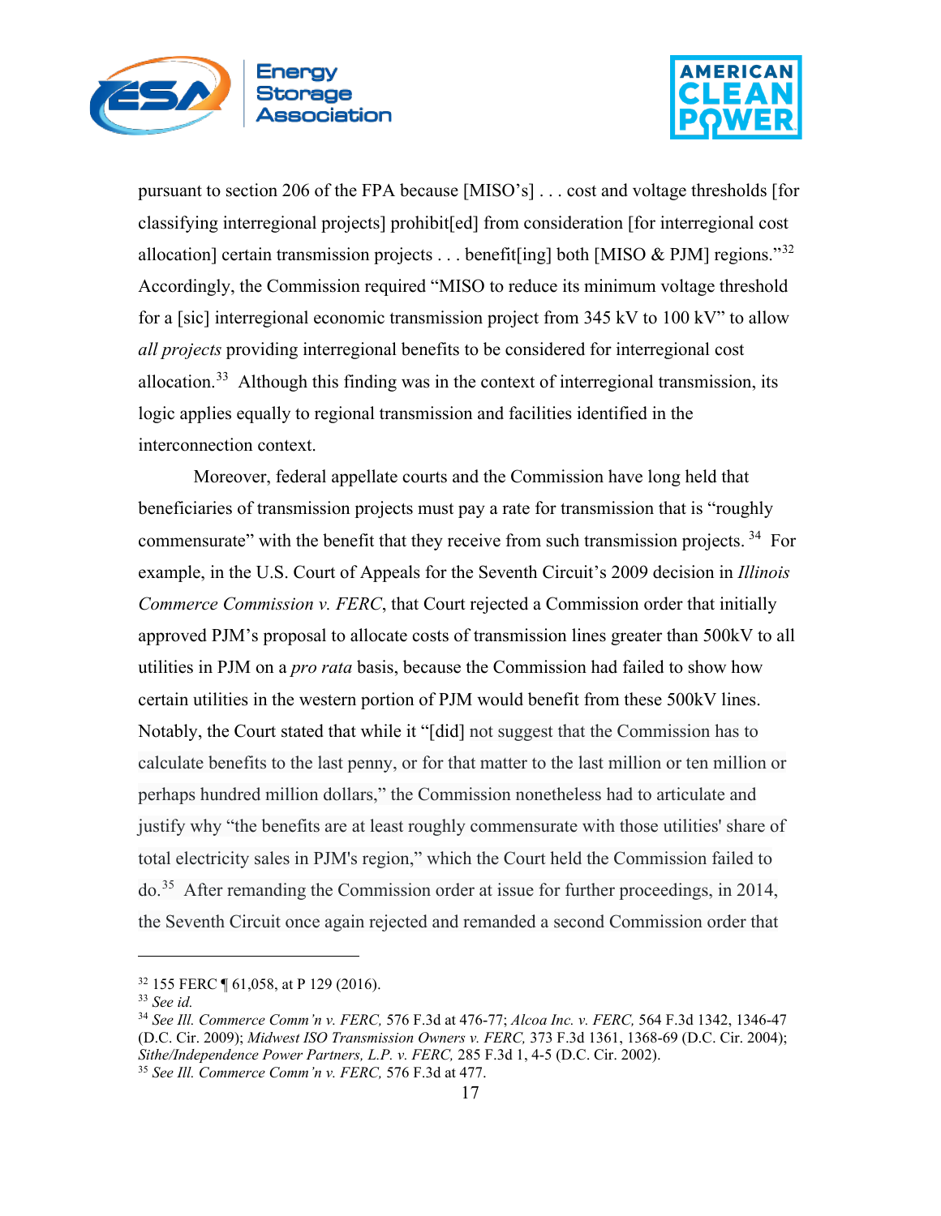pursuant to section 206 of the FPA because [MISO's] . . . cost and voltage thresholds [for classifying interregional projects] prohibit[ed] from consideration [for interregional cost allocation] certain transmission projects . . . benefit[ing] both [MISO & PJM] regions."[32] Accordingly, the Commission required "MISO to reduce its minimum voltage threshold for a [sic] interregional economic transmission project from 345 kV to 100 kV" to allow *all projects* providing interregional benefits to be considered for interregional cost allocation.[33] Although this finding was in the context of interregional transmission, its logic applies equally to regional transmission and facilities identified in the interconnection context.

Moreover, federal appellate courts and the Commission have long held that beneficiaries of transmission projects must pay a rate for transmission that is "roughly commensurate" with the benefit that they receive from such transmission projects.[34] For example, in the U.S. Court of Appeals for the Seventh Circuit's 2009 decision in *Illinois Commerce Commission v. FERC*, that Court rejected a Commission order that initially approved PJM's proposal to allocate costs of transmission lines greater than 500kV to all utilities in PJM on a *pro rata* basis, because the Commission had failed to show how certain utilities in the western portion of PJM would benefit from these 500kV lines. Notably, the Court stated that while it "[did] not suggest that the Commission has to calculate benefits to the last penny, or for that matter to the last million or ten million or perhaps hundred million dollars," the Commission nonetheless had to articulate and justify why "the benefits are at least roughly commensurate with those utilities' share of total electricity sales in PJM's region," which the Court held the Commission failed to do.[35] After remanding the Commission order at issue for further proceedings, in 2014, the Seventh Circuit once again rejected and remanded a second Commission order that

---

[32] 155 FERC ¶ 61,058, at P 129 (2016).

[33] *See id.*

[34] *See Ill. Commerce Comm'n v. FERC,* 576 F.3d at 476-77; *Alcoa Inc. v. FERC,* 564 F.3d 1342, 1346-47 (D.C. Cir. 2009); *Midwest ISO Transmission Owners v. FERC,* 373 F.3d 1361, 1368-69 (D.C. Cir. 2004); *Sithe/Independence Power Partners, L.P. v. FERC,* 285 F.3d 1, 4-5 (D.C. Cir. 2002).

[35] *See Ill. Commerce Comm'n v. FERC,* 576 F.3d at 477.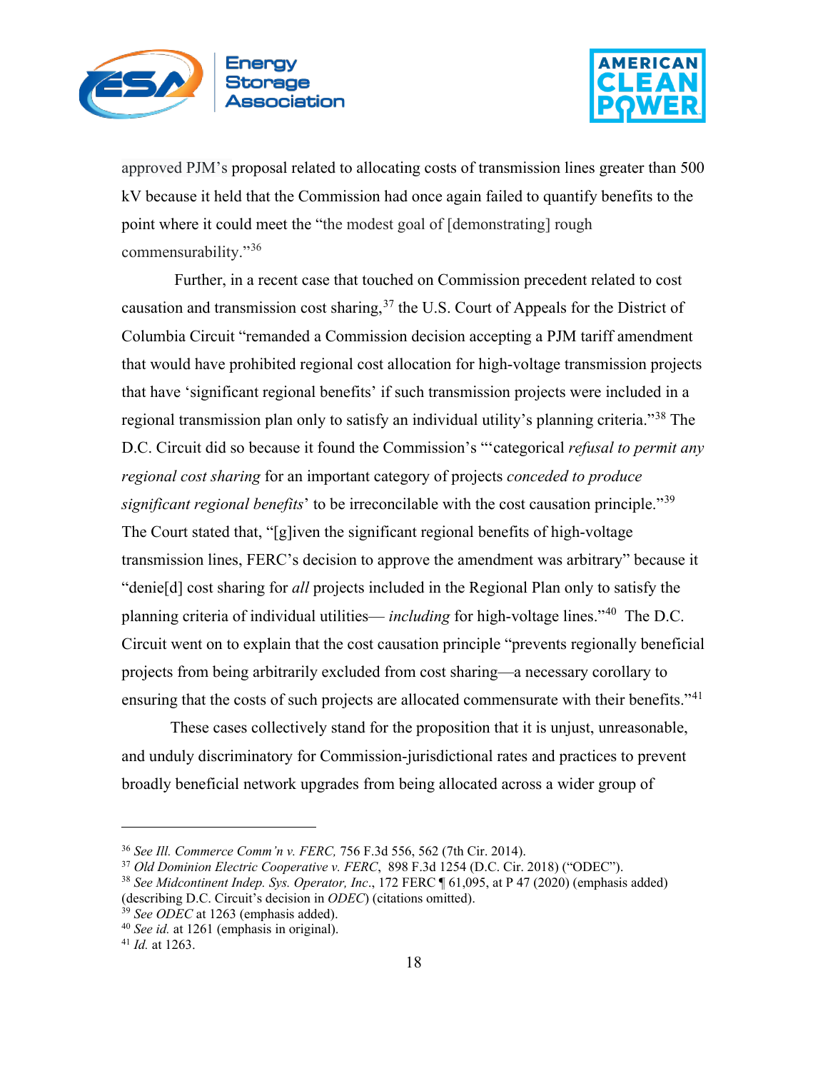approved PJM's proposal related to allocating costs of transmission lines greater than 500 kV because it held that the Commission had once again failed to quantify benefits to the point where it could meet the "the modest goal of [demonstrating] rough commensurability."[36]

Further, in a recent case that touched on Commission precedent related to cost causation and transmission cost sharing,[37] the U.S. Court of Appeals for the District of Columbia Circuit "remanded a Commission decision accepting a PJM tariff amendment that would have prohibited regional cost allocation for high-voltage transmission projects that have 'significant regional benefits' if such transmission projects were included in a regional transmission plan only to satisfy an individual utility's planning criteria."[38] The D.C. Circuit did so because it found the Commission's "'categorical *refusal to permit any regional cost sharing* for an important category of projects *conceded to produce significant regional benefits*' to be irreconcilable with the cost causation principle."[39] The Court stated that, "[g]iven the significant regional benefits of high-voltage transmission lines, FERC's decision to approve the amendment was arbitrary" because it "denie[d] cost sharing for *all* projects included in the Regional Plan only to satisfy the planning criteria of individual utilities— *including* for high-voltage lines."[40] The D.C. Circuit went on to explain that the cost causation principle "prevents regionally beneficial projects from being arbitrarily excluded from cost sharing—a necessary corollary to ensuring that the costs of such projects are allocated commensurate with their benefits."[41]

These cases collectively stand for the proposition that it is unjust, unreasonable, and unduly discriminatory for Commission-jurisdictional rates and practices to prevent broadly beneficial network upgrades from being allocated across a wider group of

---

[36] *See Ill. Commerce Comm'n v. FERC,* 756 F.3d 556, 562 (7th Cir. 2014).

[37] *Old Dominion Electric Cooperative v. FERC*, 898 F.3d 1254 (D.C. Cir. 2018) ("ODEC").

[38] *See Midcontinent Indep. Sys. Operator, Inc*., 172 FERC ¶ 61,095, at P 47 (2020) (emphasis added) (describing D.C. Circuit's decision in *ODEC*) (citations omitted).

[39] *See ODEC* at 1263 (emphasis added).

[40] *See id.* at 1261 (emphasis in original).

[41] *Id.* at 1263.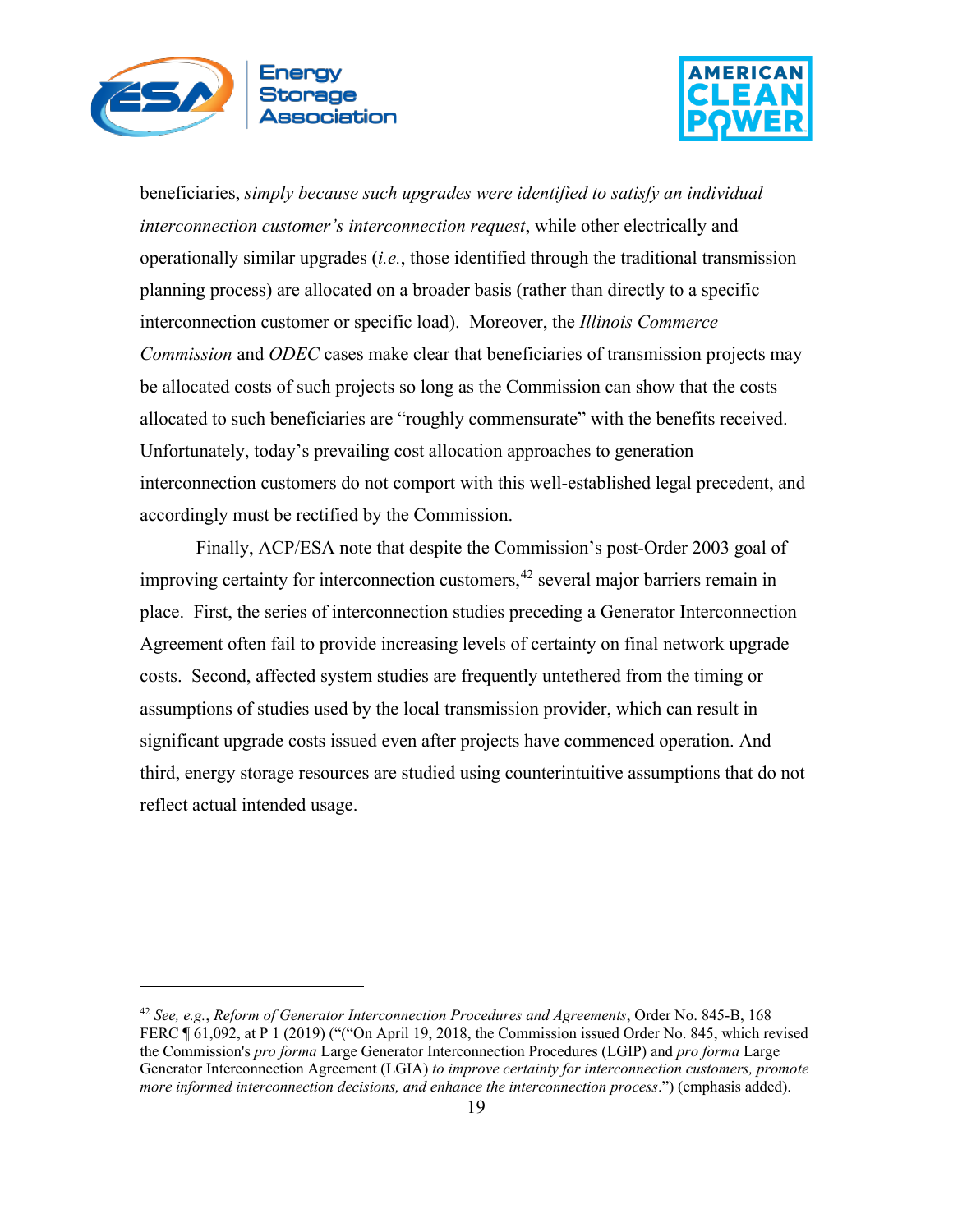beneficiaries, *simply because such upgrades were identified to satisfy an individual interconnection customer's interconnection request*, while other electrically and operationally similar upgrades (*i.e.*, those identified through the traditional transmission planning process) are allocated on a broader basis (rather than directly to a specific interconnection customer or specific load). Moreover, the *Illinois Commerce Commission* and *ODEC* cases make clear that beneficiaries of transmission projects may be allocated costs of such projects so long as the Commission can show that the costs allocated to such beneficiaries are "roughly commensurate" with the benefits received. Unfortunately, today's prevailing cost allocation approaches to generation interconnection customers do not comport with this well-established legal precedent, and accordingly must be rectified by the Commission.

Finally, ACP/ESA note that despite the Commission's post-Order 2003 goal of improving certainty for interconnection customers,[42] several major barriers remain in place. First, the series of interconnection studies preceding a Generator Interconnection Agreement often fail to provide increasing levels of certainty on final network upgrade costs. Second, affected system studies are frequently untethered from the timing or assumptions of studies used by the local transmission provider, which can result in significant upgrade costs issued even after projects have commenced operation. And third, energy storage resources are studied using counterintuitive assumptions that do not reflect actual intended usage.

---

[42] *See, e.g.*, *Reform of Generator Interconnection Procedures and Agreements*, Order No. 845-B, 168 FERC ¶ 61,092, at P 1 (2019) ("("On April 19, 2018, the Commission issued Order No. 845, which revised the Commission's *pro forma* Large Generator Interconnection Procedures (LGIP) and *pro forma* Large Generator Interconnection Agreement (LGIA) *to improve certainty for interconnection customers, promote more informed interconnection decisions, and enhance the interconnection process*.") (emphasis added).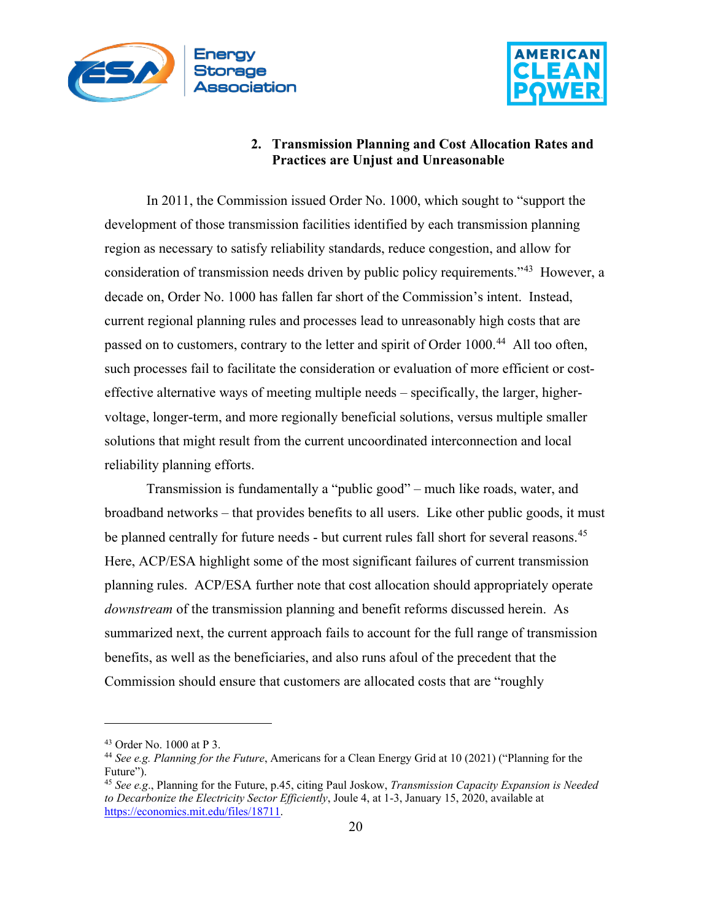### 2. Transmission Planning and Cost Allocation Rates and Practices are Unjust and Unreasonable

In 2011, the Commission issued Order No. 1000, which sought to "support the development of those transmission facilities identified by each transmission planning region as necessary to satisfy reliability standards, reduce congestion, and allow for consideration of transmission needs driven by public policy requirements."[43] However, a decade on, Order No. 1000 has fallen far short of the Commission's intent. Instead, current regional planning rules and processes lead to unreasonably high costs that are passed on to customers, contrary to the letter and spirit of Order 1000.[44] All too often, such processes fail to facilitate the consideration or evaluation of more efficient or cost-effective alternative ways of meeting multiple needs – specifically, the larger, higher-voltage, longer-term, and more regionally beneficial solutions, versus multiple smaller solutions that might result from the current uncoordinated interconnection and local reliability planning efforts.

Transmission is fundamentally a "public good" – much like roads, water, and broadband networks – that provides benefits to all users. Like other public goods, it must be planned centrally for future needs - but current rules fall short for several reasons.[45] Here, ACP/ESA highlight some of the most significant failures of current transmission planning rules. ACP/ESA further note that cost allocation should appropriately operate *downstream* of the transmission planning and benefit reforms discussed herein. As summarized next, the current approach fails to account for the full range of transmission benefits, as well as the beneficiaries, and also runs afoul of the precedent that the Commission should ensure that customers are allocated costs that are "roughly

---

[43] Order No. 1000 at P 3.

[44] *See e.g. Planning for the Future*, Americans for a Clean Energy Grid at 10 (2021) ("Planning for the Future").

[45] *See e.g.*, Planning for the Future, p.45, citing Paul Joskow, *Transmission Capacity Expansion is Needed to Decarbonize the Electricity Sector Efficiently*, Joule 4, at 1-3, January 15, 2020, available at https://economics.mit.edu/files/18711.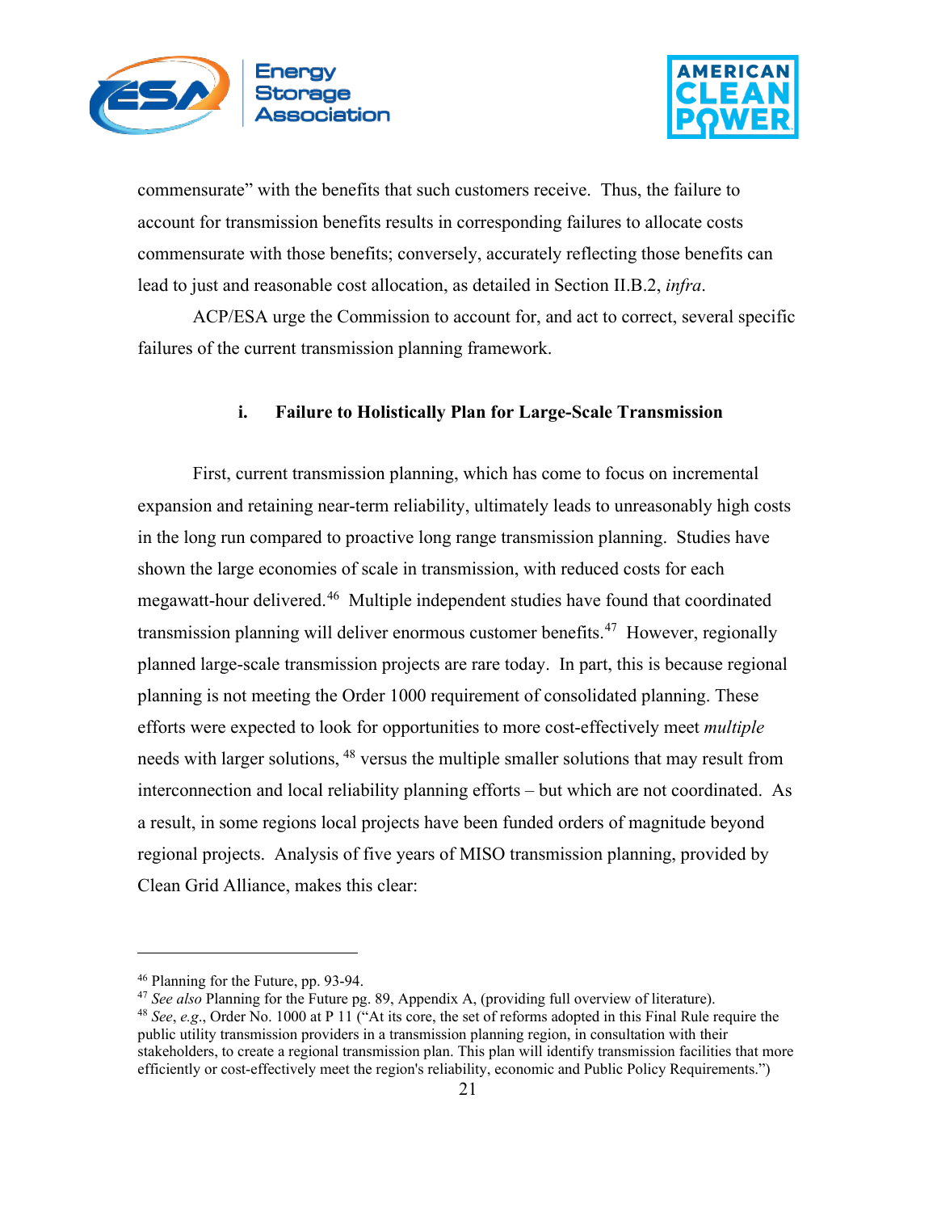commensurate" with the benefits that such customers receive. Thus, the failure to account for transmission benefits results in corresponding failures to allocate costs commensurate with those benefits; conversely, accurately reflecting those benefits can lead to just and reasonable cost allocation, as detailed in Section II.B.2, *infra*.

ACP/ESA urge the Commission to account for, and act to correct, several specific failures of the current transmission planning framework.

#### i. Failure to Holistically Plan for Large-Scale Transmission

First, current transmission planning, which has come to focus on incremental expansion and retaining near-term reliability, ultimately leads to unreasonably high costs in the long run compared to proactive long range transmission planning. Studies have shown the large economies of scale in transmission, with reduced costs for each megawatt-hour delivered.[46] Multiple independent studies have found that coordinated transmission planning will deliver enormous customer benefits.[47] However, regionally planned large-scale transmission projects are rare today. In part, this is because regional planning is not meeting the Order 1000 requirement of consolidated planning. These efforts were expected to look for opportunities to more cost-effectively meet *multiple* needs with larger solutions, [48] versus the multiple smaller solutions that may result from interconnection and local reliability planning efforts – but which are not coordinated. As a result, in some regions local projects have been funded orders of magnitude beyond regional projects. Analysis of five years of MISO transmission planning, provided by Clean Grid Alliance, makes this clear:

---

[46] Planning for the Future, pp. 93-94.

[47] *See also* Planning for the Future pg. 89, Appendix A, (providing full overview of literature).

[48] *See*, *e.g.*, Order No. 1000 at P 11 ("At its core, the set of reforms adopted in this Final Rule require the public utility transmission providers in a transmission planning region, in consultation with their stakeholders, to create a regional transmission plan. This plan will identify transmission facilities that more efficiently or cost-effectively meet the region's reliability, economic and Public Policy Requirements.")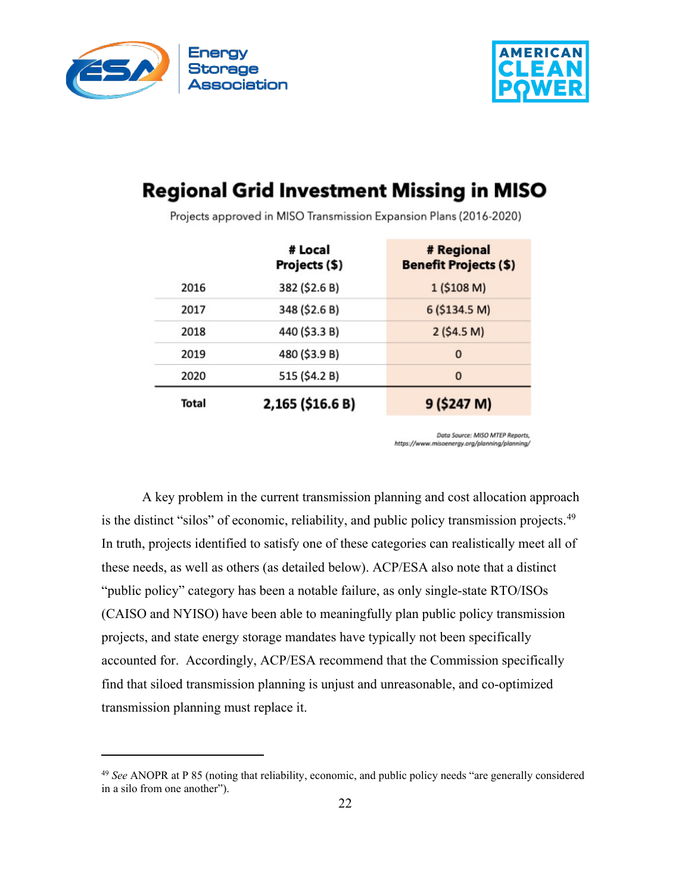## Regional Grid Investment Missing in MISO

Projects approved in MISO Transmission Expansion Plans (2016-2020)

| | # Local Projects ($) | # Regional Benefit Projects ($) |
|---|---|---|
| 2016 | 382 ($2.6 B) | 1 ($108 M) |
| 2017 | 348 ($2.6 B) | 6 ($134.5 M) |
| 2018 | 440 ($3.3 B) | 2 ($4.5 M) |
| 2019 | 480 ($3.9 B) | 0 |
| 2020 | 515 ($4.2 B) | 0 |
| **Total** | **2,165 ($16.6 B)** | **9 ($247 M)** |

*Data Source: MISO MTEP Reports, https://www.misoenergy.org/planning/planning/*

A key problem in the current transmission planning and cost allocation approach is the distinct "silos" of economic, reliability, and public policy transmission projects.[49] In truth, projects identified to satisfy one of these categories can realistically meet all of these needs, as well as others (as detailed below). ACP/ESA also note that a distinct "public policy" category has been a notable failure, as only single-state RTO/ISOs (CAISO and NYISO) have been able to meaningfully plan public policy transmission projects, and state energy storage mandates have typically not been specifically accounted for. Accordingly, ACP/ESA recommend that the Commission specifically find that siloed transmission planning is unjust and unreasonable, and co-optimized transmission planning must replace it.

[49] *See* ANOPR at P 85 (noting that reliability, economic, and public policy needs "are generally considered in a silo from one another").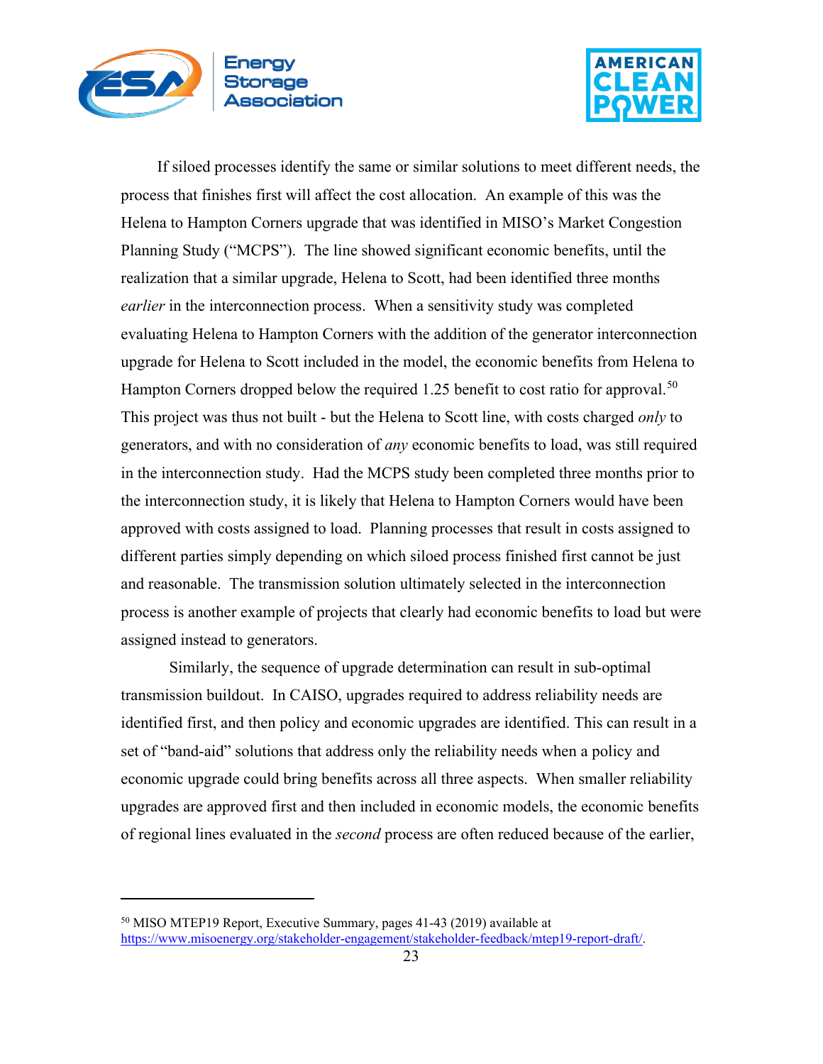If siloed processes identify the same or similar solutions to meet different needs, the process that finishes first will affect the cost allocation. An example of this was the Helena to Hampton Corners upgrade that was identified in MISO's Market Congestion Planning Study ("MCPS"). The line showed significant economic benefits, until the realization that a similar upgrade, Helena to Scott, had been identified three months *earlier* in the interconnection process. When a sensitivity study was completed evaluating Helena to Hampton Corners with the addition of the generator interconnection upgrade for Helena to Scott included in the model, the economic benefits from Helena to Hampton Corners dropped below the required 1.25 benefit to cost ratio for approval.[50] This project was thus not built - but the Helena to Scott line, with costs charged *only* to generators, and with no consideration of *any* economic benefits to load, was still required in the interconnection study. Had the MCPS study been completed three months prior to the interconnection study, it is likely that Helena to Hampton Corners would have been approved with costs assigned to load. Planning processes that result in costs assigned to different parties simply depending on which siloed process finished first cannot be just and reasonable. The transmission solution ultimately selected in the interconnection process is another example of projects that clearly had economic benefits to load but were assigned instead to generators.

Similarly, the sequence of upgrade determination can result in sub-optimal transmission buildout. In CAISO, upgrades required to address reliability needs are identified first, and then policy and economic upgrades are identified. This can result in a set of "band-aid" solutions that address only the reliability needs when a policy and economic upgrade could bring benefits across all three aspects. When smaller reliability upgrades are approved first and then included in economic models, the economic benefits of regional lines evaluated in the *second* process are often reduced because of the earlier,

---

[50] MISO MTEP19 Report, Executive Summary, pages 41-43 (2019) available at https://www.misoenergy.org/stakeholder-engagement/stakeholder-feedback/mtep19-report-draft/.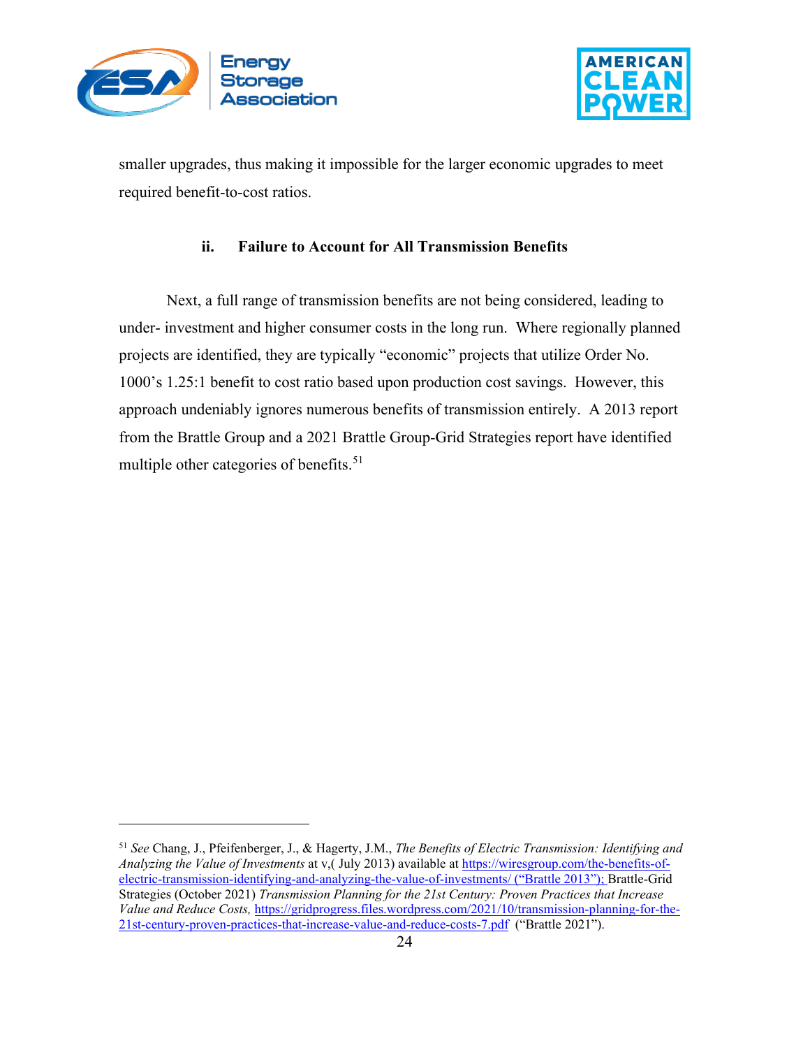smaller upgrades, thus making it impossible for the larger economic upgrades to meet required benefit-to-cost ratios.

### ii. Failure to Account for All Transmission Benefits

Next, a full range of transmission benefits are not being considered, leading to under- investment and higher consumer costs in the long run. Where regionally planned projects are identified, they are typically "economic" projects that utilize Order No. 1000's 1.25:1 benefit to cost ratio based upon production cost savings. However, this approach undeniably ignores numerous benefits of transmission entirely. A 2013 report from the Brattle Group and a 2021 Brattle Group-Grid Strategies report have identified multiple other categories of benefits.[51]

---

[51] *See* Chang, J., Pfeifenberger, J., & Hagerty, J.M., *The Benefits of Electric Transmission: Identifying and Analyzing the Value of Investments* at v,( July 2013) available at https://wiresgroup.com/the-benefits-of-electric-transmission-identifying-and-analyzing-the-value-of-investments/ ("Brattle 2013"); Brattle-Grid Strategies (October 2021) *Transmission Planning for the 21st Century: Proven Practices that Increase Value and Reduce Costs,* https://gridprogress.files.wordpress.com/2021/10/transmission-planning-for-the-21st-century-proven-practices-that-increase-value-and-reduce-costs-7.pdf ("Brattle 2021").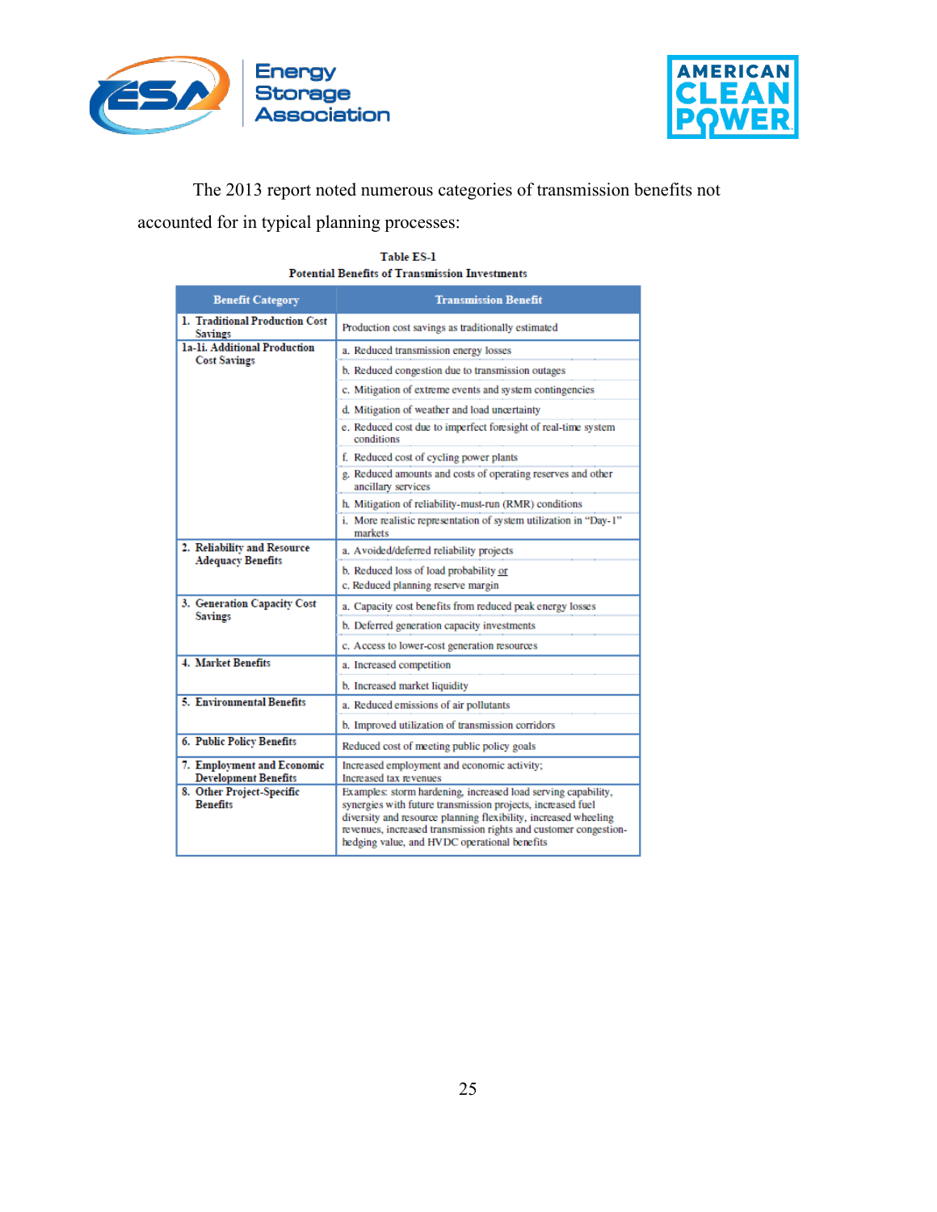The 2013 report noted numerous categories of transmission benefits not accounted for in typical planning processes:

**Table ES-1**
**Potential Benefits of Transmission Investments**

| Benefit Category | Transmission Benefit |
|---|---|
| 1. Traditional Production Cost Savings | Production cost savings as traditionally estimated |
| 1a-1i. Additional Production Cost Savings | a. Reduced transmission energy losses |
| | b. Reduced congestion due to transmission outages |
| | c. Mitigation of extreme events and system contingencies |
| | d. Mitigation of weather and load uncertainty |
| | e. Reduced cost due to imperfect foresight of real-time system conditions |
| | f. Reduced cost of cycling power plants |
| | g. Reduced amounts and costs of operating reserves and other ancillary services |
| | h. Mitigation of reliability-must-run (RMR) conditions |
| | i. More realistic representation of system utilization in "Day-1" markets |
| 2. Reliability and Resource Adequacy Benefits | a. Avoided/deferred reliability projects |
| | b. Reduced loss of load probability or c. Reduced planning reserve margin |
| 3. Generation Capacity Cost Savings | a. Capacity cost benefits from reduced peak energy losses |
| | b. Deferred generation capacity investments |
| | c. Access to lower-cost generation resources |
| 4. Market Benefits | a. Increased competition |
| | b. Increased market liquidity |
| 5. Environmental Benefits | a. Reduced emissions of air pollutants |
| | b. Improved utilization of transmission corridors |
| 6. Public Policy Benefits | Reduced cost of meeting public policy goals |
| 7. Employment and Economic Development Benefits | Increased employment and economic activity; Increased tax revenues |
| 8. Other Project-Specific Benefits | Examples: storm hardening, increased load serving capability, synergies with future transmission projects, increased fuel diversity and resource planning flexibility, increased wheeling revenues, increased transmission rights and customer congestion-hedging value, and HVDC operational benefits |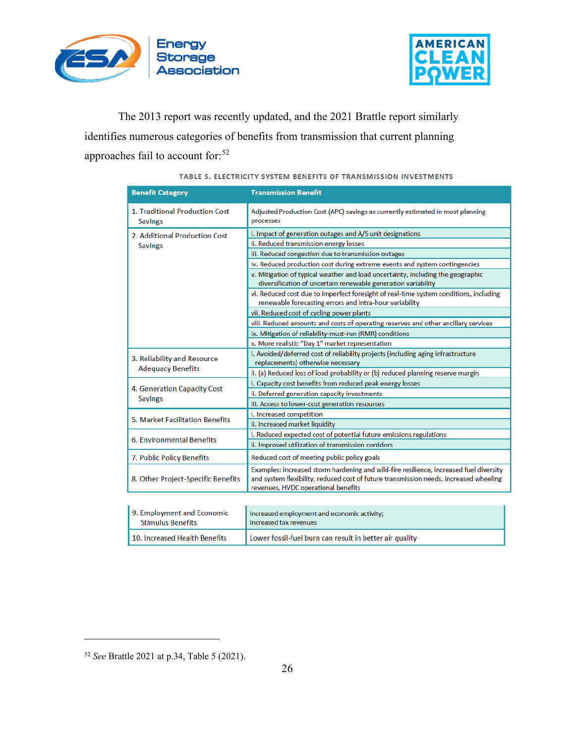The 2013 report was recently updated, and the 2021 Brattle report similarly identifies numerous categories of benefits from transmission that current planning approaches fail to account for:[52]

TABLE 5. ELECTRICITY SYSTEM BENEFITS OF TRANSMISSION INVESTMENTS

| Benefit Category | Transmission Benefit |
|---|---|
| 1. Traditional Production Cost Savings | Adjusted Production Cost (APC) savings as currently estimated in most planning processes |
| 2. Additional Production Cost Savings | i. Impact of generation outages and A/S unit designations |
| | ii. Reduced transmission energy losses |
| | iii. Reduced congestion due to transmission outages |
| | iv. Reduced production cost during extreme events and system contingencies |
| | v. Mitigation of typical weather and load uncertainty, including the geographic diversification of uncertain renewable generation variability |
| | vi. Reduced cost due to imperfect foresight of real-time system conditions, including renewable forecasting errors and intra-hour variability |
| | vii. Reduced cost of cycling power plants |
| | viii. Reduced amounts and costs of operating reserves and other ancillary services |
| | ix. Mitigation of reliability-must-run (RMR) conditions |
| | x. More realistic "Day 1" market representation |
| 3. Reliability and Resource Adequacy Benefits | i. Avoided/deferred cost of reliability projects (including aging infrastructure replacements) otherwise necessary |
| | ii. (a) Reduced loss of load probability or (b) reduced planning reserve margin |
| 4. Generation Capacity Cost Savings | i. Capacity cost benefits from reduced peak energy losses |
| | ii. Deferred generation capacity investments |
| | iii. Access to lower-cost generation resources |
| 5. Market Facilitation Benefits | i. Increased competition |
| | ii. Increased market liquidity |
| 6. Environmental Benefits | i. Reduced expected cost of potential future emissions regulations |
| | ii. Improved utilization of transmission corridors |
| 7. Public Policy Benefits | Reduced cost of meeting public policy goals |
| 8. Other Project-Specific Benefits | Examples: increased storm hardening and wild-fire resilience, increased fuel diversity and system flexibility, reduced cost of future transmission needs, increased wheeling revenues, HVDC operational benefits |
| 9. Employment and Economic Stimulus Benefits | Increased employment and economic activity; Increased tax revenues |
| 10. Increased Health Benefits | Lower fossil-fuel burn can result in better air quality |

[52] *See* Brattle 2021 at p.34, Table 5 (2021).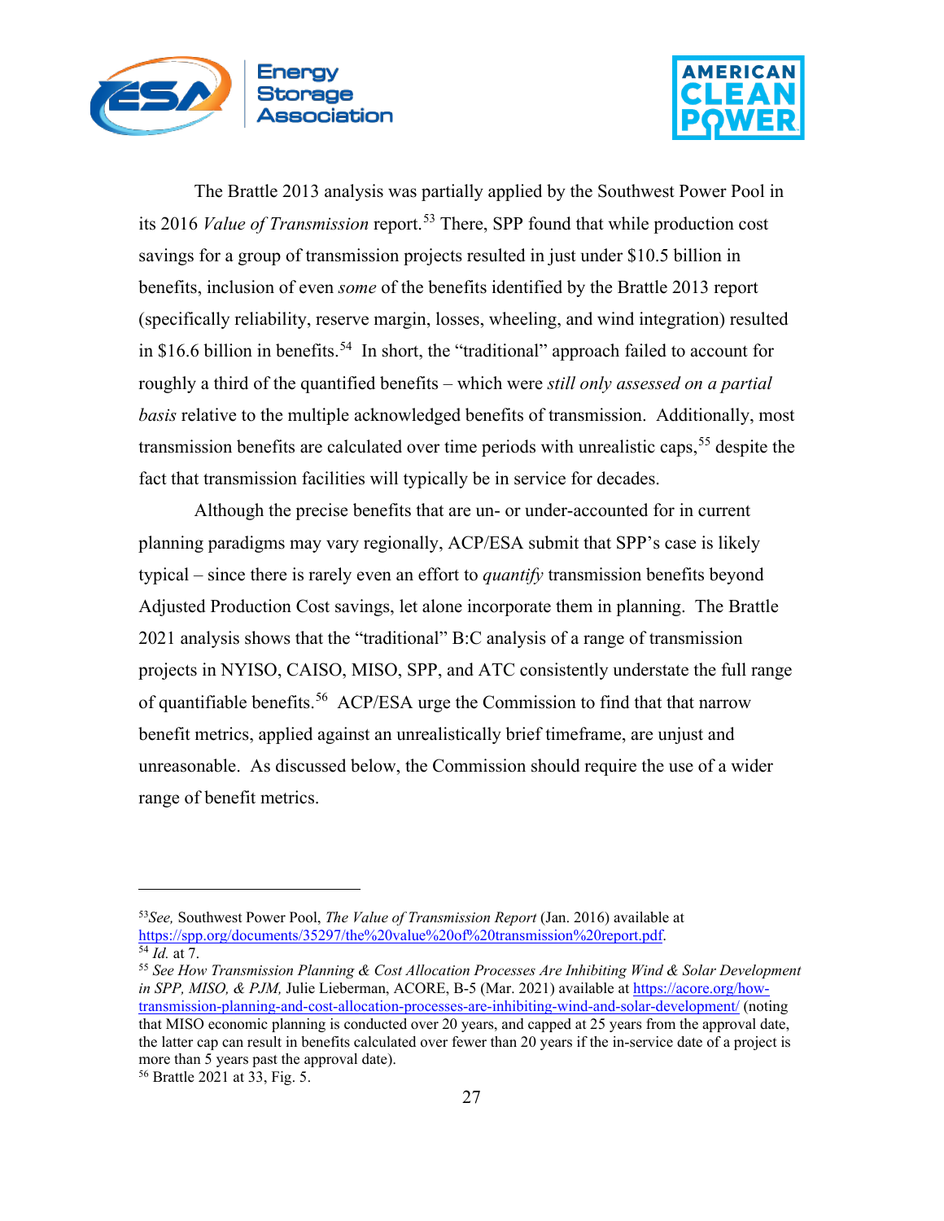The Brattle 2013 analysis was partially applied by the Southwest Power Pool in its 2016 *Value of Transmission* report.[53] There, SPP found that while production cost savings for a group of transmission projects resulted in just under $10.5 billion in benefits, inclusion of even *some* of the benefits identified by the Brattle 2013 report (specifically reliability, reserve margin, losses, wheeling, and wind integration) resulted in $16.6 billion in benefits.[54] In short, the "traditional" approach failed to account for roughly a third of the quantified benefits – which were *still only assessed on a partial basis* relative to the multiple acknowledged benefits of transmission. Additionally, most transmission benefits are calculated over time periods with unrealistic caps,[55] despite the fact that transmission facilities will typically be in service for decades.

Although the precise benefits that are un- or under-accounted for in current planning paradigms may vary regionally, ACP/ESA submit that SPP's case is likely typical – since there is rarely even an effort to *quantify* transmission benefits beyond Adjusted Production Cost savings, let alone incorporate them in planning. The Brattle 2021 analysis shows that the "traditional" B:C analysis of a range of transmission projects in NYISO, CAISO, MISO, SPP, and ATC consistently understate the full range of quantifiable benefits.[56] ACP/ESA urge the Commission to find that that narrow benefit metrics, applied against an unrealistically brief timeframe, are unjust and unreasonable. As discussed below, the Commission should require the use of a wider range of benefit metrics.

---

[53] *See,* Southwest Power Pool, *The Value of Transmission Report* (Jan. 2016) available at https://spp.org/documents/35297/the%20value%20of%20transmission%20report.pdf.

[54] *Id.* at 7.

[55] *See How Transmission Planning & Cost Allocation Processes Are Inhibiting Wind & Solar Development in SPP, MISO, & PJM,* Julie Lieberman, ACORE, B-5 (Mar. 2021) available at https://acore.org/how-transmission-planning-and-cost-allocation-processes-are-inhibiting-wind-and-solar-development/ (noting that MISO economic planning is conducted over 20 years, and capped at 25 years from the approval date, the latter cap can result in benefits calculated over fewer than 20 years if the in-service date of a project is more than 5 years past the approval date).

[56] Brattle 2021 at 33, Fig. 5.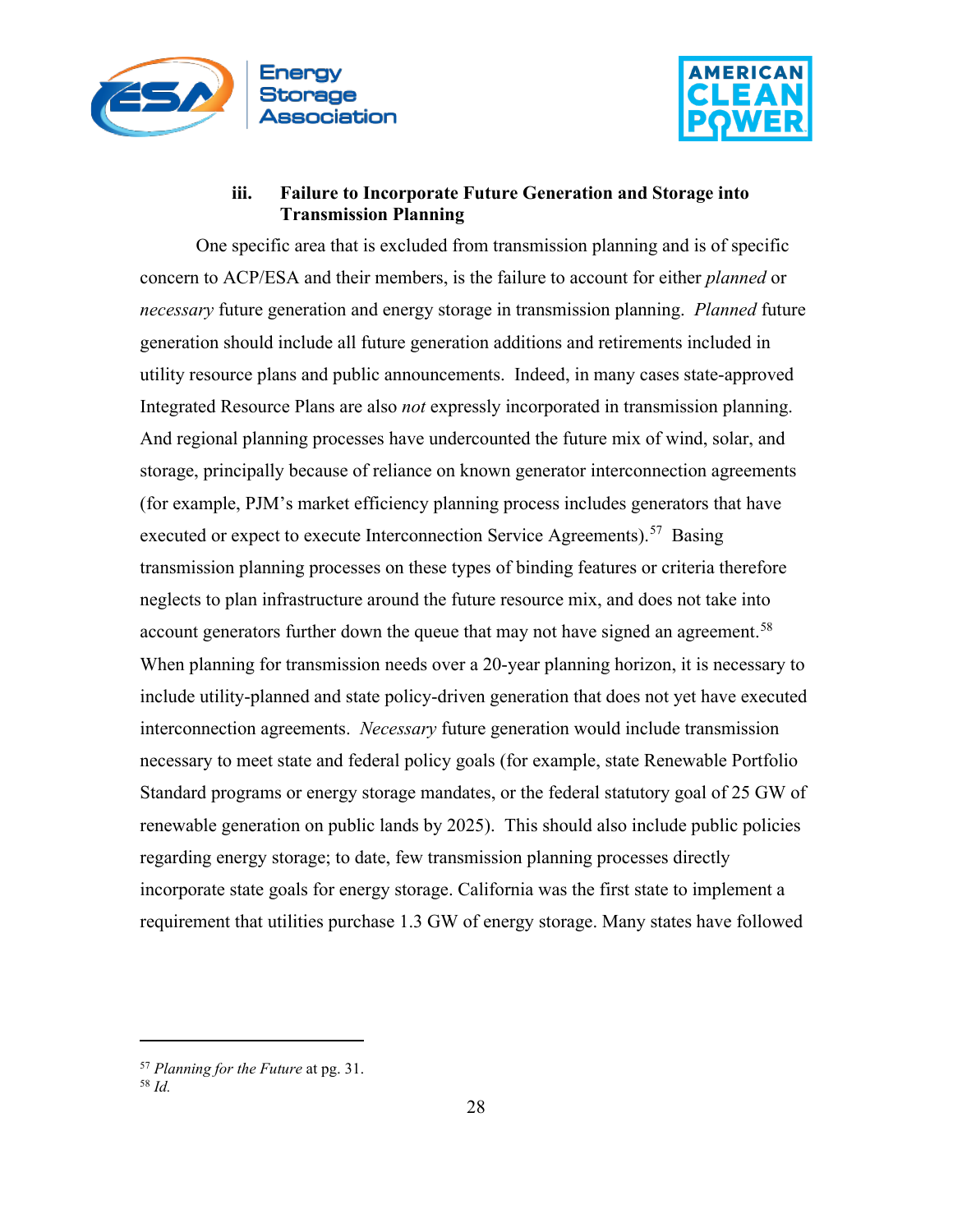### iii. Failure to Incorporate Future Generation and Storage into Transmission Planning

One specific area that is excluded from transmission planning and is of specific concern to ACP/ESA and their members, is the failure to account for either *planned* or *necessary* future generation and energy storage in transmission planning. *Planned* future generation should include all future generation additions and retirements included in utility resource plans and public announcements. Indeed, in many cases state-approved Integrated Resource Plans are also *not* expressly incorporated in transmission planning. And regional planning processes have undercounted the future mix of wind, solar, and storage, principally because of reliance on known generator interconnection agreements (for example, PJM's market efficiency planning process includes generators that have executed or expect to execute Interconnection Service Agreements).[57] Basing transmission planning processes on these types of binding features or criteria therefore neglects to plan infrastructure around the future resource mix, and does not take into account generators further down the queue that may not have signed an agreement.[58] When planning for transmission needs over a 20-year planning horizon, it is necessary to include utility-planned and state policy-driven generation that does not yet have executed interconnection agreements. *Necessary* future generation would include transmission necessary to meet state and federal policy goals (for example, state Renewable Portfolio Standard programs or energy storage mandates, or the federal statutory goal of 25 GW of renewable generation on public lands by 2025). This should also include public policies regarding energy storage; to date, few transmission planning processes directly incorporate state goals for energy storage. California was the first state to implement a requirement that utilities purchase 1.3 GW of energy storage. Many states have followed

---

[57] *Planning for the Future* at pg. 31.

[58] *Id.*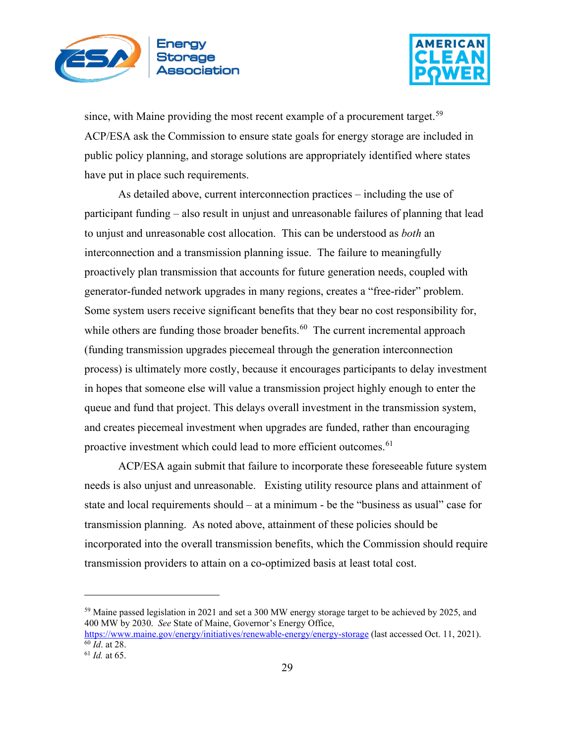since, with Maine providing the most recent example of a procurement target.[59] ACP/ESA ask the Commission to ensure state goals for energy storage are included in public policy planning, and storage solutions are appropriately identified where states have put in place such requirements.

As detailed above, current interconnection practices – including the use of participant funding – also result in unjust and unreasonable failures of planning that lead to unjust and unreasonable cost allocation. This can be understood as *both* an interconnection and a transmission planning issue. The failure to meaningfully proactively plan transmission that accounts for future generation needs, coupled with generator-funded network upgrades in many regions, creates a "free-rider" problem. Some system users receive significant benefits that they bear no cost responsibility for, while others are funding those broader benefits.[60] The current incremental approach (funding transmission upgrades piecemeal through the generation interconnection process) is ultimately more costly, because it encourages participants to delay investment in hopes that someone else will value a transmission project highly enough to enter the queue and fund that project. This delays overall investment in the transmission system, and creates piecemeal investment when upgrades are funded, rather than encouraging proactive investment which could lead to more efficient outcomes.[61]

ACP/ESA again submit that failure to incorporate these foreseeable future system needs is also unjust and unreasonable. Existing utility resource plans and attainment of state and local requirements should – at a minimum - be the "business as usual" case for transmission planning. As noted above, attainment of these policies should be incorporated into the overall transmission benefits, which the Commission should require transmission providers to attain on a co-optimized basis at least total cost.

---

[59] Maine passed legislation in 2021 and set a 300 MW energy storage target to be achieved by 2025, and 400 MW by 2030. *See* State of Maine, Governor's Energy Office, https://www.maine.gov/energy/initiatives/renewable-energy/energy-storage (last accessed Oct. 11, 2021).

[60] *Id*. at 28.

[61] *Id.* at 65.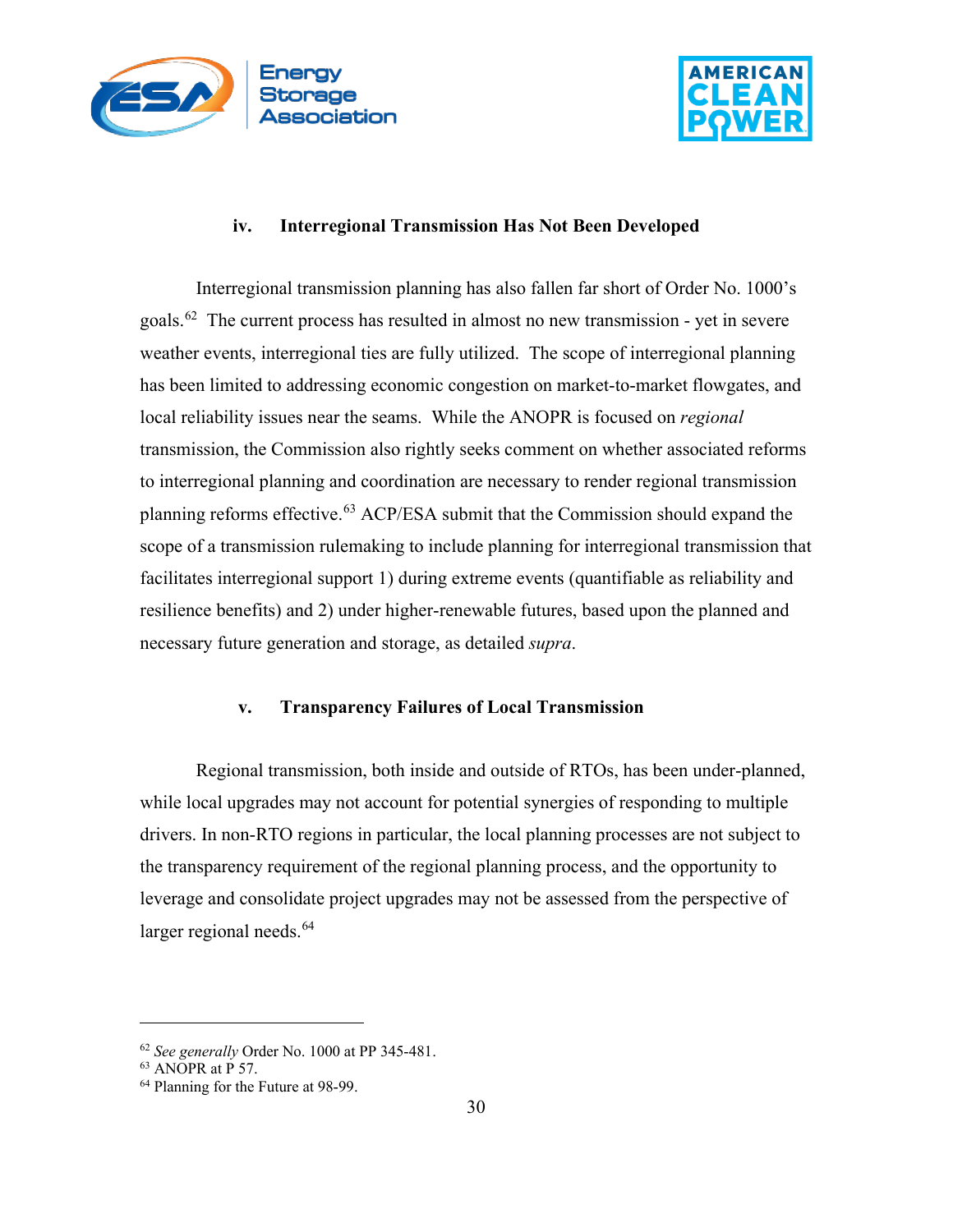#### iv. Interregional Transmission Has Not Been Developed

Interregional transmission planning has also fallen far short of Order No. 1000's goals.[62] The current process has resulted in almost no new transmission - yet in severe weather events, interregional ties are fully utilized. The scope of interregional planning has been limited to addressing economic congestion on market-to-market flowgates, and local reliability issues near the seams. While the ANOPR is focused on *regional* transmission, the Commission also rightly seeks comment on whether associated reforms to interregional planning and coordination are necessary to render regional transmission planning reforms effective.[63] ACP/ESA submit that the Commission should expand the scope of a transmission rulemaking to include planning for interregional transmission that facilitates interregional support 1) during extreme events (quantifiable as reliability and resilience benefits) and 2) under higher-renewable futures, based upon the planned and necessary future generation and storage, as detailed *supra*.

#### v. Transparency Failures of Local Transmission

Regional transmission, both inside and outside of RTOs, has been under-planned, while local upgrades may not account for potential synergies of responding to multiple drivers. In non-RTO regions in particular, the local planning processes are not subject to the transparency requirement of the regional planning process, and the opportunity to leverage and consolidate project upgrades may not be assessed from the perspective of larger regional needs.[64]

---

[62] *See generally* Order No. 1000 at PP 345-481.

[63] ANOPR at P 57.

[64] Planning for the Future at 98-99.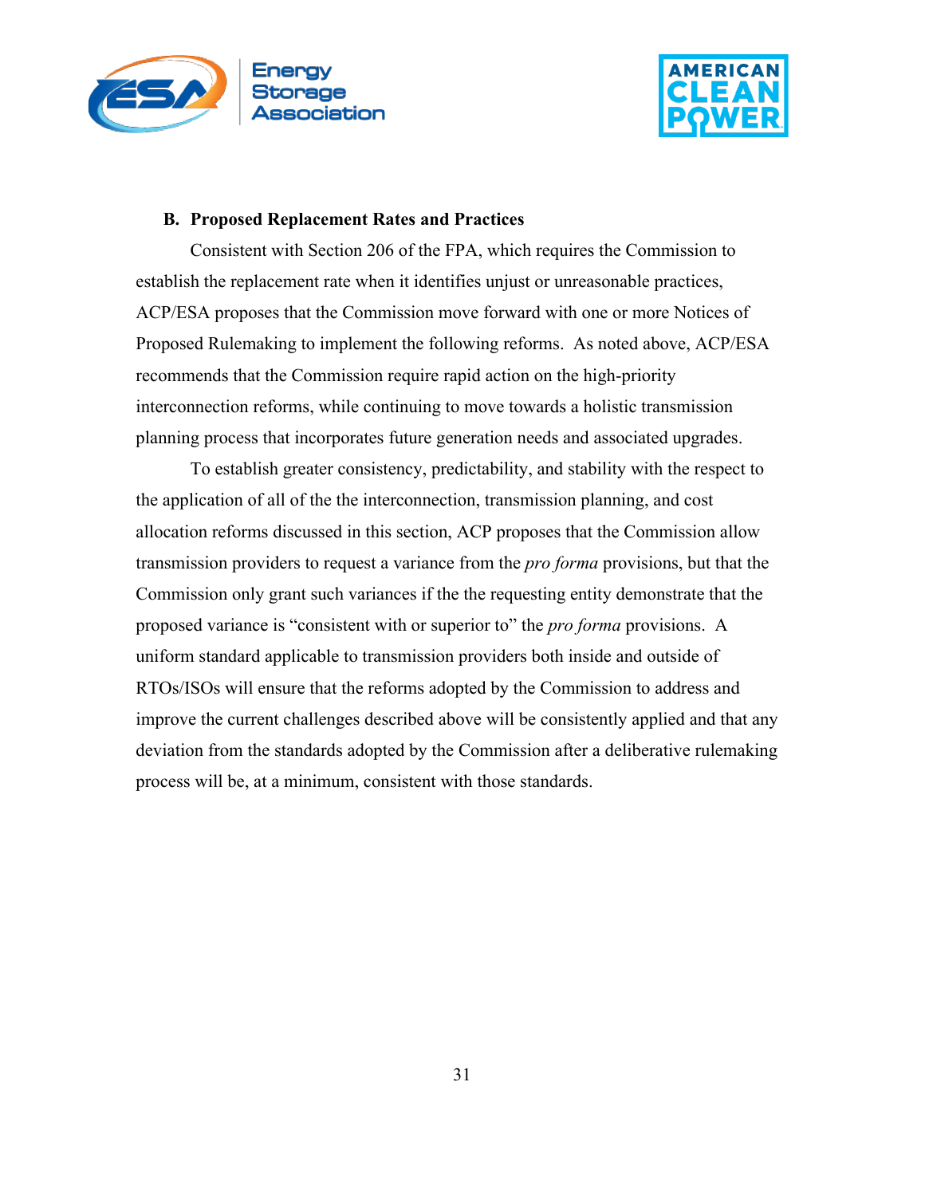### B. Proposed Replacement Rates and Practices

Consistent with Section 206 of the FPA, which requires the Commission to establish the replacement rate when it identifies unjust or unreasonable practices, ACP/ESA proposes that the Commission move forward with one or more Notices of Proposed Rulemaking to implement the following reforms. As noted above, ACP/ESA recommends that the Commission require rapid action on the high-priority interconnection reforms, while continuing to move towards a holistic transmission planning process that incorporates future generation needs and associated upgrades.

To establish greater consistency, predictability, and stability with the respect to the application of all of the the interconnection, transmission planning, and cost allocation reforms discussed in this section, ACP proposes that the Commission allow transmission providers to request a variance from the *pro forma* provisions, but that the Commission only grant such variances if the the requesting entity demonstrate that the proposed variance is "consistent with or superior to" the *pro forma* provisions. A uniform standard applicable to transmission providers both inside and outside of RTOs/ISOs will ensure that the reforms adopted by the Commission to address and improve the current challenges described above will be consistently applied and that any deviation from the standards adopted by the Commission after a deliberative rulemaking process will be, at a minimum, consistent with those standards.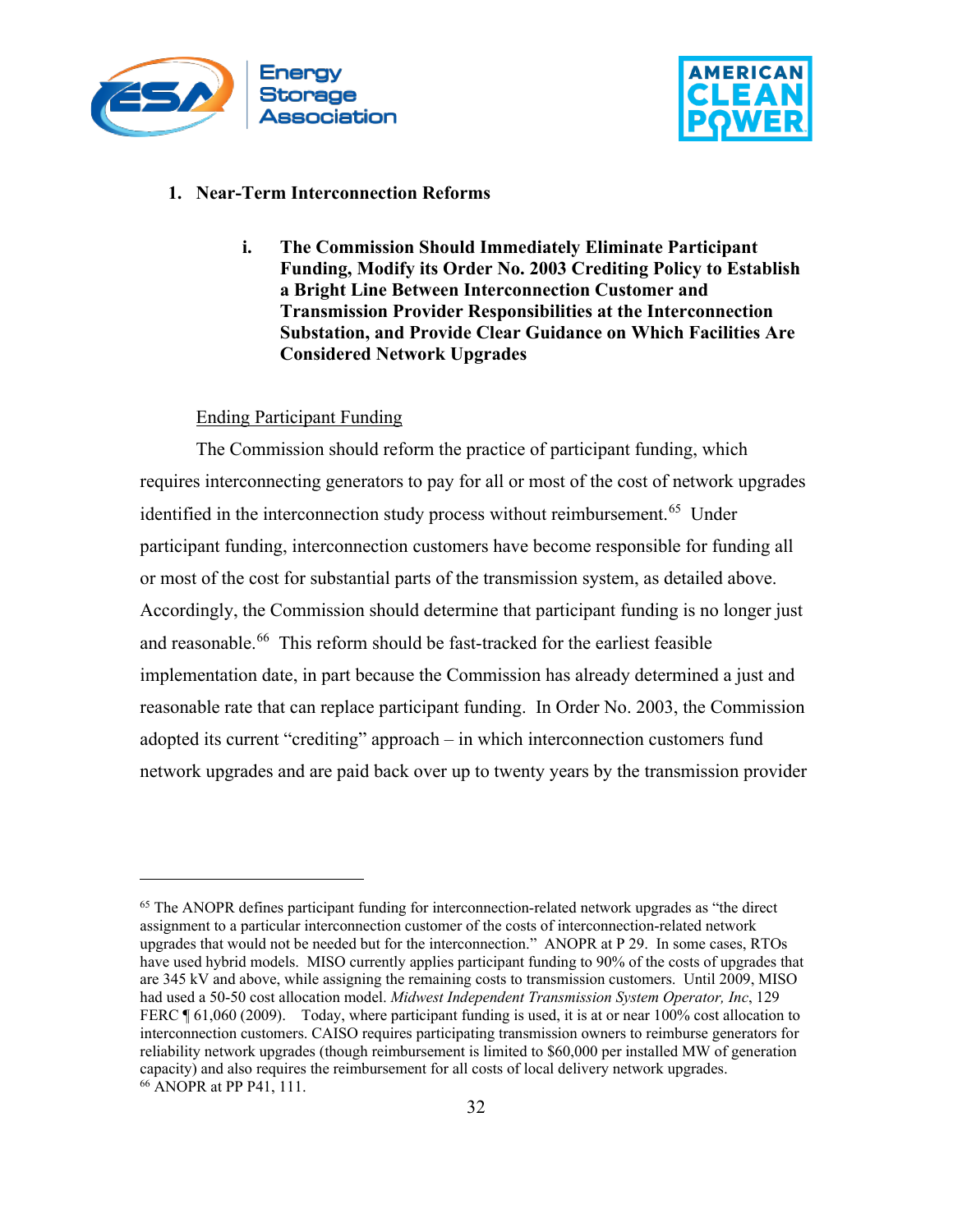## 1. Near-Term Interconnection Reforms

### i. The Commission Should Immediately Eliminate Participant Funding, Modify its Order No. 2003 Crediting Policy to Establish a Bright Line Between Interconnection Customer and Transmission Provider Responsibilities at the Interconnection Substation, and Provide Clear Guidance on Which Facilities Are Considered Network Upgrades

Ending Participant Funding

The Commission should reform the practice of participant funding, which requires interconnecting generators to pay for all or most of the cost of network upgrades identified in the interconnection study process without reimbursement.[65] Under participant funding, interconnection customers have become responsible for funding all or most of the cost for substantial parts of the transmission system, as detailed above. Accordingly, the Commission should determine that participant funding is no longer just and reasonable.[66] This reform should be fast-tracked for the earliest feasible implementation date, in part because the Commission has already determined a just and reasonable rate that can replace participant funding. In Order No. 2003, the Commission adopted its current "crediting" approach – in which interconnection customers fund network upgrades and are paid back over up to twenty years by the transmission provider

---

[65] The ANOPR defines participant funding for interconnection-related network upgrades as "the direct assignment to a particular interconnection customer of the costs of interconnection-related network upgrades that would not be needed but for the interconnection." ANOPR at P 29. In some cases, RTOs have used hybrid models. MISO currently applies participant funding to 90% of the costs of upgrades that are 345 kV and above, while assigning the remaining costs to transmission customers. Until 2009, MISO had used a 50-50 cost allocation model. *Midwest Independent Transmission System Operator, Inc*, 129 FERC ¶ 61,060 (2009). Today, where participant funding is used, it is at or near 100% cost allocation to interconnection customers. CAISO requires participating transmission owners to reimburse generators for reliability network upgrades (though reimbursement is limited to $60,000 per installed MW of generation capacity) and also requires the reimbursement for all costs of local delivery network upgrades.

[66] ANOPR at PP P41, 111.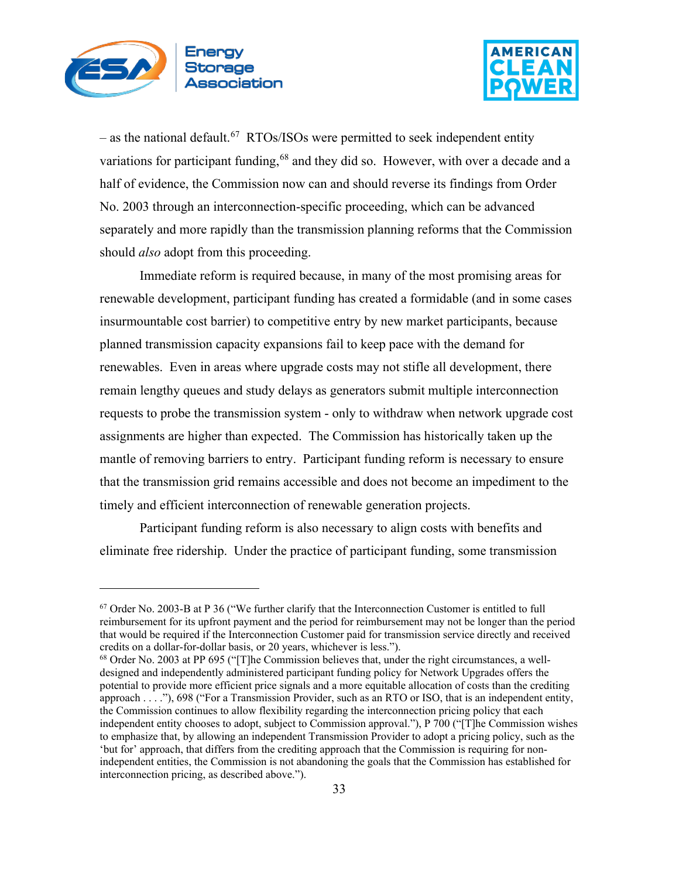– as the national default.[67] RTOs/ISOs were permitted to seek independent entity variations for participant funding,[68] and they did so. However, with over a decade and a half of evidence, the Commission now can and should reverse its findings from Order No. 2003 through an interconnection-specific proceeding, which can be advanced separately and more rapidly than the transmission planning reforms that the Commission should *also* adopt from this proceeding.

Immediate reform is required because, in many of the most promising areas for renewable development, participant funding has created a formidable (and in some cases insurmountable cost barrier) to competitive entry by new market participants, because planned transmission capacity expansions fail to keep pace with the demand for renewables. Even in areas where upgrade costs may not stifle all development, there remain lengthy queues and study delays as generators submit multiple interconnection requests to probe the transmission system - only to withdraw when network upgrade cost assignments are higher than expected. The Commission has historically taken up the mantle of removing barriers to entry. Participant funding reform is necessary to ensure that the transmission grid remains accessible and does not become an impediment to the timely and efficient interconnection of renewable generation projects.

Participant funding reform is also necessary to align costs with benefits and eliminate free ridership. Under the practice of participant funding, some transmission

---

[67] Order No. 2003-B at P 36 ("We further clarify that the Interconnection Customer is entitled to full reimbursement for its upfront payment and the period for reimbursement may not be longer than the period that would be required if the Interconnection Customer paid for transmission service directly and received credits on a dollar-for-dollar basis, or 20 years, whichever is less.").

[68] Order No. 2003 at PP 695 ("[T]he Commission believes that, under the right circumstances, a well-designed and independently administered participant funding policy for Network Upgrades offers the potential to provide more efficient price signals and a more equitable allocation of costs than the crediting approach . . . ."), 698 ("For a Transmission Provider, such as an RTO or ISO, that is an independent entity, the Commission continues to allow flexibility regarding the interconnection pricing policy that each independent entity chooses to adopt, subject to Commission approval."), P 700 ("[T]he Commission wishes to emphasize that, by allowing an independent Transmission Provider to adopt a pricing policy, such as the 'but for' approach, that differs from the crediting approach that the Commission is requiring for non-independent entities, the Commission is not abandoning the goals that the Commission has established for interconnection pricing, as described above.").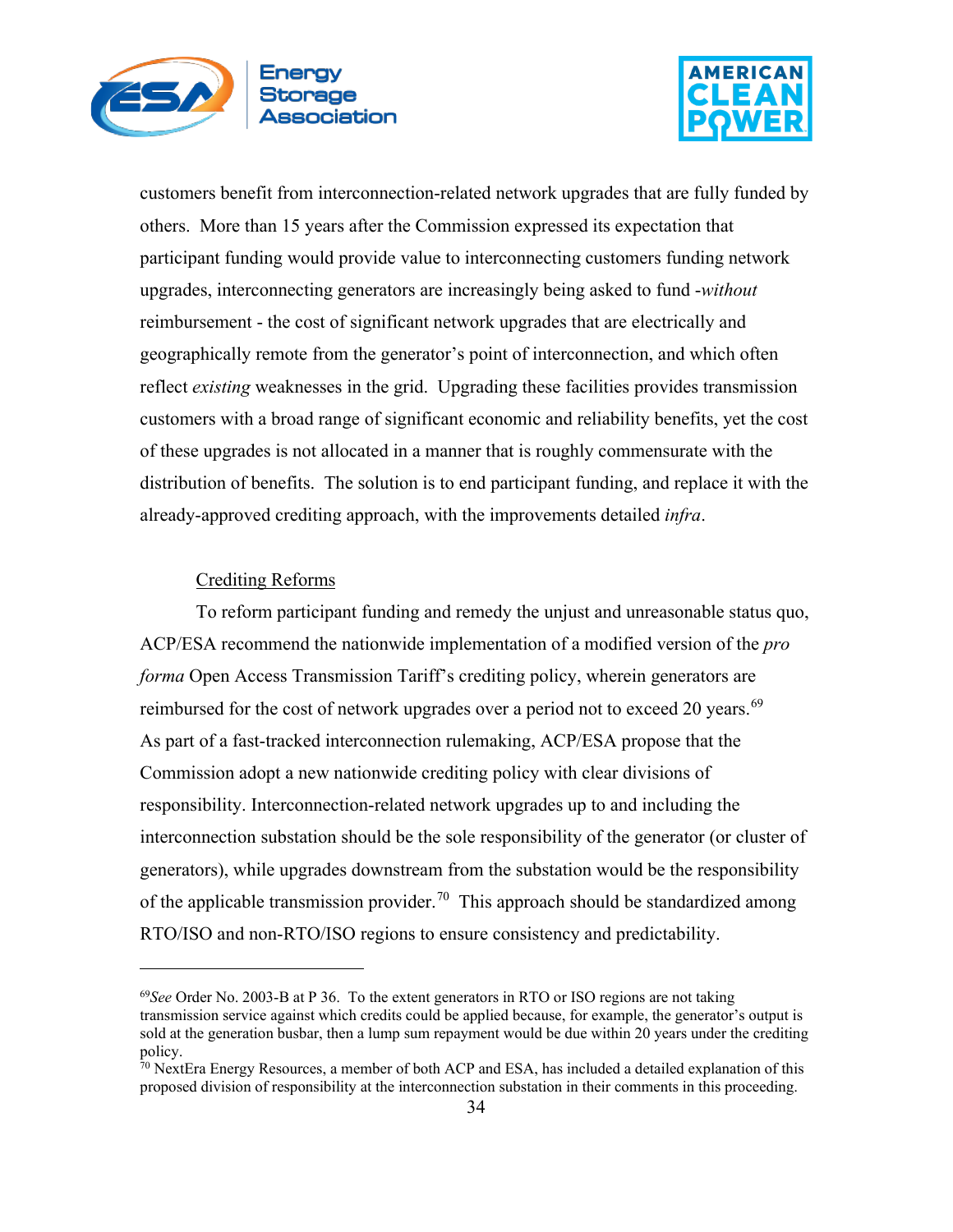customers benefit from interconnection-related network upgrades that are fully funded by others. More than 15 years after the Commission expressed its expectation that participant funding would provide value to interconnecting customers funding network upgrades, interconnecting generators are increasingly being asked to fund -*without* reimbursement - the cost of significant network upgrades that are electrically and geographically remote from the generator's point of interconnection, and which often reflect *existing* weaknesses in the grid. Upgrading these facilities provides transmission customers with a broad range of significant economic and reliability benefits, yet the cost of these upgrades is not allocated in a manner that is roughly commensurate with the distribution of benefits. The solution is to end participant funding, and replace it with the already-approved crediting approach, with the improvements detailed *infra*.

Crediting Reforms

To reform participant funding and remedy the unjust and unreasonable status quo, ACP/ESA recommend the nationwide implementation of a modified version of the *pro forma* Open Access Transmission Tariff's crediting policy, wherein generators are reimbursed for the cost of network upgrades over a period not to exceed 20 years.[69] As part of a fast-tracked interconnection rulemaking, ACP/ESA propose that the Commission adopt a new nationwide crediting policy with clear divisions of responsibility. Interconnection-related network upgrades up to and including the interconnection substation should be the sole responsibility of the generator (or cluster of generators), while upgrades downstream from the substation would be the responsibility of the applicable transmission provider.[70] This approach should be standardized among RTO/ISO and non-RTO/ISO regions to ensure consistency and predictability.

---

[69] *See* Order No. 2003-B at P 36. To the extent generators in RTO or ISO regions are not taking transmission service against which credits could be applied because, for example, the generator's output is sold at the generation busbar, then a lump sum repayment would be due within 20 years under the crediting policy.

[70] NextEra Energy Resources, a member of both ACP and ESA, has included a detailed explanation of this proposed division of responsibility at the interconnection substation in their comments in this proceeding.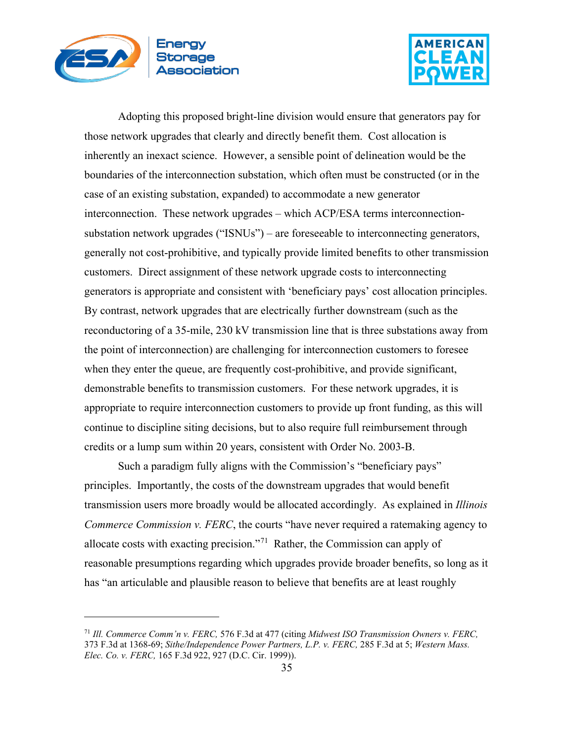Adopting this proposed bright-line division would ensure that generators pay for those network upgrades that clearly and directly benefit them. Cost allocation is inherently an inexact science. However, a sensible point of delineation would be the boundaries of the interconnection substation, which often must be constructed (or in the case of an existing substation, expanded) to accommodate a new generator interconnection. These network upgrades – which ACP/ESA terms interconnection-substation network upgrades ("ISNUs") – are foreseeable to interconnecting generators, generally not cost-prohibitive, and typically provide limited benefits to other transmission customers. Direct assignment of these network upgrade costs to interconnecting generators is appropriate and consistent with 'beneficiary pays' cost allocation principles. By contrast, network upgrades that are electrically further downstream (such as the reconductoring of a 35-mile, 230 kV transmission line that is three substations away from the point of interconnection) are challenging for interconnection customers to foresee when they enter the queue, are frequently cost-prohibitive, and provide significant, demonstrable benefits to transmission customers. For these network upgrades, it is appropriate to require interconnection customers to provide up front funding, as this will continue to discipline siting decisions, but to also require full reimbursement through credits or a lump sum within 20 years, consistent with Order No. 2003-B.

Such a paradigm fully aligns with the Commission's "beneficiary pays" principles. Importantly, the costs of the downstream upgrades that would benefit transmission users more broadly would be allocated accordingly. As explained in *Illinois Commerce Commission v. FERC*, the courts "have never required a ratemaking agency to allocate costs with exacting precision."[71] Rather, the Commission can apply of reasonable presumptions regarding which upgrades provide broader benefits, so long as it has "an articulable and plausible reason to believe that benefits are at least roughly

---

[71] *Ill. Commerce Comm'n v. FERC,* 576 F.3d at 477 (citing *Midwest ISO Transmission Owners v. FERC,* 373 F.3d at 1368-69; *Sithe/Independence Power Partners, L.P. v. FERC,* 285 F.3d at 5; *Western Mass. Elec. Co. v. FERC,* 165 F.3d 922, 927 (D.C. Cir. 1999)).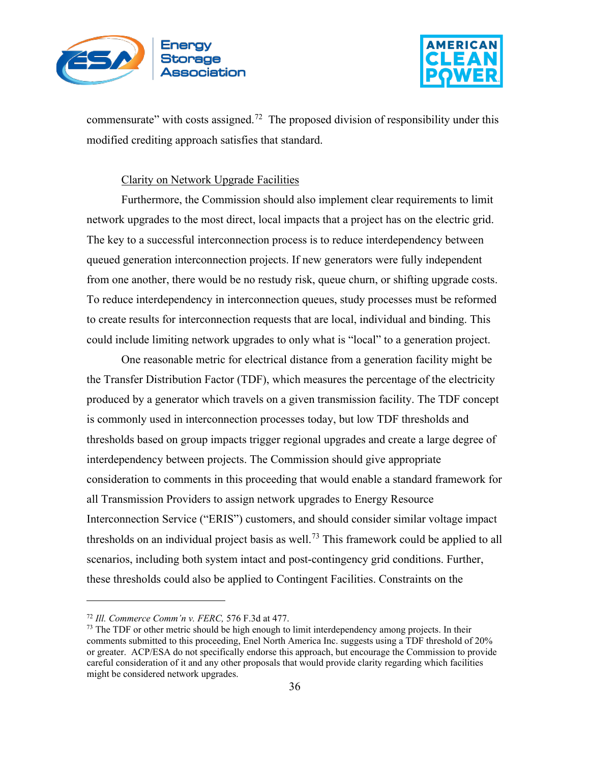commensurate" with costs assigned.[72] The proposed division of responsibility under this modified crediting approach satisfies that standard.

Clarity on Network Upgrade Facilities

Furthermore, the Commission should also implement clear requirements to limit network upgrades to the most direct, local impacts that a project has on the electric grid. The key to a successful interconnection process is to reduce interdependency between queued generation interconnection projects. If new generators were fully independent from one another, there would be no restudy risk, queue churn, or shifting upgrade costs. To reduce interdependency in interconnection queues, study processes must be reformed to create results for interconnection requests that are local, individual and binding. This could include limiting network upgrades to only what is "local" to a generation project.

One reasonable metric for electrical distance from a generation facility might be the Transfer Distribution Factor (TDF), which measures the percentage of the electricity produced by a generator which travels on a given transmission facility. The TDF concept is commonly used in interconnection processes today, but low TDF thresholds and thresholds based on group impacts trigger regional upgrades and create a large degree of interdependency between projects. The Commission should give appropriate consideration to comments in this proceeding that would enable a standard framework for all Transmission Providers to assign network upgrades to Energy Resource Interconnection Service ("ERIS") customers, and should consider similar voltage impact thresholds on an individual project basis as well.[73] This framework could be applied to all scenarios, including both system intact and post-contingency grid conditions. Further, these thresholds could also be applied to Contingent Facilities. Constraints on the

---

[72] *Ill. Commerce Comm'n v. FERC,* 576 F.3d at 477.

[73] The TDF or other metric should be high enough to limit interdependency among projects. In their comments submitted to this proceeding, Enel North America Inc. suggests using a TDF threshold of 20% or greater. ACP/ESA do not specifically endorse this approach, but encourage the Commission to provide careful consideration of it and any other proposals that would provide clarity regarding which facilities might be considered network upgrades.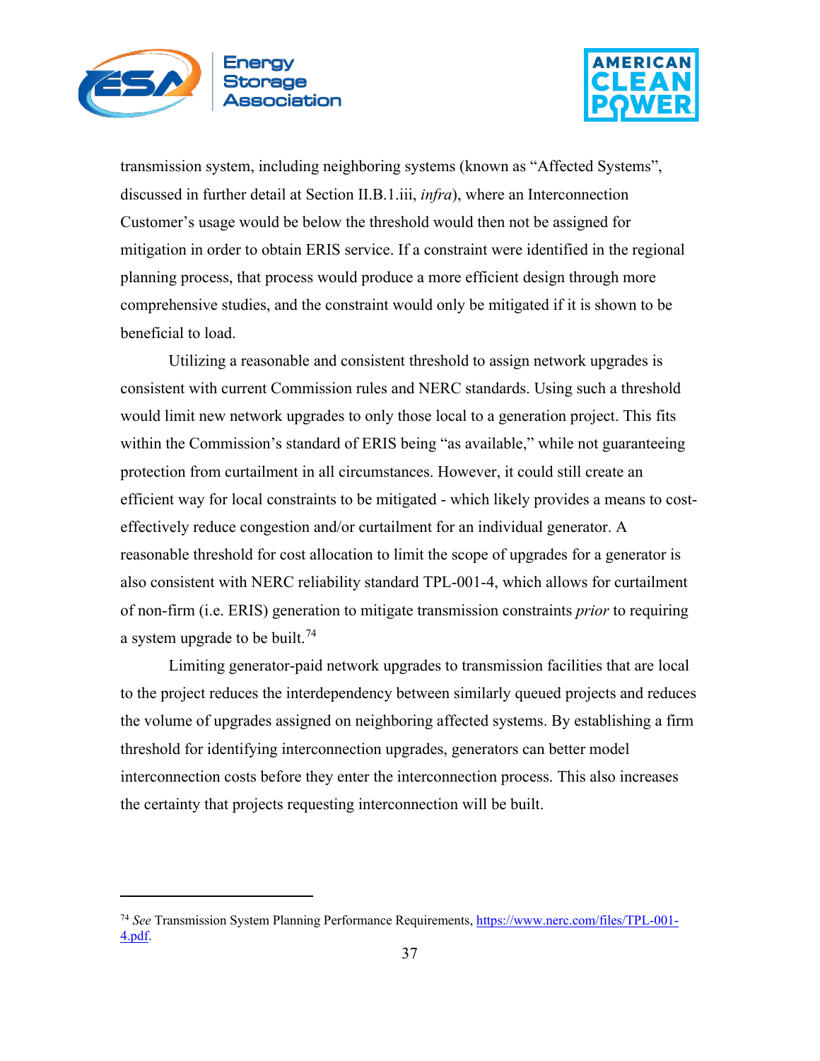transmission system, including neighboring systems (known as "Affected Systems", discussed in further detail at Section II.B.1.iii, *infra*), where an Interconnection Customer's usage would be below the threshold would then not be assigned for mitigation in order to obtain ERIS service. If a constraint were identified in the regional planning process, that process would produce a more efficient design through more comprehensive studies, and the constraint would only be mitigated if it is shown to be beneficial to load.

Utilizing a reasonable and consistent threshold to assign network upgrades is consistent with current Commission rules and NERC standards. Using such a threshold would limit new network upgrades to only those local to a generation project. This fits within the Commission's standard of ERIS being "as available," while not guaranteeing protection from curtailment in all circumstances. However, it could still create an efficient way for local constraints to be mitigated - which likely provides a means to cost-effectively reduce congestion and/or curtailment for an individual generator. A reasonable threshold for cost allocation to limit the scope of upgrades for a generator is also consistent with NERC reliability standard TPL-001-4, which allows for curtailment of non-firm (i.e. ERIS) generation to mitigate transmission constraints *prior* to requiring a system upgrade to be built.[74]

Limiting generator-paid network upgrades to transmission facilities that are local to the project reduces the interdependency between similarly queued projects and reduces the volume of upgrades assigned on neighboring affected systems. By establishing a firm threshold for identifying interconnection upgrades, generators can better model interconnection costs before they enter the interconnection process. This also increases the certainty that projects requesting interconnection will be built.

---

[74] *See* Transmission System Planning Performance Requirements, https://www.nerc.com/files/TPL-001-4.pdf.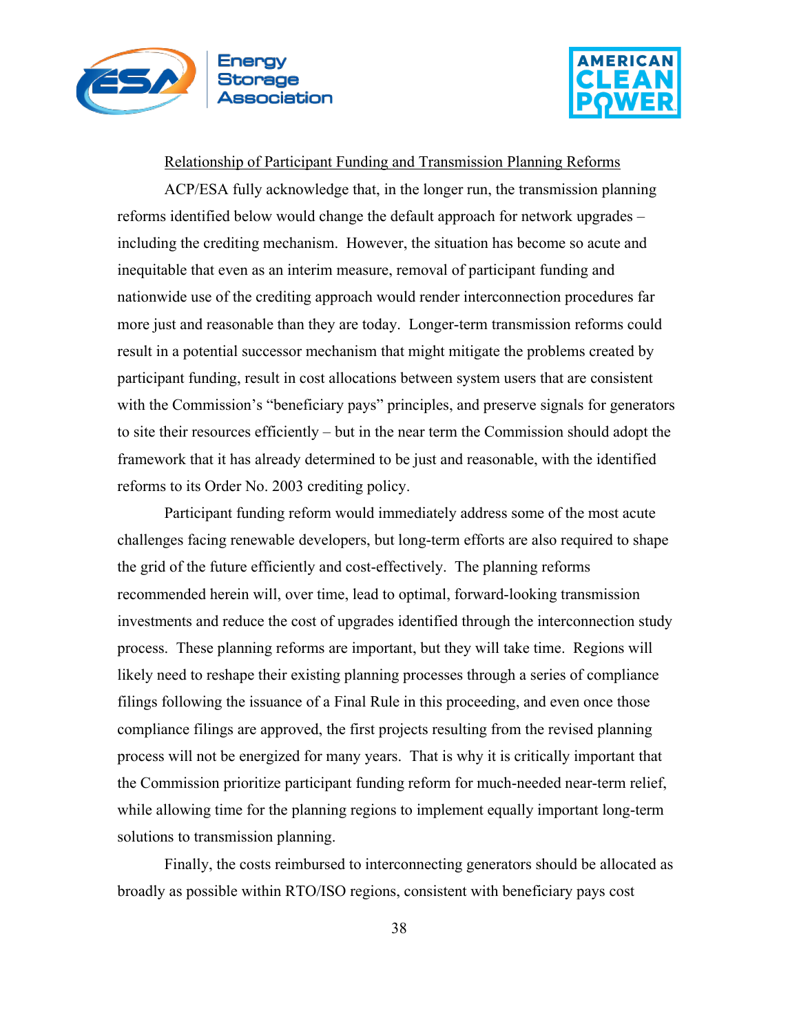Relationship of Participant Funding and Transmission Planning Reforms

ACP/ESA fully acknowledge that, in the longer run, the transmission planning reforms identified below would change the default approach for network upgrades – including the crediting mechanism. However, the situation has become so acute and inequitable that even as an interim measure, removal of participant funding and nationwide use of the crediting approach would render interconnection procedures far more just and reasonable than they are today. Longer-term transmission reforms could result in a potential successor mechanism that might mitigate the problems created by participant funding, result in cost allocations between system users that are consistent with the Commission's "beneficiary pays" principles, and preserve signals for generators to site their resources efficiently – but in the near term the Commission should adopt the framework that it has already determined to be just and reasonable, with the identified reforms to its Order No. 2003 crediting policy.

Participant funding reform would immediately address some of the most acute challenges facing renewable developers, but long-term efforts are also required to shape the grid of the future efficiently and cost-effectively. The planning reforms recommended herein will, over time, lead to optimal, forward-looking transmission investments and reduce the cost of upgrades identified through the interconnection study process. These planning reforms are important, but they will take time. Regions will likely need to reshape their existing planning processes through a series of compliance filings following the issuance of a Final Rule in this proceeding, and even once those compliance filings are approved, the first projects resulting from the revised planning process will not be energized for many years. That is why it is critically important that the Commission prioritize participant funding reform for much-needed near-term relief, while allowing time for the planning regions to implement equally important long-term solutions to transmission planning.

Finally, the costs reimbursed to interconnecting generators should be allocated as broadly as possible within RTO/ISO regions, consistent with beneficiary pays cost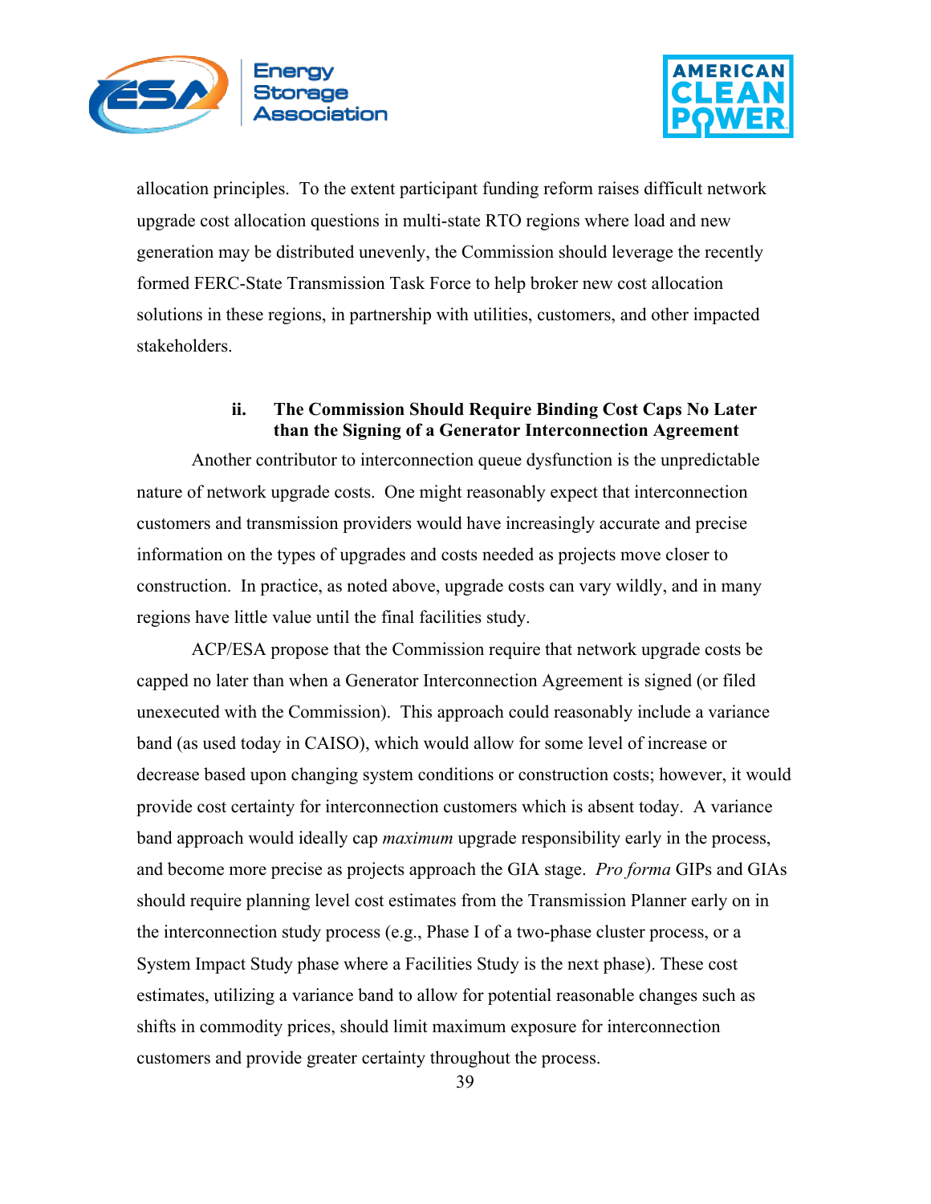allocation principles. To the extent participant funding reform raises difficult network upgrade cost allocation questions in multi-state RTO regions where load and new generation may be distributed unevenly, the Commission should leverage the recently formed FERC-State Transmission Task Force to help broker new cost allocation solutions in these regions, in partnership with utilities, customers, and other impacted stakeholders.

#### ii. The Commission Should Require Binding Cost Caps No Later than the Signing of a Generator Interconnection Agreement

Another contributor to interconnection queue dysfunction is the unpredictable nature of network upgrade costs. One might reasonably expect that interconnection customers and transmission providers would have increasingly accurate and precise information on the types of upgrades and costs needed as projects move closer to construction. In practice, as noted above, upgrade costs can vary wildly, and in many regions have little value until the final facilities study.

ACP/ESA propose that the Commission require that network upgrade costs be capped no later than when a Generator Interconnection Agreement is signed (or filed unexecuted with the Commission). This approach could reasonably include a variance band (as used today in CAISO), which would allow for some level of increase or decrease based upon changing system conditions or construction costs; however, it would provide cost certainty for interconnection customers which is absent today. A variance band approach would ideally cap *maximum* upgrade responsibility early in the process, and become more precise as projects approach the GIA stage. *Pro forma* GIPs and GIAs should require planning level cost estimates from the Transmission Planner early on in the interconnection study process (e.g., Phase I of a two-phase cluster process, or a System Impact Study phase where a Facilities Study is the next phase). These cost estimates, utilizing a variance band to allow for potential reasonable changes such as shifts in commodity prices, should limit maximum exposure for interconnection customers and provide greater certainty throughout the process.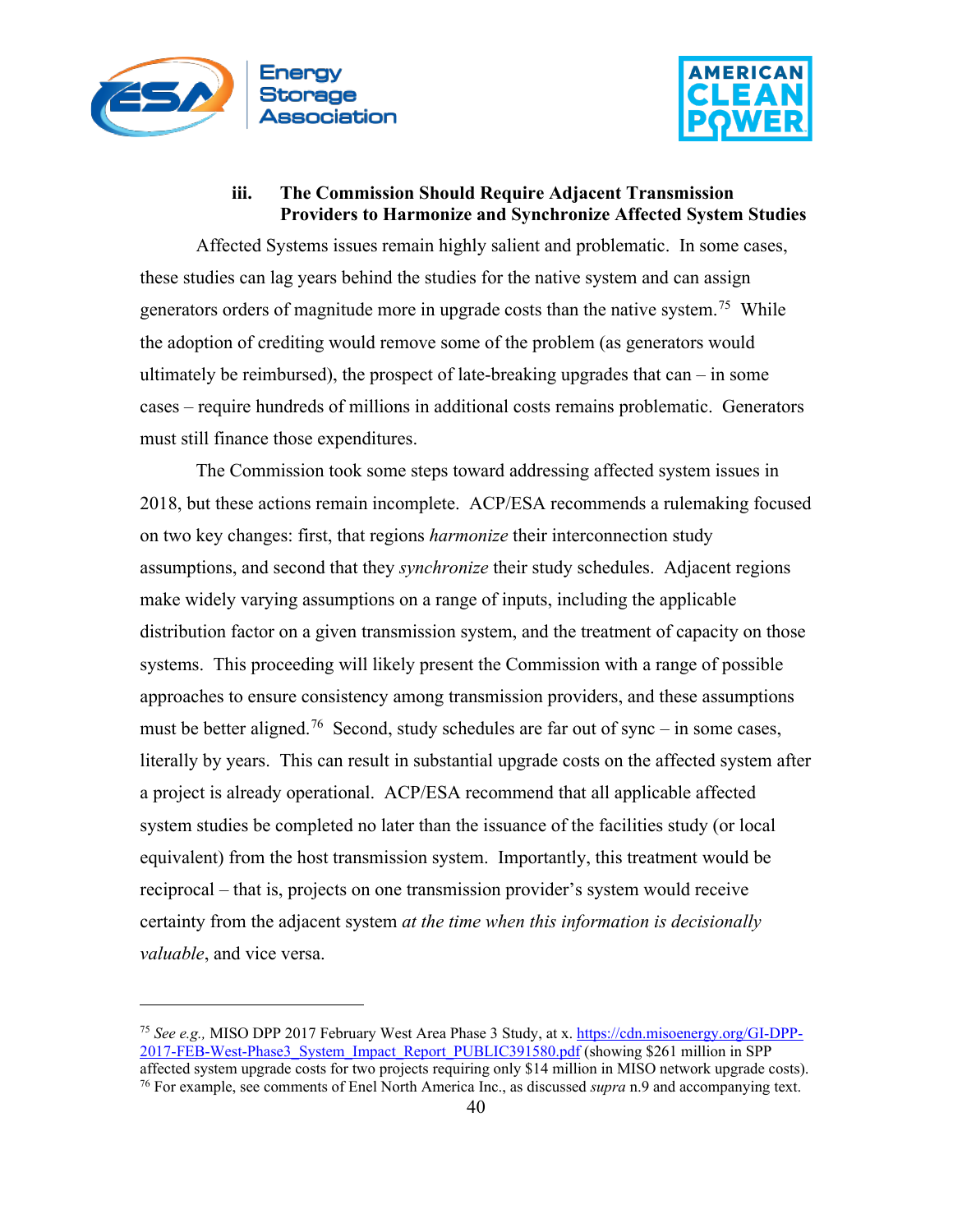### iii. The Commission Should Require Adjacent Transmission Providers to Harmonize and Synchronize Affected System Studies

Affected Systems issues remain highly salient and problematic. In some cases, these studies can lag years behind the studies for the native system and can assign generators orders of magnitude more in upgrade costs than the native system.[75] While the adoption of crediting would remove some of the problem (as generators would ultimately be reimbursed), the prospect of late-breaking upgrades that can – in some cases – require hundreds of millions in additional costs remains problematic. Generators must still finance those expenditures.

The Commission took some steps toward addressing affected system issues in 2018, but these actions remain incomplete. ACP/ESA recommends a rulemaking focused on two key changes: first, that regions *harmonize* their interconnection study assumptions, and second that they *synchronize* their study schedules. Adjacent regions make widely varying assumptions on a range of inputs, including the applicable distribution factor on a given transmission system, and the treatment of capacity on those systems. This proceeding will likely present the Commission with a range of possible approaches to ensure consistency among transmission providers, and these assumptions must be better aligned.[76] Second, study schedules are far out of sync – in some cases, literally by years. This can result in substantial upgrade costs on the affected system after a project is already operational. ACP/ESA recommend that all applicable affected system studies be completed no later than the issuance of the facilities study (or local equivalent) from the host transmission system. Importantly, this treatment would be reciprocal – that is, projects on one transmission provider's system would receive certainty from the adjacent system *at the time when this information is decisionally valuable*, and vice versa.

---

[75] *See e.g.,* MISO DPP 2017 February West Area Phase 3 Study, at x. https://cdn.misoenergy.org/GI-DPP-2017-FEB-West-Phase3_System_Impact_Report_PUBLIC391580.pdf (showing $261 million in SPP affected system upgrade costs for two projects requiring only $14 million in MISO network upgrade costs).

[76] For example, see comments of Enel North America Inc., as discussed *supra* n.9 and accompanying text.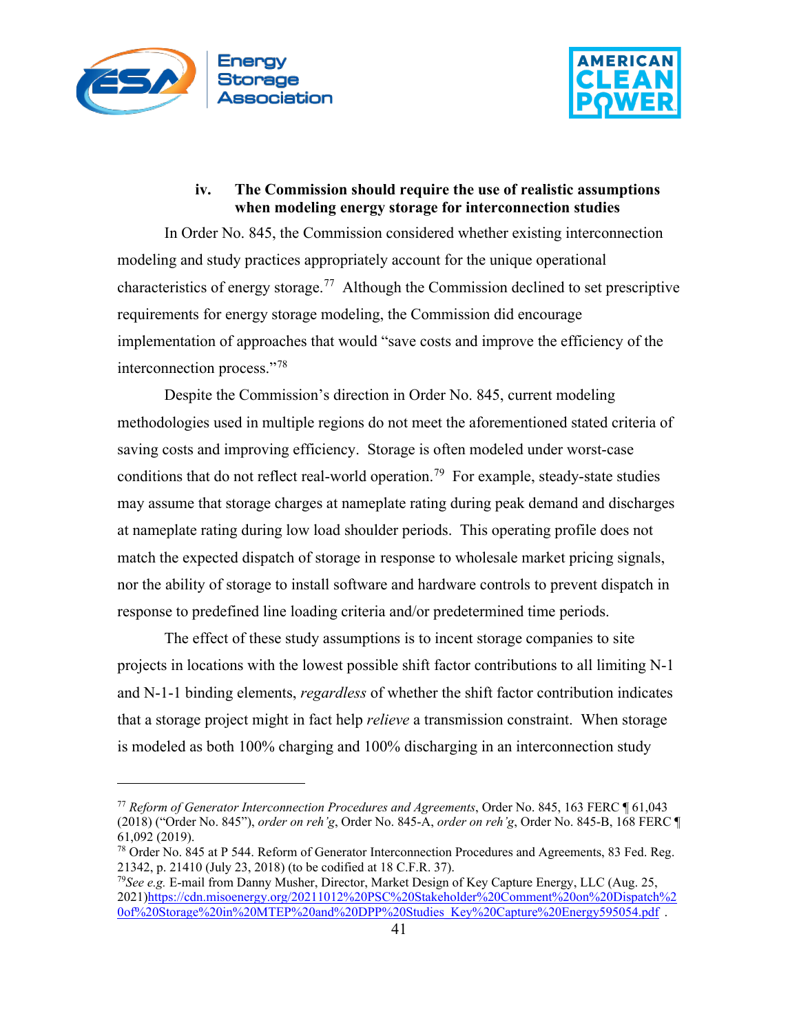### iv. The Commission should require the use of realistic assumptions when modeling energy storage for interconnection studies

In Order No. 845, the Commission considered whether existing interconnection modeling and study practices appropriately account for the unique operational characteristics of energy storage.[77] Although the Commission declined to set prescriptive requirements for energy storage modeling, the Commission did encourage implementation of approaches that would "save costs and improve the efficiency of the interconnection process."[78]

Despite the Commission's direction in Order No. 845, current modeling methodologies used in multiple regions do not meet the aforementioned stated criteria of saving costs and improving efficiency. Storage is often modeled under worst-case conditions that do not reflect real-world operation.[79] For example, steady-state studies may assume that storage charges at nameplate rating during peak demand and discharges at nameplate rating during low load shoulder periods. This operating profile does not match the expected dispatch of storage in response to wholesale market pricing signals, nor the ability of storage to install software and hardware controls to prevent dispatch in response to predefined line loading criteria and/or predetermined time periods.

The effect of these study assumptions is to incent storage companies to site projects in locations with the lowest possible shift factor contributions to all limiting N-1 and N-1-1 binding elements, *regardless* of whether the shift factor contribution indicates that a storage project might in fact help *relieve* a transmission constraint. When storage is modeled as both 100% charging and 100% discharging in an interconnection study

---

[77] *Reform of Generator Interconnection Procedures and Agreements*, Order No. 845, 163 FERC ¶ 61,043 (2018) ("Order No. 845"), *order on reh'g*, Order No. 845-A, *order on reh'g*, Order No. 845-B, 168 FERC ¶ 61,092 (2019).

[78] Order No. 845 at P 544. Reform of Generator Interconnection Procedures and Agreements, 83 Fed. Reg. 21342, p. 21410 (July 23, 2018) (to be codified at 18 C.F.R. 37).

[79] *See e.g.* E-mail from Danny Musher, Director, Market Design of Key Capture Energy, LLC (Aug. 25, 2021)https://cdn.misoenergy.org/20211012%20PSC%20Stakeholder%20Comment%20on%20Dispatch%20of%20Storage%20in%20MTEP%20and%20DPP%20Studies_Key%20Capture%20Energy595054.pdf .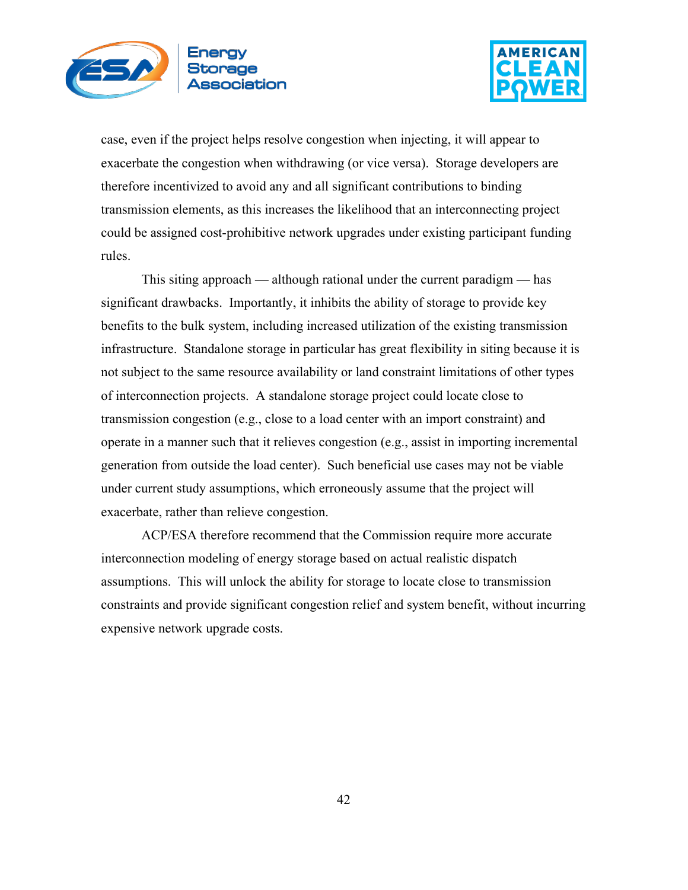case, even if the project helps resolve congestion when injecting, it will appear to exacerbate the congestion when withdrawing (or vice versa). Storage developers are therefore incentivized to avoid any and all significant contributions to binding transmission elements, as this increases the likelihood that an interconnecting project could be assigned cost-prohibitive network upgrades under existing participant funding rules.

This siting approach — although rational under the current paradigm — has significant drawbacks. Importantly, it inhibits the ability of storage to provide key benefits to the bulk system, including increased utilization of the existing transmission infrastructure. Standalone storage in particular has great flexibility in siting because it is not subject to the same resource availability or land constraint limitations of other types of interconnection projects. A standalone storage project could locate close to transmission congestion (e.g., close to a load center with an import constraint) and operate in a manner such that it relieves congestion (e.g., assist in importing incremental generation from outside the load center). Such beneficial use cases may not be viable under current study assumptions, which erroneously assume that the project will exacerbate, rather than relieve congestion.

ACP/ESA therefore recommend that the Commission require more accurate interconnection modeling of energy storage based on actual realistic dispatch assumptions. This will unlock the ability for storage to locate close to transmission constraints and provide significant congestion relief and system benefit, without incurring expensive network upgrade costs.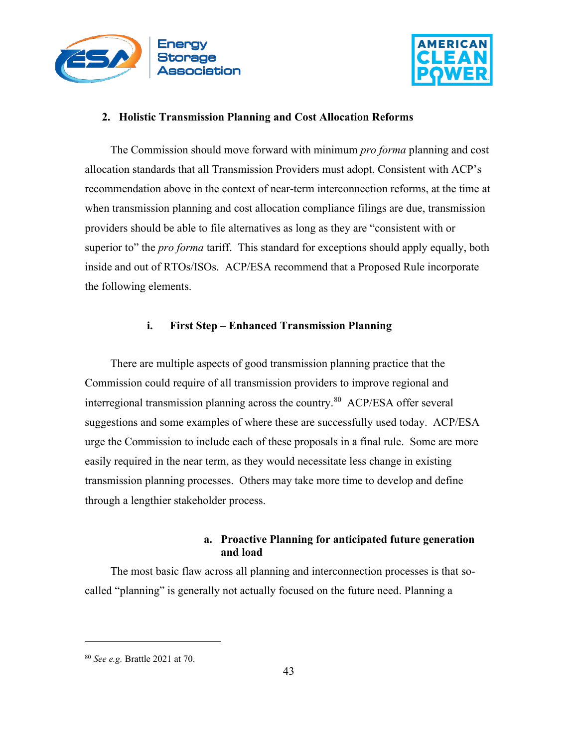### 2. Holistic Transmission Planning and Cost Allocation Reforms

The Commission should move forward with minimum *pro forma* planning and cost allocation standards that all Transmission Providers must adopt. Consistent with ACP's recommendation above in the context of near-term interconnection reforms, at the time at when transmission planning and cost allocation compliance filings are due, transmission providers should be able to file alternatives as long as they are "consistent with or superior to" the *pro forma* tariff. This standard for exceptions should apply equally, both inside and out of RTOs/ISOs. ACP/ESA recommend that a Proposed Rule incorporate the following elements.

#### i. First Step – Enhanced Transmission Planning

There are multiple aspects of good transmission planning practice that the Commission could require of all transmission providers to improve regional and interregional transmission planning across the country.[80] ACP/ESA offer several suggestions and some examples of where these are successfully used today. ACP/ESA urge the Commission to include each of these proposals in a final rule. Some are more easily required in the near term, as they would necessitate less change in existing transmission planning processes. Others may take more time to develop and define through a lengthier stakeholder process.

##### a. Proactive Planning for anticipated future generation and load

The most basic flaw across all planning and interconnection processes is that so-called "planning" is generally not actually focused on the future need. Planning a

---

[80] *See e.g.* Brattle 2021 at 70.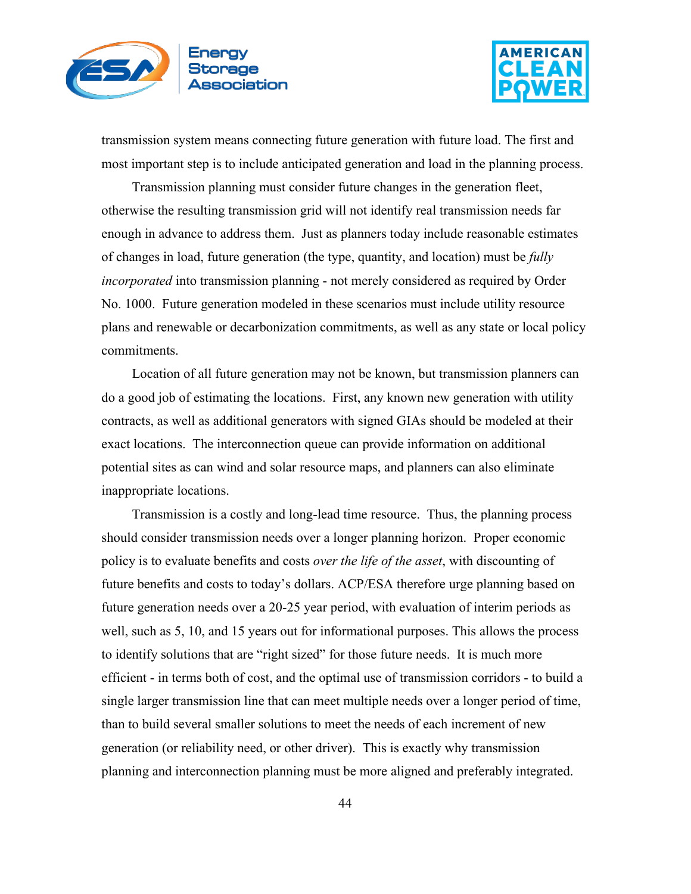transmission system means connecting future generation with future load. The first and most important step is to include anticipated generation and load in the planning process.

Transmission planning must consider future changes in the generation fleet, otherwise the resulting transmission grid will not identify real transmission needs far enough in advance to address them. Just as planners today include reasonable estimates of changes in load, future generation (the type, quantity, and location) must be *fully incorporated* into transmission planning - not merely considered as required by Order No. 1000. Future generation modeled in these scenarios must include utility resource plans and renewable or decarbonization commitments, as well as any state or local policy commitments.

Location of all future generation may not be known, but transmission planners can do a good job of estimating the locations. First, any known new generation with utility contracts, as well as additional generators with signed GIAs should be modeled at their exact locations. The interconnection queue can provide information on additional potential sites as can wind and solar resource maps, and planners can also eliminate inappropriate locations.

Transmission is a costly and long-lead time resource. Thus, the planning process should consider transmission needs over a longer planning horizon. Proper economic policy is to evaluate benefits and costs *over the life of the asset*, with discounting of future benefits and costs to today's dollars. ACP/ESA therefore urge planning based on future generation needs over a 20-25 year period, with evaluation of interim periods as well, such as 5, 10, and 15 years out for informational purposes. This allows the process to identify solutions that are "right sized" for those future needs. It is much more efficient - in terms both of cost, and the optimal use of transmission corridors - to build a single larger transmission line that can meet multiple needs over a longer period of time, than to build several smaller solutions to meet the needs of each increment of new generation (or reliability need, or other driver). This is exactly why transmission planning and interconnection planning must be more aligned and preferably integrated.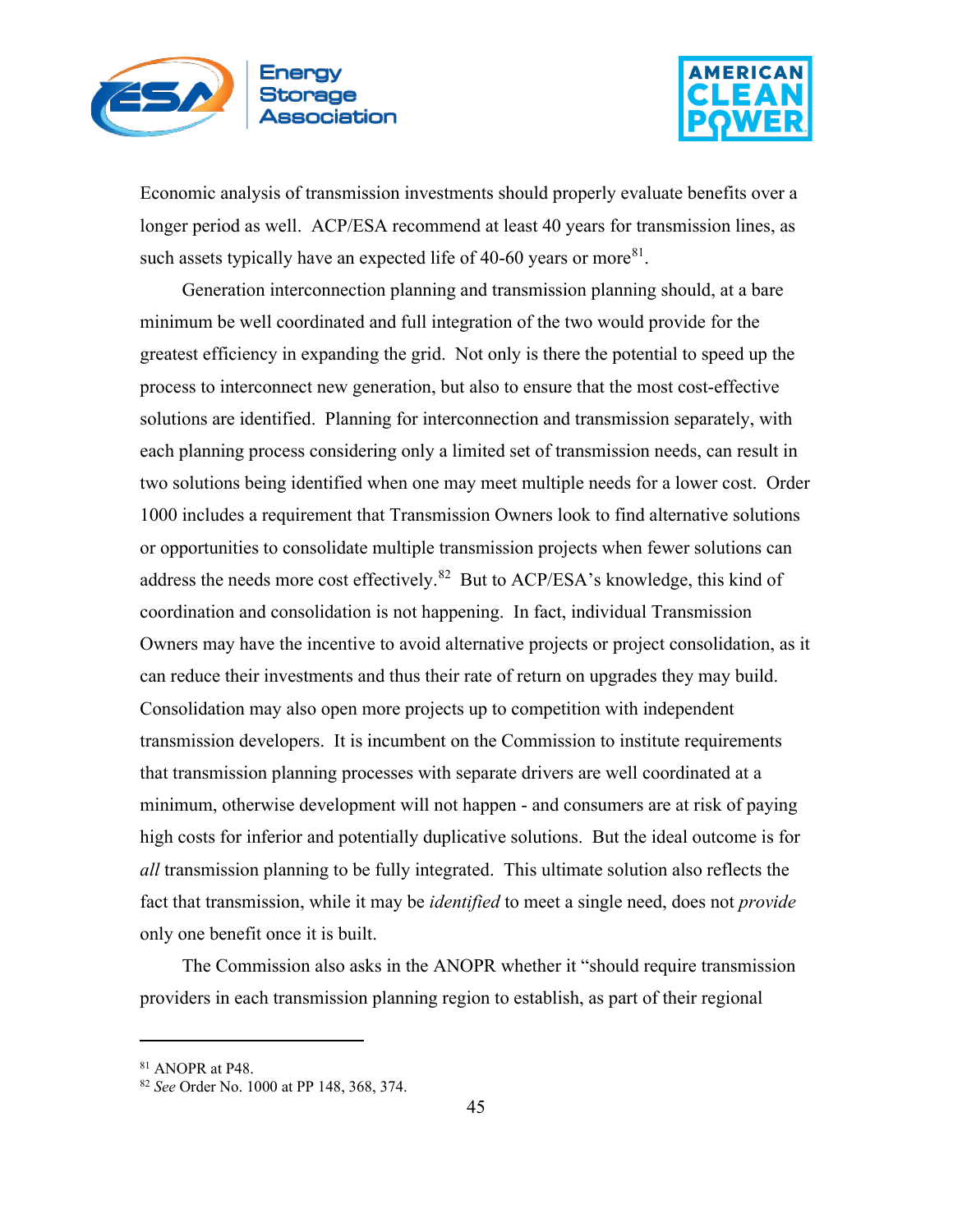Economic analysis of transmission investments should properly evaluate benefits over a longer period as well. ACP/ESA recommend at least 40 years for transmission lines, as such assets typically have an expected life of 40-60 years or more[81].

Generation interconnection planning and transmission planning should, at a bare minimum be well coordinated and full integration of the two would provide for the greatest efficiency in expanding the grid. Not only is there the potential to speed up the process to interconnect new generation, but also to ensure that the most cost-effective solutions are identified. Planning for interconnection and transmission separately, with each planning process considering only a limited set of transmission needs, can result in two solutions being identified when one may meet multiple needs for a lower cost. Order 1000 includes a requirement that Transmission Owners look to find alternative solutions or opportunities to consolidate multiple transmission projects when fewer solutions can address the needs more cost effectively.[82] But to ACP/ESA's knowledge, this kind of coordination and consolidation is not happening. In fact, individual Transmission Owners may have the incentive to avoid alternative projects or project consolidation, as it can reduce their investments and thus their rate of return on upgrades they may build. Consolidation may also open more projects up to competition with independent transmission developers. It is incumbent on the Commission to institute requirements that transmission planning processes with separate drivers are well coordinated at a minimum, otherwise development will not happen - and consumers are at risk of paying high costs for inferior and potentially duplicative solutions. But the ideal outcome is for *all* transmission planning to be fully integrated. This ultimate solution also reflects the fact that transmission, while it may be *identified* to meet a single need, does not *provide* only one benefit once it is built.

The Commission also asks in the ANOPR whether it "should require transmission providers in each transmission planning region to establish, as part of their regional

---

[81] ANOPR at P48.

[82] *See* Order No. 1000 at PP 148, 368, 374.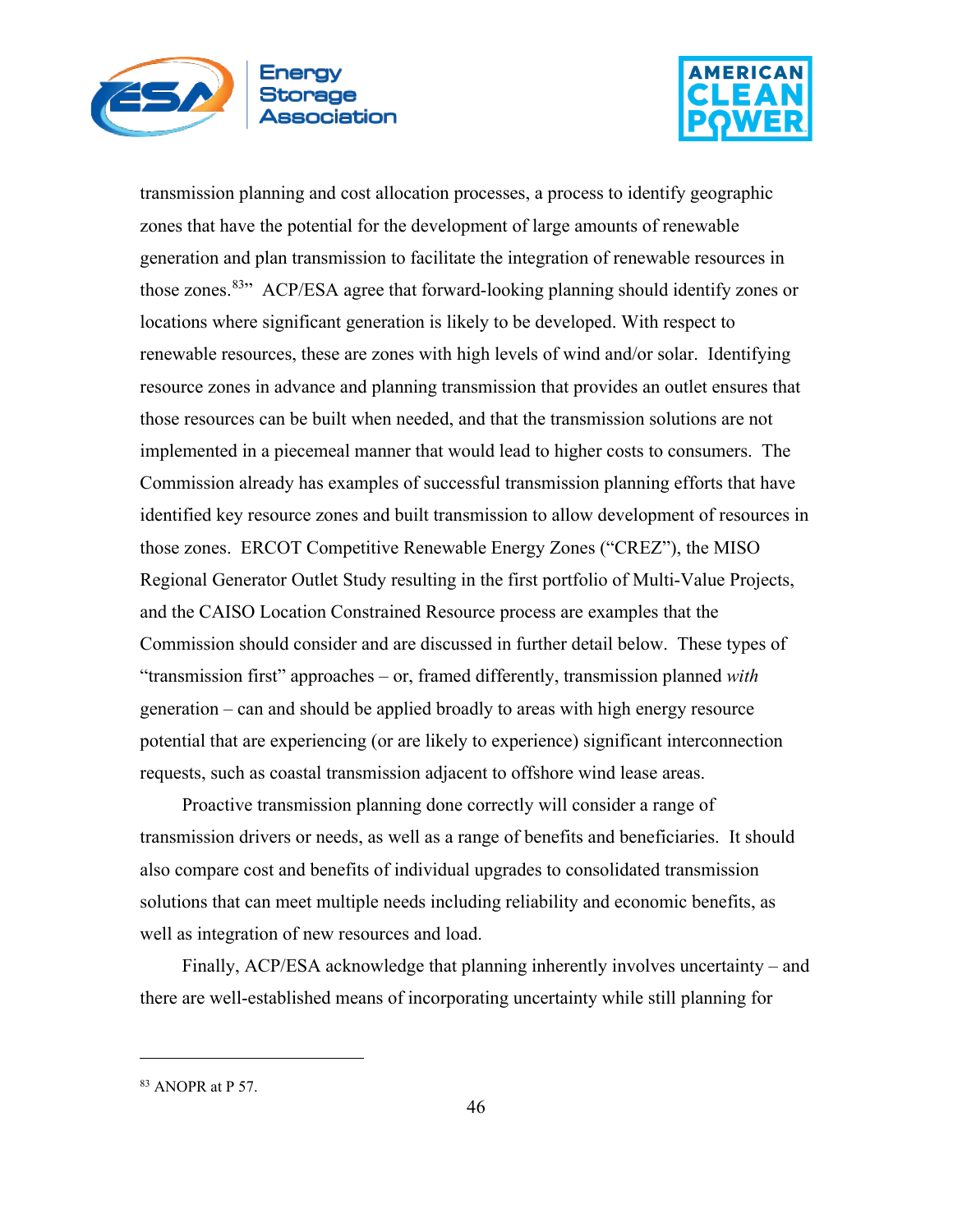transmission planning and cost allocation processes, a process to identify geographic zones that have the potential for the development of large amounts of renewable generation and plan transmission to facilitate the integration of renewable resources in those zones.[83]" ACP/ESA agree that forward-looking planning should identify zones or locations where significant generation is likely to be developed. With respect to renewable resources, these are zones with high levels of wind and/or solar. Identifying resource zones in advance and planning transmission that provides an outlet ensures that those resources can be built when needed, and that the transmission solutions are not implemented in a piecemeal manner that would lead to higher costs to consumers. The Commission already has examples of successful transmission planning efforts that have identified key resource zones and built transmission to allow development of resources in those zones. ERCOT Competitive Renewable Energy Zones ("CREZ"), the MISO Regional Generator Outlet Study resulting in the first portfolio of Multi-Value Projects, and the CAISO Location Constrained Resource process are examples that the Commission should consider and are discussed in further detail below. These types of "transmission first" approaches – or, framed differently, transmission planned *with* generation – can and should be applied broadly to areas with high energy resource potential that are experiencing (or are likely to experience) significant interconnection requests, such as coastal transmission adjacent to offshore wind lease areas.

Proactive transmission planning done correctly will consider a range of transmission drivers or needs, as well as a range of benefits and beneficiaries. It should also compare cost and benefits of individual upgrades to consolidated transmission solutions that can meet multiple needs including reliability and economic benefits, as well as integration of new resources and load.

Finally, ACP/ESA acknowledge that planning inherently involves uncertainty – and there are well-established means of incorporating uncertainty while still planning for

---

[83] ANOPR at P 57.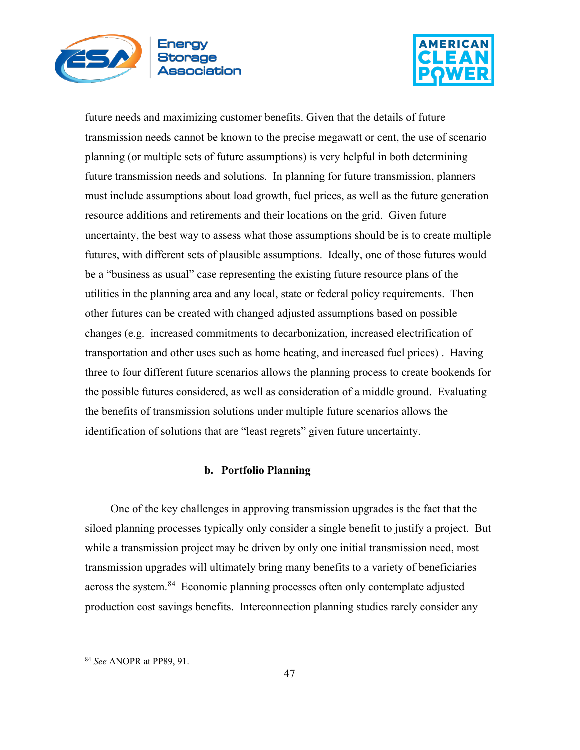future needs and maximizing customer benefits. Given that the details of future transmission needs cannot be known to the precise megawatt or cent, the use of scenario planning (or multiple sets of future assumptions) is very helpful in both determining future transmission needs and solutions. In planning for future transmission, planners must include assumptions about load growth, fuel prices, as well as the future generation resource additions and retirements and their locations on the grid. Given future uncertainty, the best way to assess what those assumptions should be is to create multiple futures, with different sets of plausible assumptions. Ideally, one of those futures would be a "business as usual" case representing the existing future resource plans of the utilities in the planning area and any local, state or federal policy requirements. Then other futures can be created with changed adjusted assumptions based on possible changes (e.g. increased commitments to decarbonization, increased electrification of transportation and other uses such as home heating, and increased fuel prices) . Having three to four different future scenarios allows the planning process to create bookends for the possible futures considered, as well as consideration of a middle ground. Evaluating the benefits of transmission solutions under multiple future scenarios allows the identification of solutions that are "least regrets" given future uncertainty.

### b. Portfolio Planning

One of the key challenges in approving transmission upgrades is the fact that the siloed planning processes typically only consider a single benefit to justify a project. But while a transmission project may be driven by only one initial transmission need, most transmission upgrades will ultimately bring many benefits to a variety of beneficiaries across the system.[84] Economic planning processes often only contemplate adjusted production cost savings benefits. Interconnection planning studies rarely consider any

---

[84] *See* ANOPR at PP89, 91.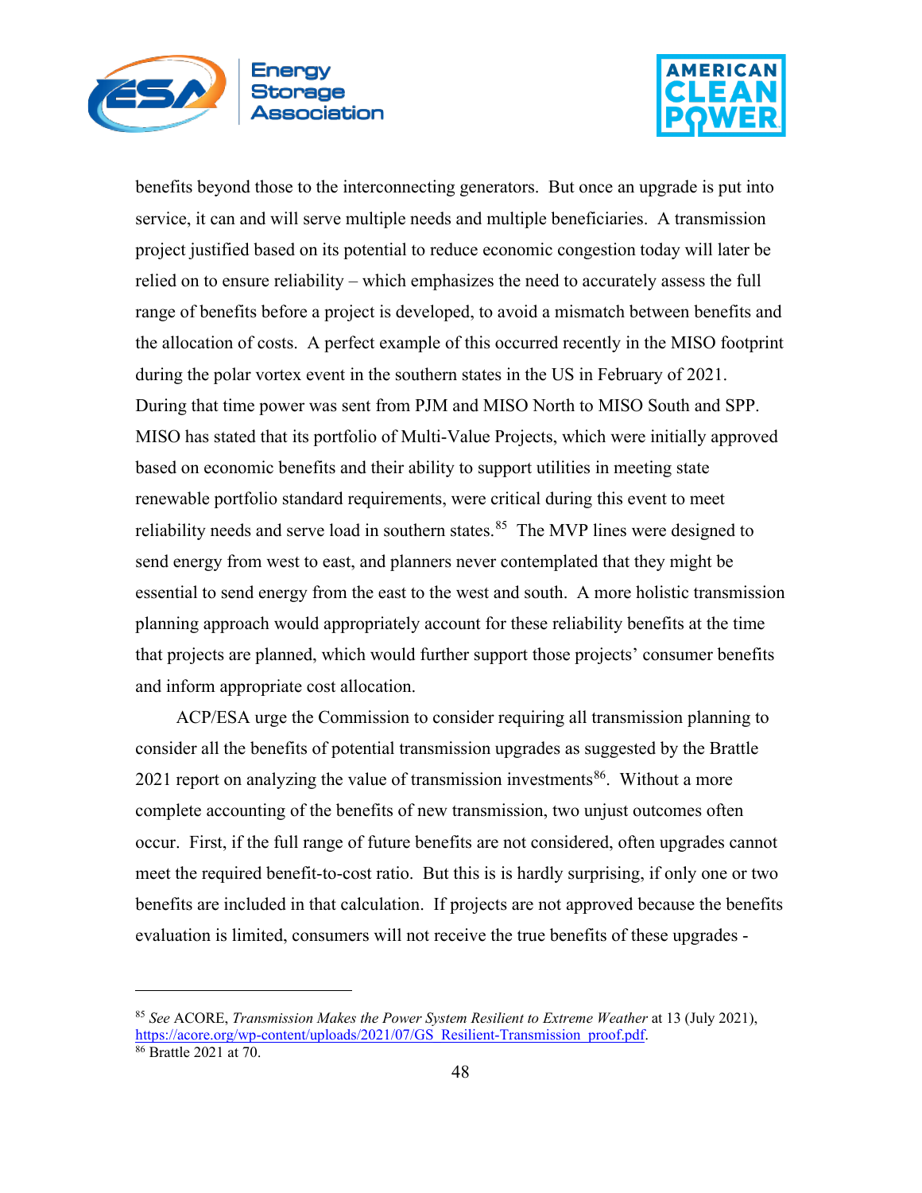benefits beyond those to the interconnecting generators. But once an upgrade is put into service, it can and will serve multiple needs and multiple beneficiaries. A transmission project justified based on its potential to reduce economic congestion today will later be relied on to ensure reliability – which emphasizes the need to accurately assess the full range of benefits before a project is developed, to avoid a mismatch between benefits and the allocation of costs. A perfect example of this occurred recently in the MISO footprint during the polar vortex event in the southern states in the US in February of 2021. During that time power was sent from PJM and MISO North to MISO South and SPP. MISO has stated that its portfolio of Multi-Value Projects, which were initially approved based on economic benefits and their ability to support utilities in meeting state renewable portfolio standard requirements, were critical during this event to meet reliability needs and serve load in southern states.[85] The MVP lines were designed to send energy from west to east, and planners never contemplated that they might be essential to send energy from the east to the west and south. A more holistic transmission planning approach would appropriately account for these reliability benefits at the time that projects are planned, which would further support those projects' consumer benefits and inform appropriate cost allocation.

ACP/ESA urge the Commission to consider requiring all transmission planning to consider all the benefits of potential transmission upgrades as suggested by the Brattle 2021 report on analyzing the value of transmission investments[86]. Without a more complete accounting of the benefits of new transmission, two unjust outcomes often occur. First, if the full range of future benefits are not considered, often upgrades cannot meet the required benefit-to-cost ratio. But this is is hardly surprising, if only one or two benefits are included in that calculation. If projects are not approved because the benefits evaluation is limited, consumers will not receive the true benefits of these upgrades -

---

[85] *See* ACORE, *Transmission Makes the Power System Resilient to Extreme Weather* at 13 (July 2021), https://acore.org/wp-content/uploads/2021/07/GS_Resilient-Transmission_proof.pdf.

[86] Brattle 2021 at 70.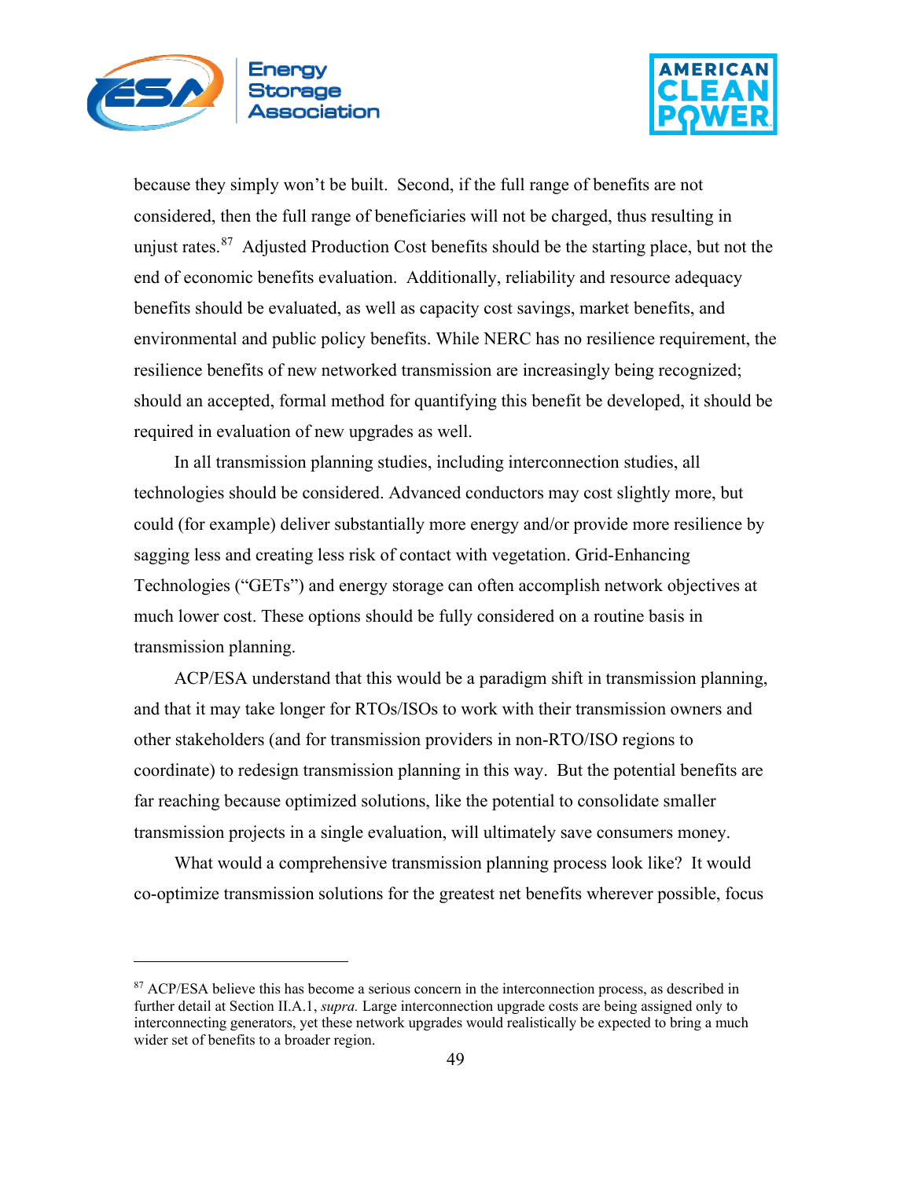because they simply won't be built. Second, if the full range of benefits are not considered, then the full range of beneficiaries will not be charged, thus resulting in unjust rates.[87] Adjusted Production Cost benefits should be the starting place, but not the end of economic benefits evaluation. Additionally, reliability and resource adequacy benefits should be evaluated, as well as capacity cost savings, market benefits, and environmental and public policy benefits. While NERC has no resilience requirement, the resilience benefits of new networked transmission are increasingly being recognized; should an accepted, formal method for quantifying this benefit be developed, it should be required in evaluation of new upgrades as well.

In all transmission planning studies, including interconnection studies, all technologies should be considered. Advanced conductors may cost slightly more, but could (for example) deliver substantially more energy and/or provide more resilience by sagging less and creating less risk of contact with vegetation. Grid-Enhancing Technologies ("GETs") and energy storage can often accomplish network objectives at much lower cost. These options should be fully considered on a routine basis in transmission planning.

ACP/ESA understand that this would be a paradigm shift in transmission planning, and that it may take longer for RTOs/ISOs to work with their transmission owners and other stakeholders (and for transmission providers in non-RTO/ISO regions to coordinate) to redesign transmission planning in this way. But the potential benefits are far reaching because optimized solutions, like the potential to consolidate smaller transmission projects in a single evaluation, will ultimately save consumers money.

What would a comprehensive transmission planning process look like? It would co-optimize transmission solutions for the greatest net benefits wherever possible, focus

---

[87] ACP/ESA believe this has become a serious concern in the interconnection process, as described in further detail at Section II.A.1, *supra.* Large interconnection upgrade costs are being assigned only to interconnecting generators, yet these network upgrades would realistically be expected to bring a much wider set of benefits to a broader region.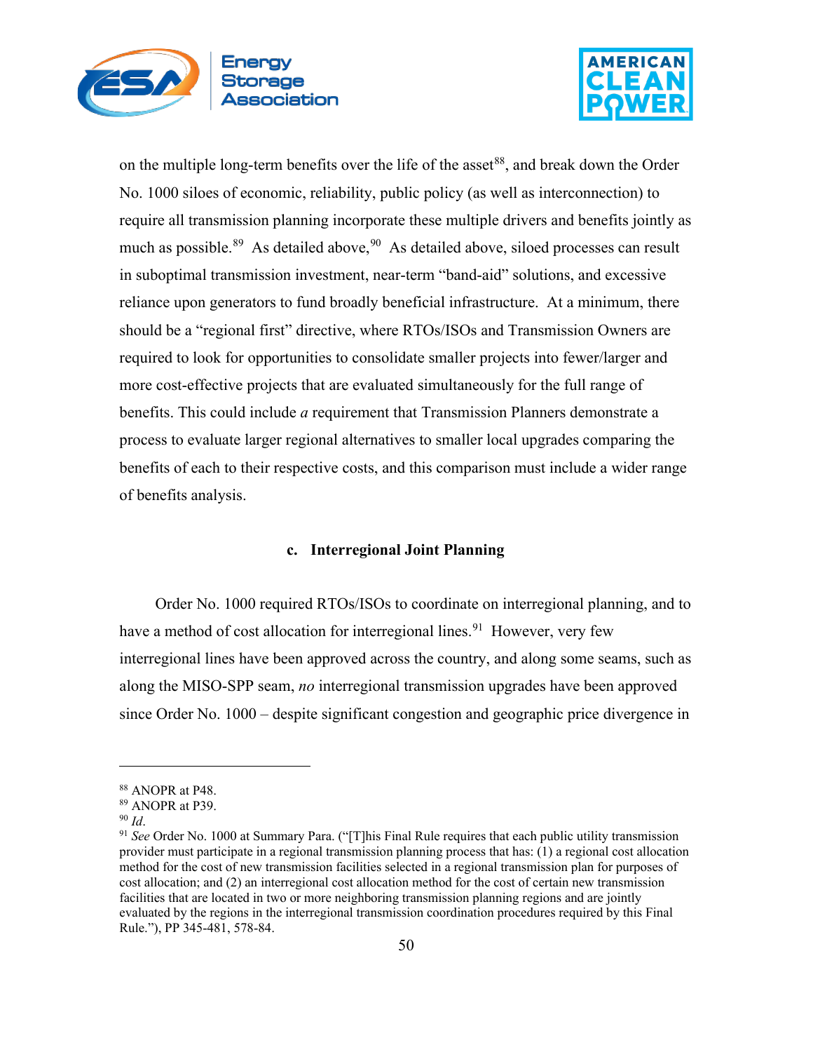on the multiple long-term benefits over the life of the asset[88], and break down the Order No. 1000 siloes of economic, reliability, public policy (as well as interconnection) to require all transmission planning incorporate these multiple drivers and benefits jointly as much as possible.[89] As detailed above,[90] As detailed above, siloed processes can result in suboptimal transmission investment, near-term "band-aid" solutions, and excessive reliance upon generators to fund broadly beneficial infrastructure. At a minimum, there should be a "regional first" directive, where RTOs/ISOs and Transmission Owners are required to look for opportunities to consolidate smaller projects into fewer/larger and more cost-effective projects that are evaluated simultaneously for the full range of benefits. This could include *a* requirement that Transmission Planners demonstrate a process to evaluate larger regional alternatives to smaller local upgrades comparing the benefits of each to their respective costs, and this comparison must include a wider range of benefits analysis.

#### c. Interregional Joint Planning

Order No. 1000 required RTOs/ISOs to coordinate on interregional planning, and to have a method of cost allocation for interregional lines.[91] However, very few interregional lines have been approved across the country, and along some seams, such as along the MISO-SPP seam, *no* interregional transmission upgrades have been approved since Order No. 1000 – despite significant congestion and geographic price divergence in

---

[88] ANOPR at P48.

[89] ANOPR at P39.

[90] *Id*.

[91] *See* Order No. 1000 at Summary Para. ("[T]his Final Rule requires that each public utility transmission provider must participate in a regional transmission planning process that has: (1) a regional cost allocation method for the cost of new transmission facilities selected in a regional transmission plan for purposes of cost allocation; and (2) an interregional cost allocation method for the cost of certain new transmission facilities that are located in two or more neighboring transmission planning regions and are jointly evaluated by the regions in the interregional transmission coordination procedures required by this Final Rule."), PP 345-481, 578-84.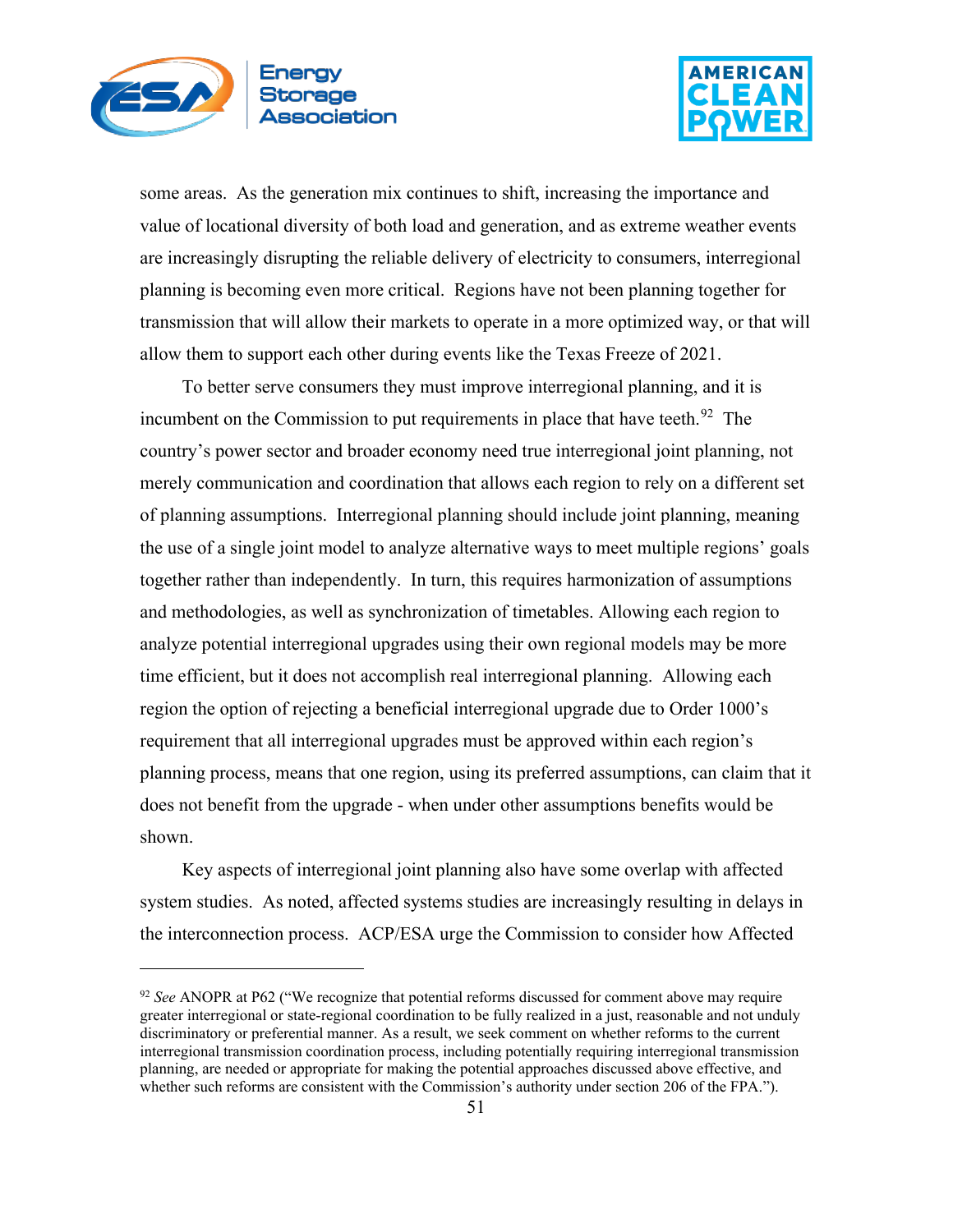some areas. As the generation mix continues to shift, increasing the importance and value of locational diversity of both load and generation, and as extreme weather events are increasingly disrupting the reliable delivery of electricity to consumers, interregional planning is becoming even more critical. Regions have not been planning together for transmission that will allow their markets to operate in a more optimized way, or that will allow them to support each other during events like the Texas Freeze of 2021.

To better serve consumers they must improve interregional planning, and it is incumbent on the Commission to put requirements in place that have teeth.[92] The country's power sector and broader economy need true interregional joint planning, not merely communication and coordination that allows each region to rely on a different set of planning assumptions. Interregional planning should include joint planning, meaning the use of a single joint model to analyze alternative ways to meet multiple regions' goals together rather than independently. In turn, this requires harmonization of assumptions and methodologies, as well as synchronization of timetables. Allowing each region to analyze potential interregional upgrades using their own regional models may be more time efficient, but it does not accomplish real interregional planning. Allowing each region the option of rejecting a beneficial interregional upgrade due to Order 1000's requirement that all interregional upgrades must be approved within each region's planning process, means that one region, using its preferred assumptions, can claim that it does not benefit from the upgrade - when under other assumptions benefits would be shown.

Key aspects of interregional joint planning also have some overlap with affected system studies. As noted, affected systems studies are increasingly resulting in delays in the interconnection process. ACP/ESA urge the Commission to consider how Affected

[92] *See* ANOPR at P62 ("We recognize that potential reforms discussed for comment above may require greater interregional or state-regional coordination to be fully realized in a just, reasonable and not unduly discriminatory or preferential manner. As a result, we seek comment on whether reforms to the current interregional transmission coordination process, including potentially requiring interregional transmission planning, are needed or appropriate for making the potential approaches discussed above effective, and whether such reforms are consistent with the Commission's authority under section 206 of the FPA.").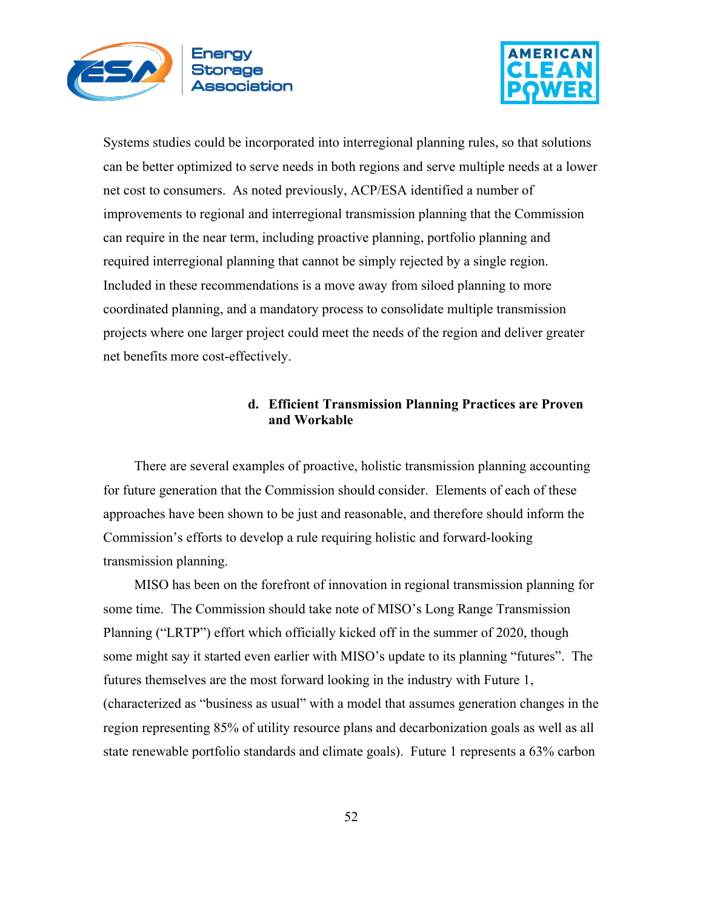Systems studies could be incorporated into interregional planning rules, so that solutions can be better optimized to serve needs in both regions and serve multiple needs at a lower net cost to consumers. As noted previously, ACP/ESA identified a number of improvements to regional and interregional transmission planning that the Commission can require in the near term, including proactive planning, portfolio planning and required interregional planning that cannot be simply rejected by a single region. Included in these recommendations is a move away from siloed planning to more coordinated planning, and a mandatory process to consolidate multiple transmission projects where one larger project could meet the needs of the region and deliver greater net benefits more cost-effectively.

#### d. Efficient Transmission Planning Practices are Proven and Workable

There are several examples of proactive, holistic transmission planning accounting for future generation that the Commission should consider. Elements of each of these approaches have been shown to be just and reasonable, and therefore should inform the Commission's efforts to develop a rule requiring holistic and forward-looking transmission planning.

MISO has been on the forefront of innovation in regional transmission planning for some time. The Commission should take note of MISO's Long Range Transmission Planning ("LRTP") effort which officially kicked off in the summer of 2020, though some might say it started even earlier with MISO's update to its planning "futures". The futures themselves are the most forward looking in the industry with Future 1, (characterized as "business as usual" with a model that assumes generation changes in the region representing 85% of utility resource plans and decarbonization goals as well as all state renewable portfolio standards and climate goals). Future 1 represents a 63% carbon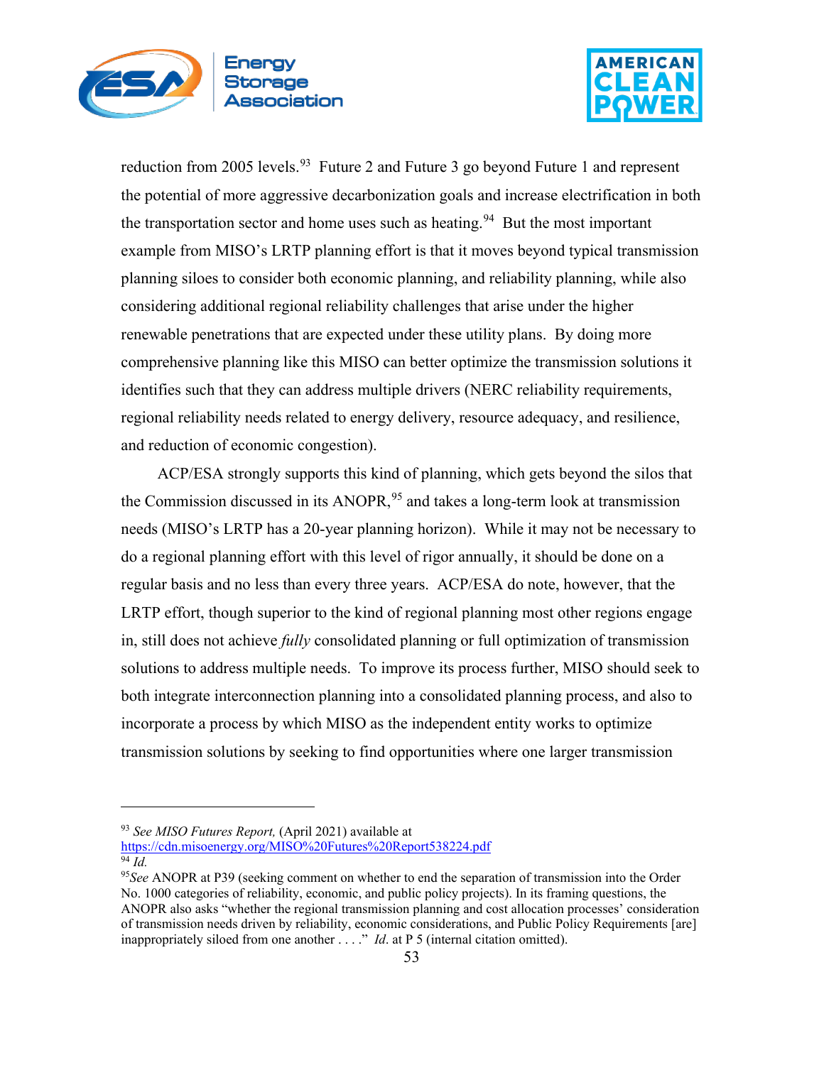reduction from 2005 levels.[93] Future 2 and Future 3 go beyond Future 1 and represent the potential of more aggressive decarbonization goals and increase electrification in both the transportation sector and home uses such as heating.[94] But the most important example from MISO's LRTP planning effort is that it moves beyond typical transmission planning siloes to consider both economic planning, and reliability planning, while also considering additional regional reliability challenges that arise under the higher renewable penetrations that are expected under these utility plans. By doing more comprehensive planning like this MISO can better optimize the transmission solutions it identifies such that they can address multiple drivers (NERC reliability requirements, regional reliability needs related to energy delivery, resource adequacy, and resilience, and reduction of economic congestion).

ACP/ESA strongly supports this kind of planning, which gets beyond the silos that the Commission discussed in its ANOPR,[95] and takes a long-term look at transmission needs (MISO's LRTP has a 20-year planning horizon). While it may not be necessary to do a regional planning effort with this level of rigor annually, it should be done on a regular basis and no less than every three years. ACP/ESA do note, however, that the LRTP effort, though superior to the kind of regional planning most other regions engage in, still does not achieve *fully* consolidated planning or full optimization of transmission solutions to address multiple needs. To improve its process further, MISO should seek to both integrate interconnection planning into a consolidated planning process, and also to incorporate a process by which MISO as the independent entity works to optimize transmission solutions by seeking to find opportunities where one larger transmission

---

[93] *See MISO Futures Report,* (April 2021) available at https://cdn.misoenergy.org/MISO%20Futures%20Report538224.pdf

[94] *Id.*

[95] *See* ANOPR at P39 (seeking comment on whether to end the separation of transmission into the Order No. 1000 categories of reliability, economic, and public policy projects). In its framing questions, the ANOPR also asks "whether the regional transmission planning and cost allocation processes' consideration of transmission needs driven by reliability, economic considerations, and Public Policy Requirements [are] inappropriately siloed from one another . . . ." *Id*. at P 5 (internal citation omitted).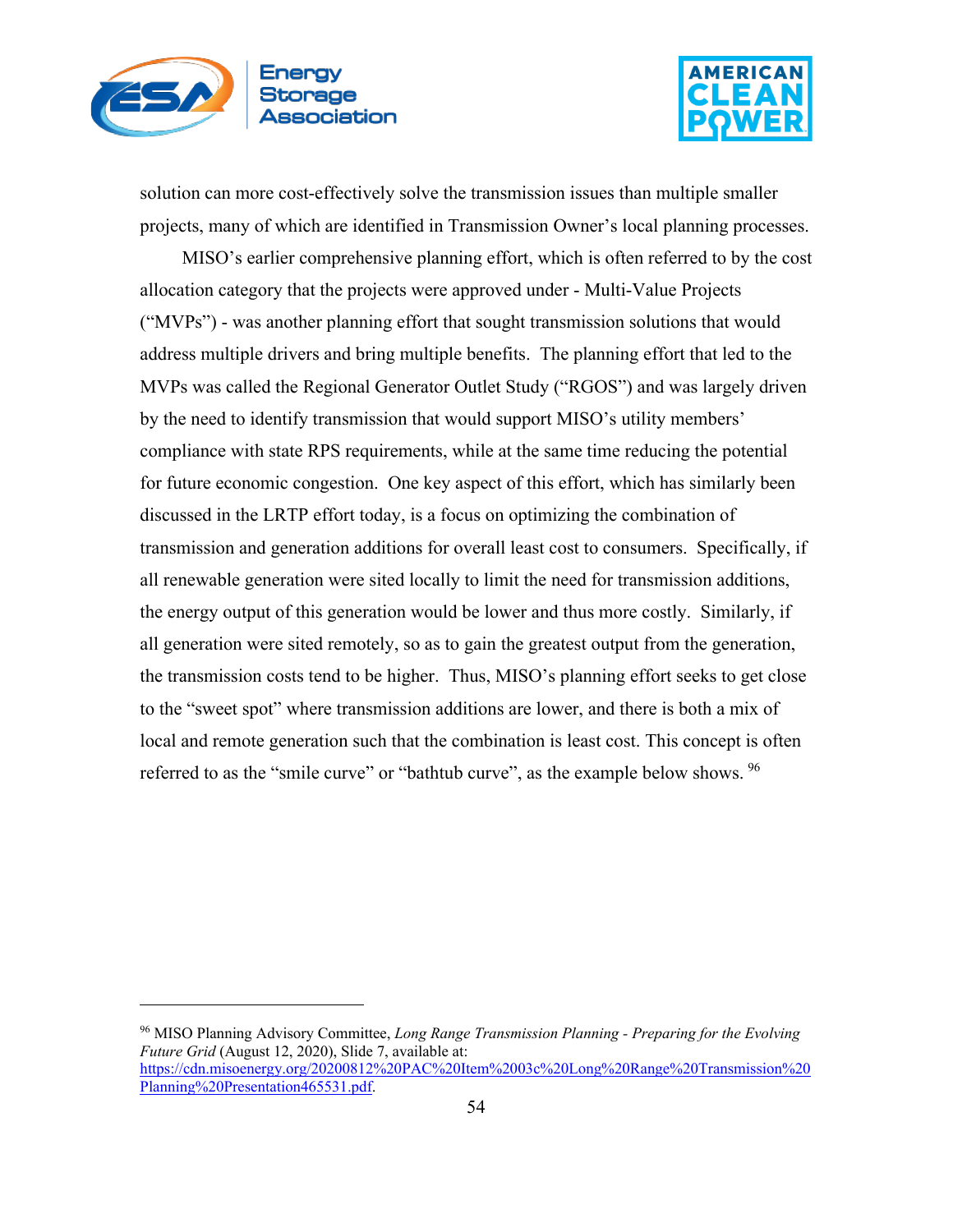solution can more cost-effectively solve the transmission issues than multiple smaller projects, many of which are identified in Transmission Owner's local planning processes.

MISO's earlier comprehensive planning effort, which is often referred to by the cost allocation category that the projects were approved under - Multi-Value Projects ("MVPs") - was another planning effort that sought transmission solutions that would address multiple drivers and bring multiple benefits. The planning effort that led to the MVPs was called the Regional Generator Outlet Study ("RGOS") and was largely driven by the need to identify transmission that would support MISO's utility members' compliance with state RPS requirements, while at the same time reducing the potential for future economic congestion. One key aspect of this effort, which has similarly been discussed in the LRTP effort today, is a focus on optimizing the combination of transmission and generation additions for overall least cost to consumers. Specifically, if all renewable generation were sited locally to limit the need for transmission additions, the energy output of this generation would be lower and thus more costly. Similarly, if all generation were sited remotely, so as to gain the greatest output from the generation, the transmission costs tend to be higher. Thus, MISO's planning effort seeks to get close to the "sweet spot" where transmission additions are lower, and there is both a mix of local and remote generation such that the combination is least cost. This concept is often referred to as the "smile curve" or "bathtub curve", as the example below shows. [96]

---

[96] MISO Planning Advisory Committee, *Long Range Transmission Planning - Preparing for the Evolving Future Grid* (August 12, 2020), Slide 7, available at: https://cdn.misoenergy.org/20200812%20PAC%20Item%2003c%20Long%20Range%20Transmission%20Planning%20Presentation465531.pdf.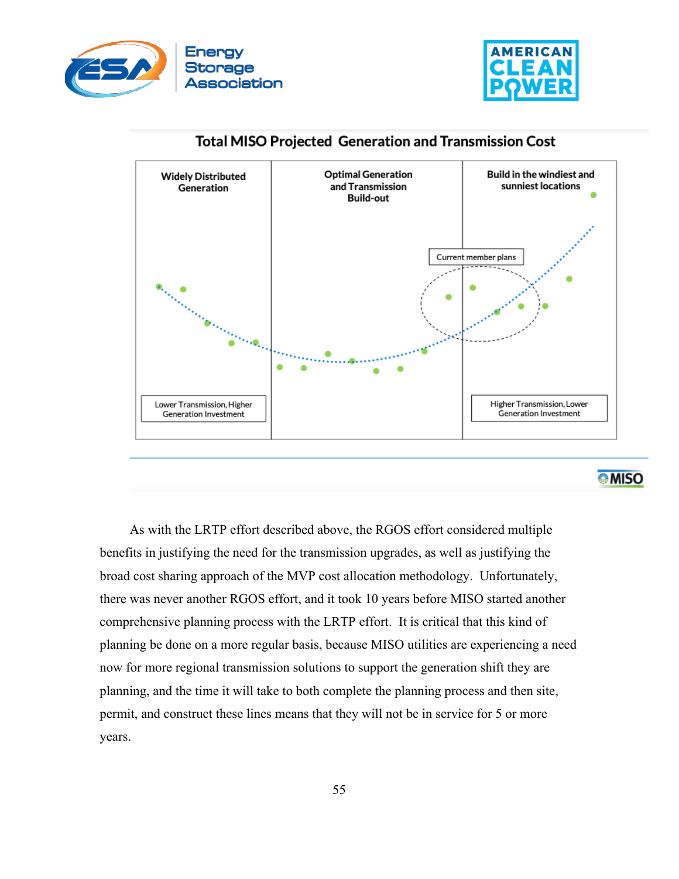Total MISO Projected Generation and Transmission Cost

| Widely Distributed Generation | Optimal Generation and Transmission Build-out | Build in the windiest and sunniest locations |
| --- | --- | --- |
| Lower Transmission, Higher Generation Investment | Current member plans | Higher Transmission, Lower Generation Investment |

As with the LRTP effort described above, the RGOS effort considered multiple benefits in justifying the need for the transmission upgrades, as well as justifying the broad cost sharing approach of the MVP cost allocation methodology. Unfortunately, there was never another RGOS effort, and it took 10 years before MISO started another comprehensive planning process with the LRTP effort. It is critical that this kind of planning be done on a more regular basis, because MISO utilities are experiencing a need now for more regional transmission solutions to support the generation shift they are planning, and the time it will take to both complete the planning process and then site, permit, and construct these lines means that they will not be in service for 5 or more years.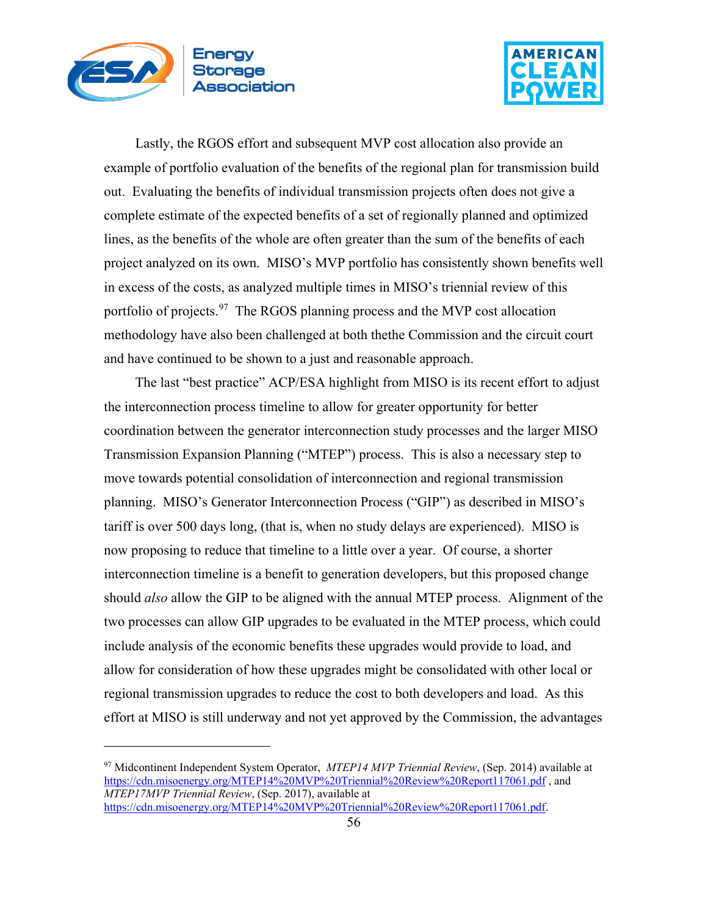Lastly, the RGOS effort and subsequent MVP cost allocation also provide an example of portfolio evaluation of the benefits of the regional plan for transmission build out. Evaluating the benefits of individual transmission projects often does not give a complete estimate of the expected benefits of a set of regionally planned and optimized lines, as the benefits of the whole are often greater than the sum of the benefits of each project analyzed on its own. MISO's MVP portfolio has consistently shown benefits well in excess of the costs, as analyzed multiple times in MISO's triennial review of this portfolio of projects.[97] The RGOS planning process and the MVP cost allocation methodology have also been challenged at both thethe Commission and the circuit court and have continued to be shown to a just and reasonable approach.

The last "best practice" ACP/ESA highlight from MISO is its recent effort to adjust the interconnection process timeline to allow for greater opportunity for better coordination between the generator interconnection study processes and the larger MISO Transmission Expansion Planning ("MTEP") process. This is also a necessary step to move towards potential consolidation of interconnection and regional transmission planning. MISO's Generator Interconnection Process ("GIP") as described in MISO's tariff is over 500 days long, (that is, when no study delays are experienced). MISO is now proposing to reduce that timeline to a little over a year. Of course, a shorter interconnection timeline is a benefit to generation developers, but this proposed change should *also* allow the GIP to be aligned with the annual MTEP process. Alignment of the two processes can allow GIP upgrades to be evaluated in the MTEP process, which could include analysis of the economic benefits these upgrades would provide to load, and allow for consideration of how these upgrades might be consolidated with other local or regional transmission upgrades to reduce the cost to both developers and load. As this effort at MISO is still underway and not yet approved by the Commission, the advantages

---

[97] Midcontinent Independent System Operator, *MTEP14 MVP Triennial Review*, (Sep. 2014) available at https://cdn.misoenergy.org/MTEP14%20MVP%20Triennial%20Review%20Report117061.pdf , and *MTEP17MVP Triennial Review*, (Sep. 2017), available at https://cdn.misoenergy.org/MTEP14%20MVP%20Triennial%20Review%20Report117061.pdf.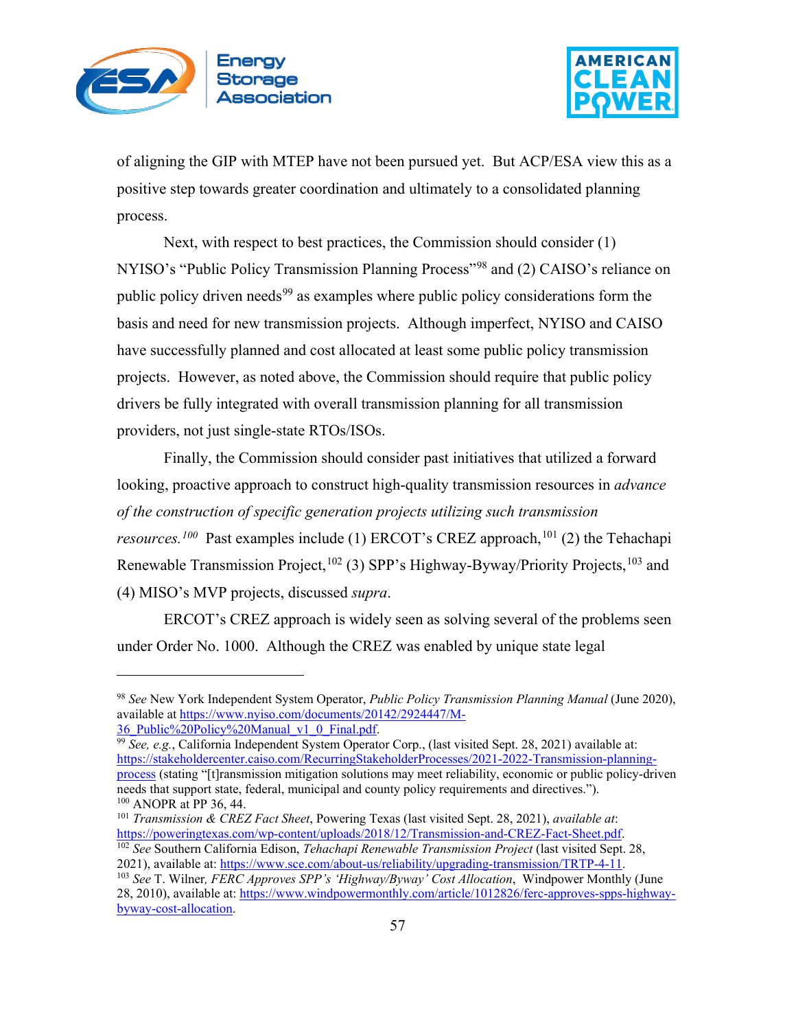of aligning the GIP with MTEP have not been pursued yet. But ACP/ESA view this as a positive step towards greater coordination and ultimately to a consolidated planning process.

Next, with respect to best practices, the Commission should consider (1) NYISO's "Public Policy Transmission Planning Process"[98] and (2) CAISO's reliance on public policy driven needs[99] as examples where public policy considerations form the basis and need for new transmission projects. Although imperfect, NYISO and CAISO have successfully planned and cost allocated at least some public policy transmission projects. However, as noted above, the Commission should require that public policy drivers be fully integrated with overall transmission planning for all transmission providers, not just single-state RTOs/ISOs.

Finally, the Commission should consider past initiatives that utilized a forward looking, proactive approach to construct high-quality transmission resources in *advance of the construction of specific generation projects utilizing such transmission resources.*[100] Past examples include (1) ERCOT's CREZ approach,[101] (2) the Tehachapi Renewable Transmission Project,[102] (3) SPP's Highway-Byway/Priority Projects,[103] and (4) MISO's MVP projects, discussed *supra*.

ERCOT's CREZ approach is widely seen as solving several of the problems seen under Order No. 1000. Although the CREZ was enabled by unique state legal

---

[98] *See* New York Independent System Operator, *Public Policy Transmission Planning Manual* (June 2020), available at https://www.nyiso.com/documents/20142/2924447/M-36_Public%20Policy%20Manual_v1_0_Final.pdf.

[99] *See, e.g.*, California Independent System Operator Corp., (last visited Sept. 28, 2021) available at: https://stakeholdercenter.caiso.com/RecurringStakeholderProcesses/2021-2022-Transmission-planning-process (stating "[t]ransmission mitigation solutions may meet reliability, economic or public policy-driven needs that support state, federal, municipal and county policy requirements and directives.").

[100] ANOPR at PP 36, 44.

[101] *Transmission & CREZ Fact Sheet*, Powering Texas (last visited Sept. 28, 2021), *available at*: https://poweringtexas.com/wp-content/uploads/2018/12/Transmission-and-CREZ-Fact-Sheet.pdf.

[102] *See* Southern California Edison, *Tehachapi Renewable Transmission Project* (last visited Sept. 28, 2021), available at: https://www.sce.com/about-us/reliability/upgrading-transmission/TRTP-4-11.

[103] *See* T. Wilner, *FERC Approves SPP's 'Highway/Byway' Cost Allocation*, Windpower Monthly (June 28, 2010), available at: https://www.windpowermonthly.com/article/1012826/ferc-approves-spps-highway-byway-cost-allocation.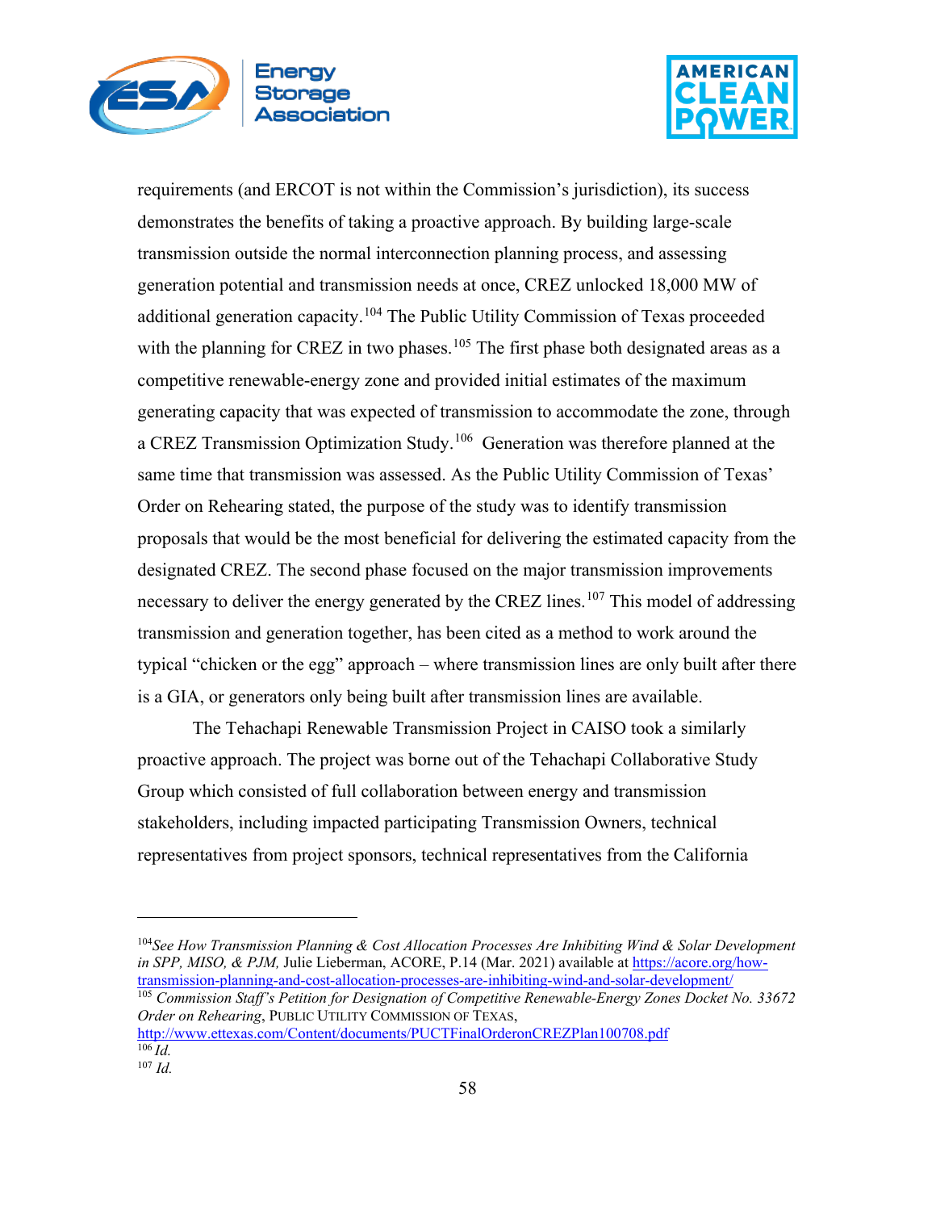requirements (and ERCOT is not within the Commission's jurisdiction), its success demonstrates the benefits of taking a proactive approach. By building large-scale transmission outside the normal interconnection planning process, and assessing generation potential and transmission needs at once, CREZ unlocked 18,000 MW of additional generation capacity.[104] The Public Utility Commission of Texas proceeded with the planning for CREZ in two phases.[105] The first phase both designated areas as a competitive renewable-energy zone and provided initial estimates of the maximum generating capacity that was expected of transmission to accommodate the zone, through a CREZ Transmission Optimization Study.[106] Generation was therefore planned at the same time that transmission was assessed. As the Public Utility Commission of Texas' Order on Rehearing stated, the purpose of the study was to identify transmission proposals that would be the most beneficial for delivering the estimated capacity from the designated CREZ. The second phase focused on the major transmission improvements necessary to deliver the energy generated by the CREZ lines.[107] This model of addressing transmission and generation together, has been cited as a method to work around the typical "chicken or the egg" approach – where transmission lines are only built after there is a GIA, or generators only being built after transmission lines are available.

The Tehachapi Renewable Transmission Project in CAISO took a similarly proactive approach. The project was borne out of the Tehachapi Collaborative Study Group which consisted of full collaboration between energy and transmission stakeholders, including impacted participating Transmission Owners, technical representatives from project sponsors, technical representatives from the California

---

[104] *See How Transmission Planning & Cost Allocation Processes Are Inhibiting Wind & Solar Development in SPP, MISO, & PJM,* Julie Lieberman, ACORE, P.14 (Mar. 2021) available at https://acore.org/how-transmission-planning-and-cost-allocation-processes-are-inhibiting-wind-and-solar-development/

[105] *Commission Staff's Petition for Designation of Competitive Renewable-Energy Zones Docket No. 33672 Order on Rehearing*, PUBLIC UTILITY COMMISSION OF TEXAS, http://www.ettexas.com/Content/documents/PUCTFinalOrderonCREZPlan100708.pdf

[106] *Id.*

[107] *Id.*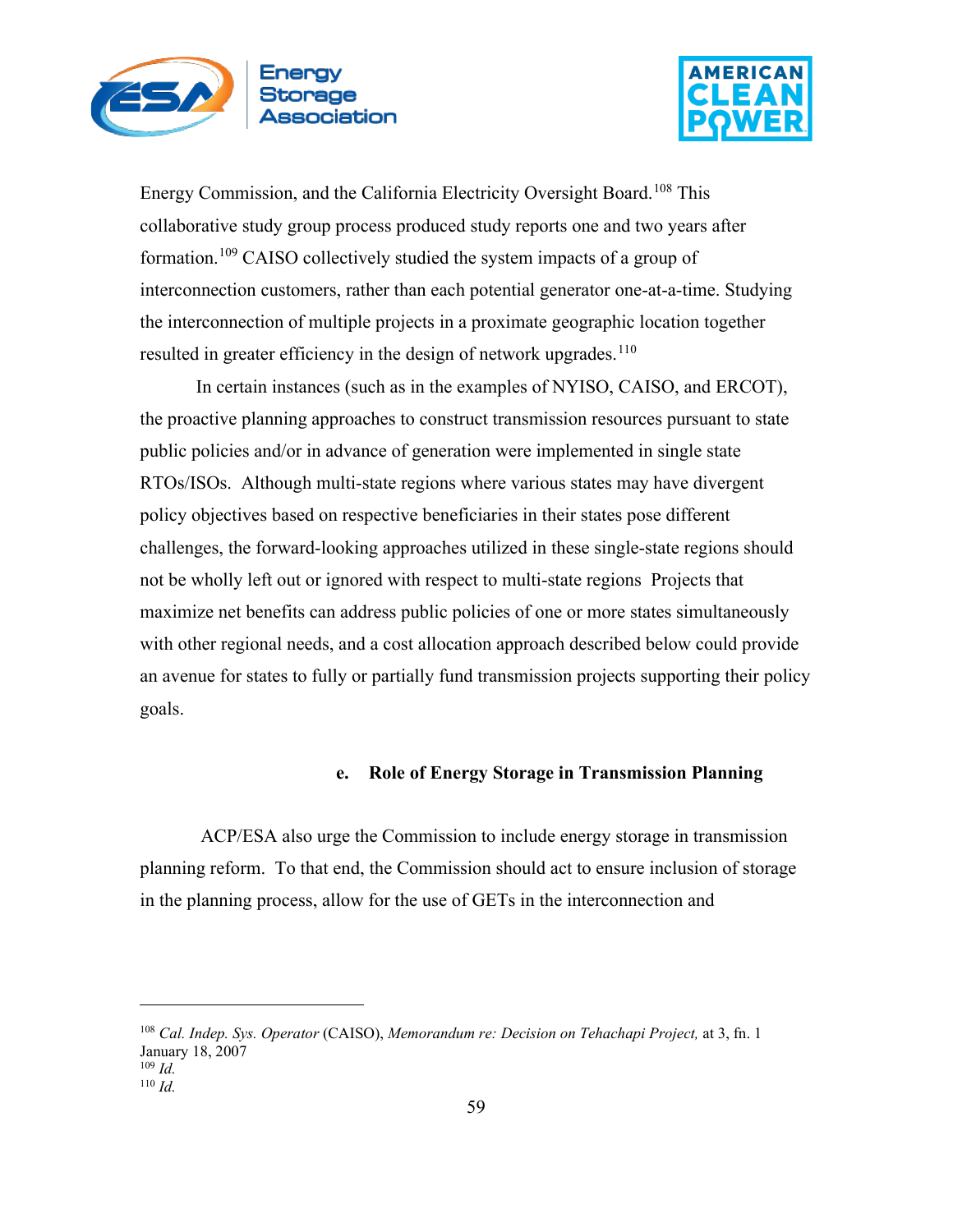Energy Commission, and the California Electricity Oversight Board.[108] This collaborative study group process produced study reports one and two years after formation.[109] CAISO collectively studied the system impacts of a group of interconnection customers, rather than each potential generator one-at-a-time. Studying the interconnection of multiple projects in a proximate geographic location together resulted in greater efficiency in the design of network upgrades.[110]

In certain instances (such as in the examples of NYISO, CAISO, and ERCOT), the proactive planning approaches to construct transmission resources pursuant to state public policies and/or in advance of generation were implemented in single state RTOs/ISOs. Although multi-state regions where various states may have divergent policy objectives based on respective beneficiaries in their states pose different challenges, the forward-looking approaches utilized in these single-state regions should not be wholly left out or ignored with respect to multi-state regions Projects that maximize net benefits can address public policies of one or more states simultaneously with other regional needs, and a cost allocation approach described below could provide an avenue for states to fully or partially fund transmission projects supporting their policy goals.

### e. Role of Energy Storage in Transmission Planning

ACP/ESA also urge the Commission to include energy storage in transmission planning reform. To that end, the Commission should act to ensure inclusion of storage in the planning process, allow for the use of GETs in the interconnection and

---

[108] *Cal. Indep. Sys. Operator* (CAISO), *Memorandum re: Decision on Tehachapi Project,* at 3, fn. 1 January 18, 2007

[109] *Id.*

[110] *Id.*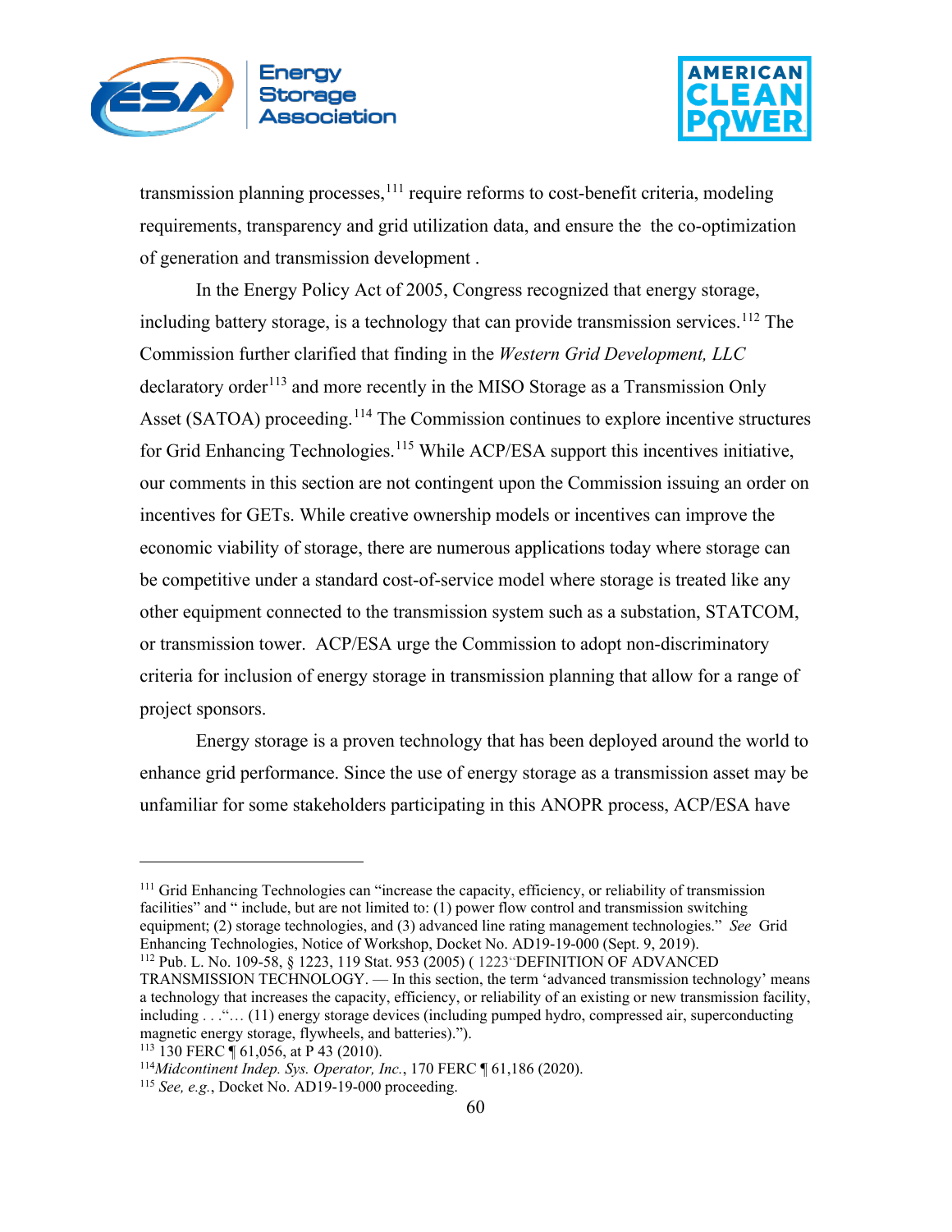transmission planning processes,[111] require reforms to cost-benefit criteria, modeling requirements, transparency and grid utilization data, and ensure the  the co-optimization of generation and transmission development .

In the Energy Policy Act of 2005, Congress recognized that energy storage, including battery storage, is a technology that can provide transmission services.[112] The Commission further clarified that finding in the *Western Grid Development, LLC* declaratory order[113] and more recently in the MISO Storage as a Transmission Only Asset (SATOA) proceeding.[114] The Commission continues to explore incentive structures for Grid Enhancing Technologies.[115] While ACP/ESA support this incentives initiative, our comments in this section are not contingent upon the Commission issuing an order on incentives for GETs. While creative ownership models or incentives can improve the economic viability of storage, there are numerous applications today where storage can be competitive under a standard cost-of-service model where storage is treated like any other equipment connected to the transmission system such as a substation, STATCOM, or transmission tower.  ACP/ESA urge the Commission to adopt non-discriminatory criteria for inclusion of energy storage in transmission planning that allow for a range of project sponsors.

Energy storage is a proven technology that has been deployed around the world to enhance grid performance. Since the use of energy storage as a transmission asset may be unfamiliar for some stakeholders participating in this ANOPR process, ACP/ESA have

---

[111] Grid Enhancing Technologies can "increase the capacity, efficiency, or reliability of transmission facilities" and " include, but are not limited to: (1) power flow control and transmission switching equipment; (2) storage technologies, and (3) advanced line rating management technologies." *See* Grid Enhancing Technologies, Notice of Workshop, Docket No. AD19-19-000 (Sept. 9, 2019).

[112] Pub. L. No. 109-58, § 1223, 119 Stat. 953 (2005) ( 1223"DEFINITION OF ADVANCED TRANSMISSION TECHNOLOGY. — In this section, the term 'advanced transmission technology' means a technology that increases the capacity, efficiency, or reliability of an existing or new transmission facility, including . . ."… (11) energy storage devices (including pumped hydro, compressed air, superconducting magnetic energy storage, flywheels, and batteries).").

[113] 130 FERC ¶ 61,056, at P 43 (2010).

[114] *Midcontinent Indep. Sys. Operator, Inc.*, 170 FERC ¶ 61,186 (2020).

[115] *See, e.g.*, Docket No. AD19-19-000 proceeding.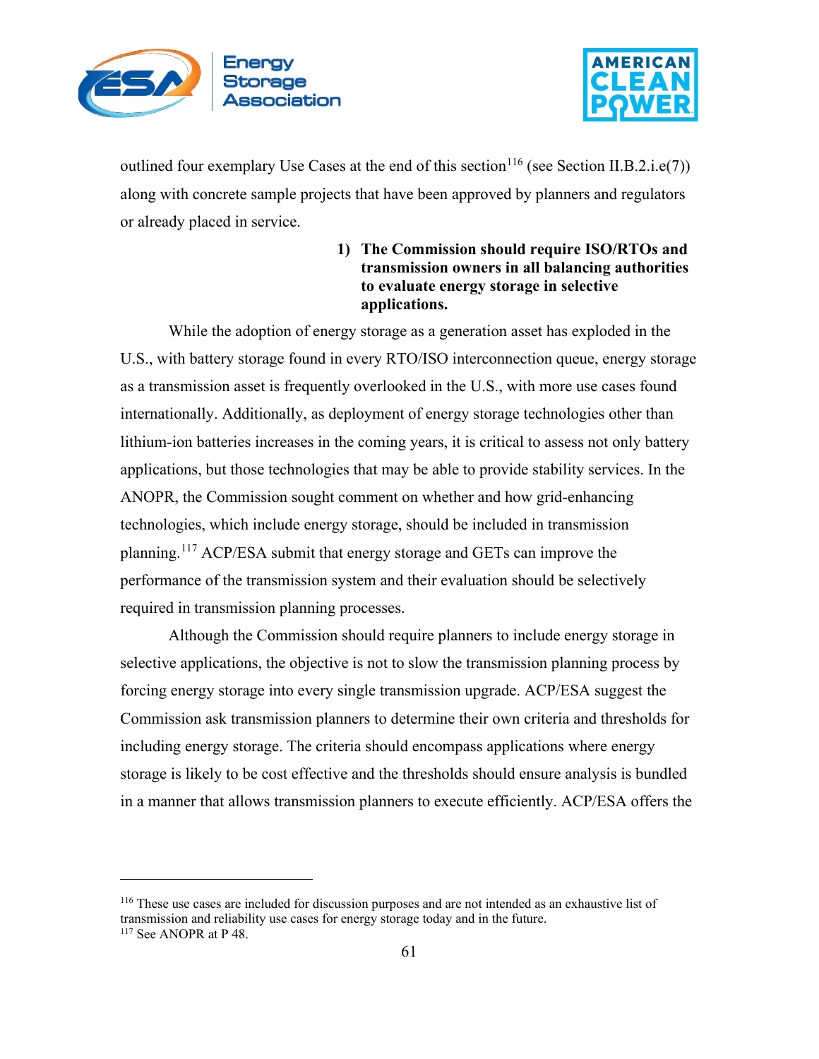outlined four exemplary Use Cases at the end of this section[116] (see Section II.B.2.i.e(7)) along with concrete sample projects that have been approved by planners and regulators or already placed in service.

**1) The Commission should require ISO/RTOs and transmission owners in all balancing authorities to evaluate energy storage in selective applications.**

While the adoption of energy storage as a generation asset has exploded in the U.S., with battery storage found in every RTO/ISO interconnection queue, energy storage as a transmission asset is frequently overlooked in the U.S., with more use cases found internationally. Additionally, as deployment of energy storage technologies other than lithium-ion batteries increases in the coming years, it is critical to assess not only battery applications, but those technologies that may be able to provide stability services. In the ANOPR, the Commission sought comment on whether and how grid-enhancing technologies, which include energy storage, should be included in transmission planning.[117] ACP/ESA submit that energy storage and GETs can improve the performance of the transmission system and their evaluation should be selectively required in transmission planning processes.

Although the Commission should require planners to include energy storage in selective applications, the objective is not to slow the transmission planning process by forcing energy storage into every single transmission upgrade. ACP/ESA suggest the Commission ask transmission planners to determine their own criteria and thresholds for including energy storage. The criteria should encompass applications where energy storage is likely to be cost effective and the thresholds should ensure analysis is bundled in a manner that allows transmission planners to execute efficiently. ACP/ESA offers the

---

[116] These use cases are included for discussion purposes and are not intended as an exhaustive list of transmission and reliability use cases for energy storage today and in the future.

[117] See ANOPR at P 48.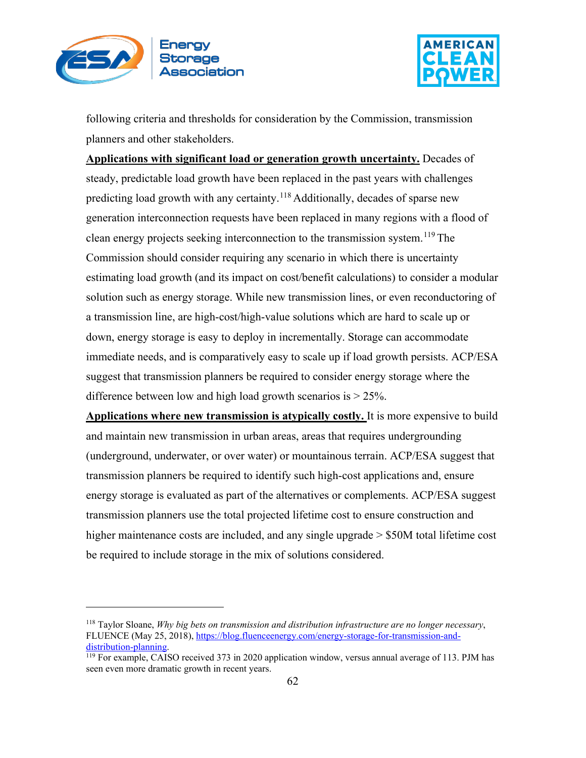following criteria and thresholds for consideration by the Commission, transmission planners and other stakeholders.

**Applications with significant load or generation growth uncertainty.** Decades of steady, predictable load growth have been replaced in the past years with challenges predicting load growth with any certainty.[118] Additionally, decades of sparse new generation interconnection requests have been replaced in many regions with a flood of clean energy projects seeking interconnection to the transmission system.[119] The Commission should consider requiring any scenario in which there is uncertainty estimating load growth (and its impact on cost/benefit calculations) to consider a modular solution such as energy storage. While new transmission lines, or even reconductoring of a transmission line, are high-cost/high-value solutions which are hard to scale up or down, energy storage is easy to deploy in incrementally. Storage can accommodate immediate needs, and is comparatively easy to scale up if load growth persists. ACP/ESA suggest that transmission planners be required to consider energy storage where the difference between low and high load growth scenarios is > 25%.

**Applications where new transmission is atypically costly.** It is more expensive to build and maintain new transmission in urban areas, areas that requires undergrounding (underground, underwater, or over water) or mountainous terrain. ACP/ESA suggest that transmission planners be required to identify such high-cost applications and, ensure energy storage is evaluated as part of the alternatives or complements. ACP/ESA suggest transmission planners use the total projected lifetime cost to ensure construction and higher maintenance costs are included, and any single upgrade > $50M total lifetime cost be required to include storage in the mix of solutions considered.

---

[118] Taylor Sloane, *Why big bets on transmission and distribution infrastructure are no longer necessary*, FLUENCE (May 25, 2018), https://blog.fluenceenergy.com/energy-storage-for-transmission-and-distribution-planning.

[119] For example, CAISO received 373 in 2020 application window, versus annual average of 113. PJM has seen even more dramatic growth in recent years.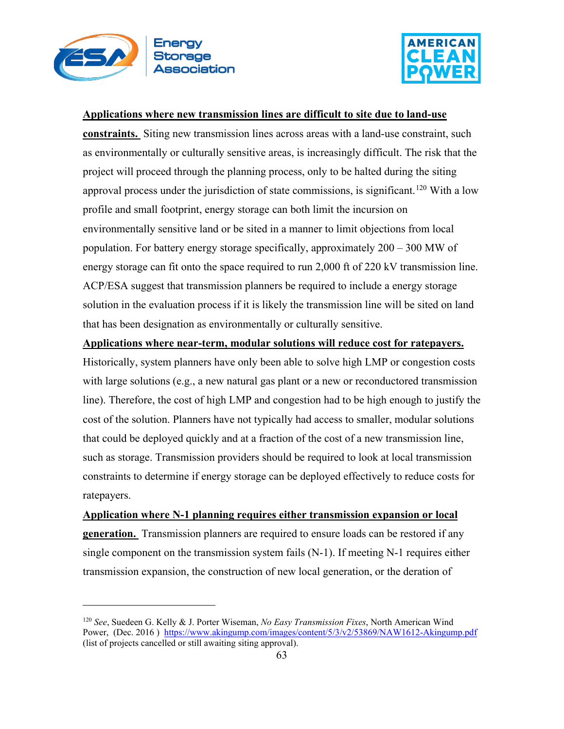**Applications where new transmission lines are difficult to site due to land-use constraints.** Siting new transmission lines across areas with a land-use constraint, such as environmentally or culturally sensitive areas, is increasingly difficult. The risk that the project will proceed through the planning process, only to be halted during the siting approval process under the jurisdiction of state commissions, is significant.[120] With a low profile and small footprint, energy storage can both limit the incursion on environmentally sensitive land or be sited in a manner to limit objections from local population. For battery energy storage specifically, approximately 200 – 300 MW of energy storage can fit onto the space required to run 2,000 ft of 220 kV transmission line. ACP/ESA suggest that transmission planners be required to include a energy storage solution in the evaluation process if it is likely the transmission line will be sited on land that has been designation as environmentally or culturally sensitive.

**Applications where near-term, modular solutions will reduce cost for ratepayers.** Historically, system planners have only been able to solve high LMP or congestion costs with large solutions (e.g., a new natural gas plant or a new or reconductored transmission line). Therefore, the cost of high LMP and congestion had to be high enough to justify the cost of the solution. Planners have not typically had access to smaller, modular solutions that could be deployed quickly and at a fraction of the cost of a new transmission line, such as storage. Transmission providers should be required to look at local transmission constraints to determine if energy storage can be deployed effectively to reduce costs for ratepayers.

**Application where N-1 planning requires either transmission expansion or local generation.** Transmission planners are required to ensure loads can be restored if any single component on the transmission system fails (N-1). If meeting N-1 requires either transmission expansion, the construction of new local generation, or the deration of

---

[120] *See*, Suedeen G. Kelly & J. Porter Wiseman, *No Easy Transmission Fixes*, North American Wind Power, (Dec. 2016 ) https://www.akingump.com/images/content/5/3/v2/53869/NAW1612-Akingump.pdf (list of projects cancelled or still awaiting siting approval).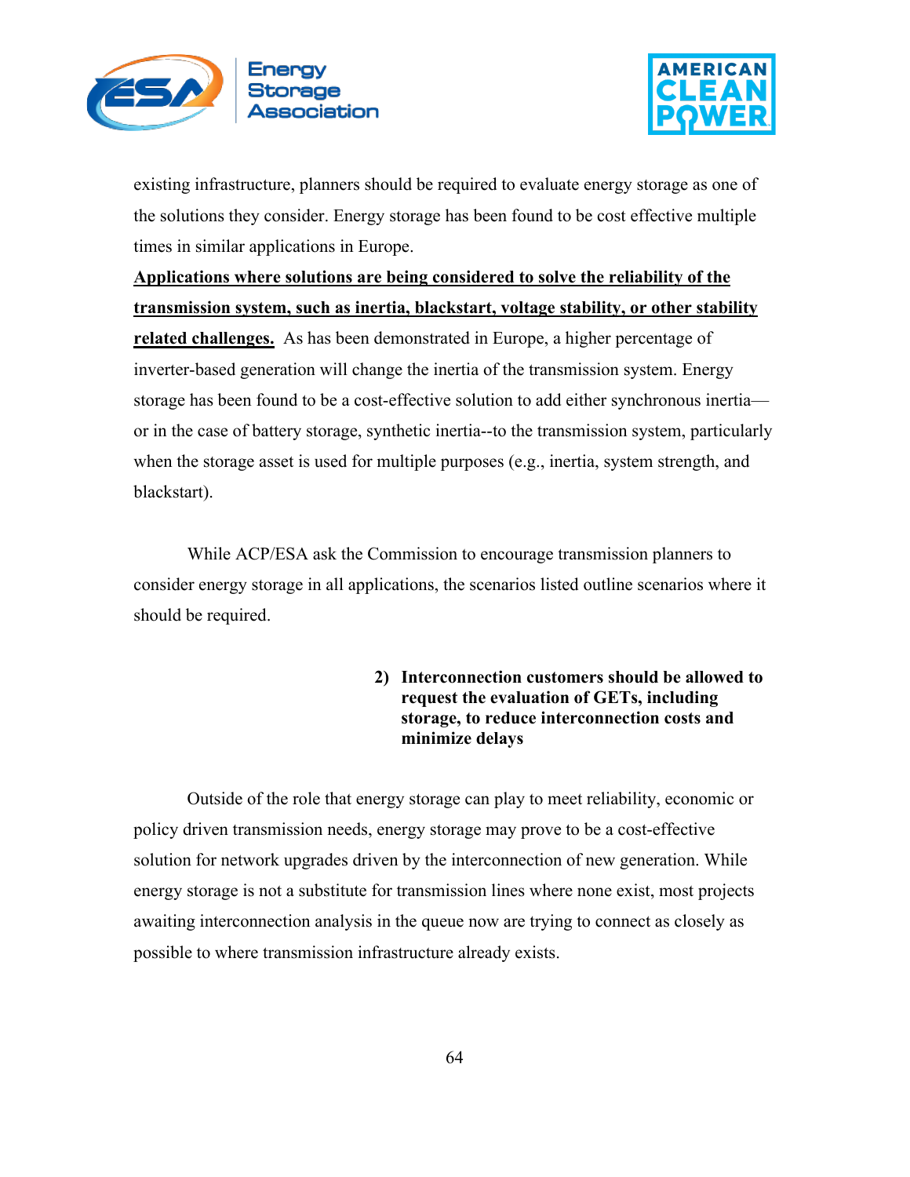existing infrastructure, planners should be required to evaluate energy storage as one of the solutions they consider. Energy storage has been found to be cost effective multiple times in similar applications in Europe.

**Applications where solutions are being considered to solve the reliability of the transmission system, such as inertia, blackstart, voltage stability, or other stability related challenges.** As has been demonstrated in Europe, a higher percentage of inverter-based generation will change the inertia of the transmission system. Energy storage has been found to be a cost-effective solution to add either synchronous inertia—or in the case of battery storage, synthetic inertia--to the transmission system, particularly when the storage asset is used for multiple purposes (e.g., inertia, system strength, and blackstart).

While ACP/ESA ask the Commission to encourage transmission planners to consider energy storage in all applications, the scenarios listed outline scenarios where it should be required.

### 2) Interconnection customers should be allowed to request the evaluation of GETs, including storage, to reduce interconnection costs and minimize delays

Outside of the role that energy storage can play to meet reliability, economic or policy driven transmission needs, energy storage may prove to be a cost-effective solution for network upgrades driven by the interconnection of new generation. While energy storage is not a substitute for transmission lines where none exist, most projects awaiting interconnection analysis in the queue now are trying to connect as closely as possible to where transmission infrastructure already exists.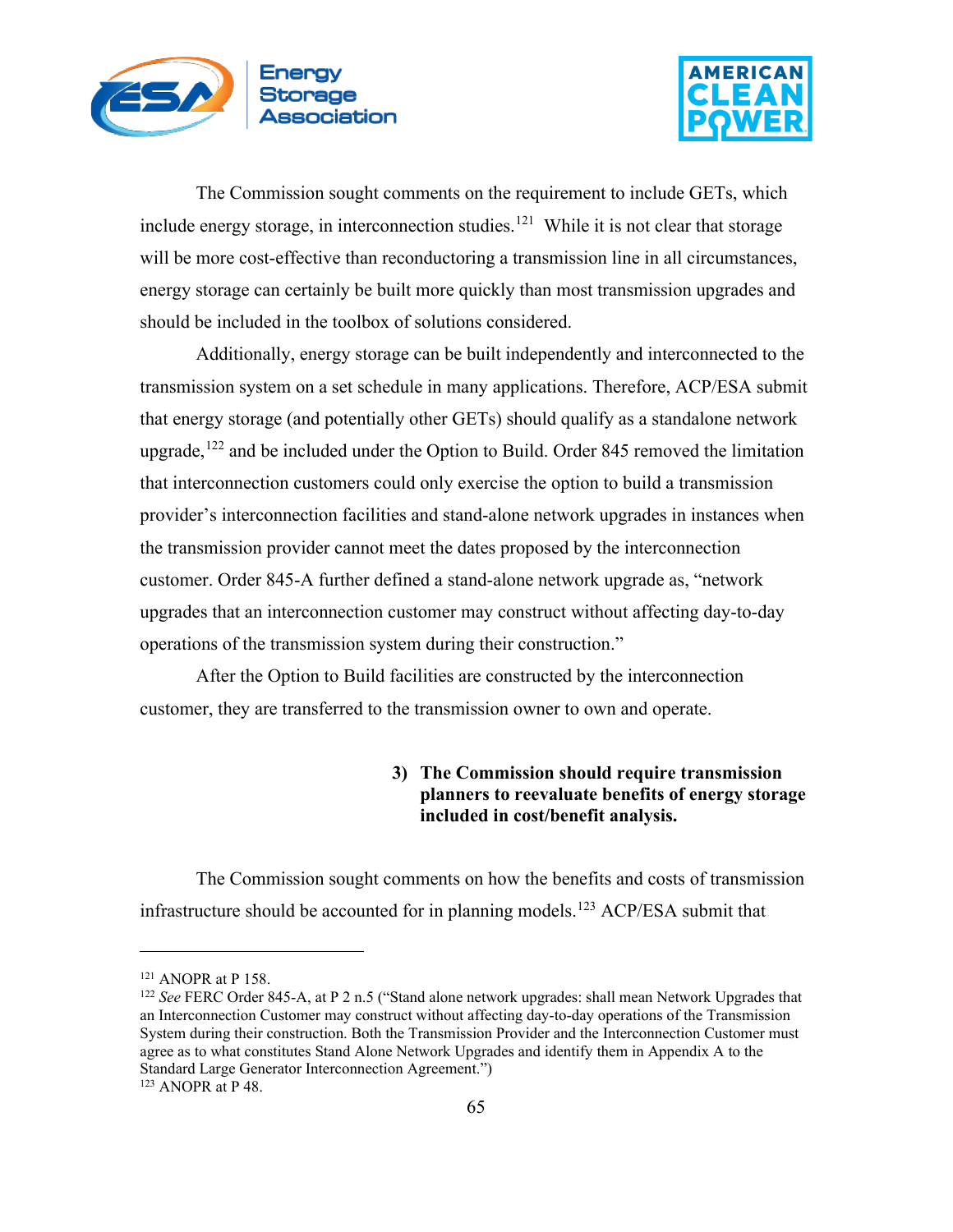The Commission sought comments on the requirement to include GETs, which include energy storage, in interconnection studies.[121] While it is not clear that storage will be more cost-effective than reconductoring a transmission line in all circumstances, energy storage can certainly be built more quickly than most transmission upgrades and should be included in the toolbox of solutions considered.

Additionally, energy storage can be built independently and interconnected to the transmission system on a set schedule in many applications. Therefore, ACP/ESA submit that energy storage (and potentially other GETs) should qualify as a standalone network upgrade,[122] and be included under the Option to Build. Order 845 removed the limitation that interconnection customers could only exercise the option to build a transmission provider's interconnection facilities and stand-alone network upgrades in instances when the transmission provider cannot meet the dates proposed by the interconnection customer. Order 845-A further defined a stand-alone network upgrade as, "network upgrades that an interconnection customer may construct without affecting day-to-day operations of the transmission system during their construction."

After the Option to Build facilities are constructed by the interconnection customer, they are transferred to the transmission owner to own and operate.

**3) The Commission should require transmission planners to reevaluate benefits of energy storage included in cost/benefit analysis.**

The Commission sought comments on how the benefits and costs of transmission infrastructure should be accounted for in planning models.[123] ACP/ESA submit that

---

[121] ANOPR at P 158.

[122] *See* FERC Order 845-A, at P 2 n.5 ("Stand alone network upgrades: shall mean Network Upgrades that an Interconnection Customer may construct without affecting day-to-day operations of the Transmission System during their construction. Both the Transmission Provider and the Interconnection Customer must agree as to what constitutes Stand Alone Network Upgrades and identify them in Appendix A to the Standard Large Generator Interconnection Agreement.")

[123] ANOPR at P 48.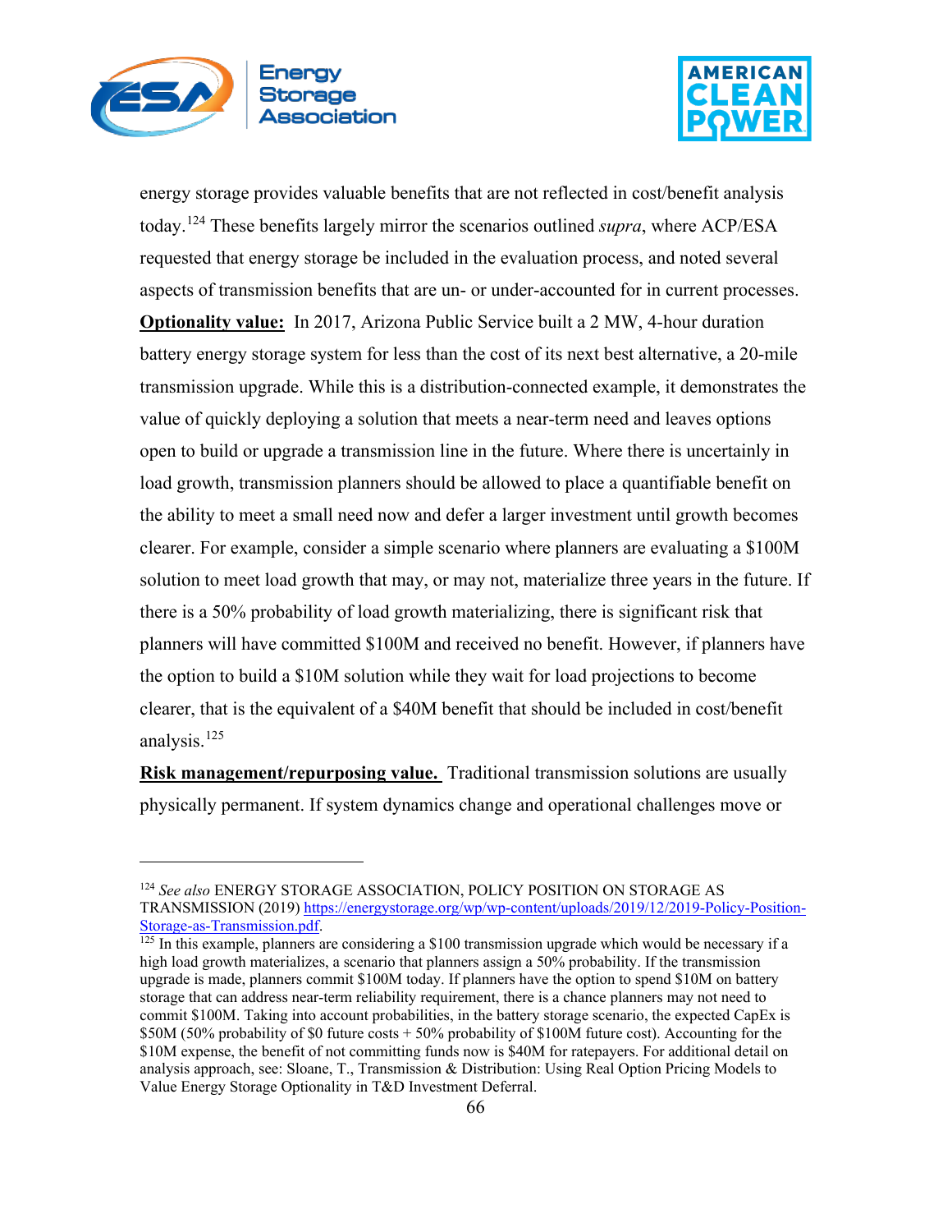energy storage provides valuable benefits that are not reflected in cost/benefit analysis today.[124] These benefits largely mirror the scenarios outlined *supra*, where ACP/ESA requested that energy storage be included in the evaluation process, and noted several aspects of transmission benefits that are un- or under-accounted for in current processes.

**Optionality value:** In 2017, Arizona Public Service built a 2 MW, 4-hour duration battery energy storage system for less than the cost of its next best alternative, a 20-mile transmission upgrade. While this is a distribution-connected example, it demonstrates the value of quickly deploying a solution that meets a near-term need and leaves options open to build or upgrade a transmission line in the future. Where there is uncertainly in load growth, transmission planners should be allowed to place a quantifiable benefit on the ability to meet a small need now and defer a larger investment until growth becomes clearer. For example, consider a simple scenario where planners are evaluating a $100M solution to meet load growth that may, or may not, materialize three years in the future. If there is a 50% probability of load growth materializing, there is significant risk that planners will have committed $100M and received no benefit. However, if planners have the option to build a $10M solution while they wait for load projections to become clearer, that is the equivalent of a $40M benefit that should be included in cost/benefit analysis.[125]

**Risk management/repurposing value.** Traditional transmission solutions are usually physically permanent. If system dynamics change and operational challenges move or

---

[124] *See also* ENERGY STORAGE ASSOCIATION, POLICY POSITION ON STORAGE AS TRANSMISSION (2019) https://energystorage.org/wp/wp-content/uploads/2019/12/2019-Policy-Position-Storage-as-Transmission.pdf.

[125] In this example, planners are considering a $100 transmission upgrade which would be necessary if a high load growth materializes, a scenario that planners assign a 50% probability. If the transmission upgrade is made, planners commit $100M today. If planners have the option to spend $10M on battery storage that can address near-term reliability requirement, there is a chance planners may not need to commit $100M. Taking into account probabilities, in the battery storage scenario, the expected CapEx is $50M (50% probability of $0 future costs + 50% probability of $100M future cost). Accounting for the $10M expense, the benefit of not committing funds now is $40M for ratepayers. For additional detail on analysis approach, see: Sloane, T., Transmission & Distribution: Using Real Option Pricing Models to Value Energy Storage Optionality in T&D Investment Deferral.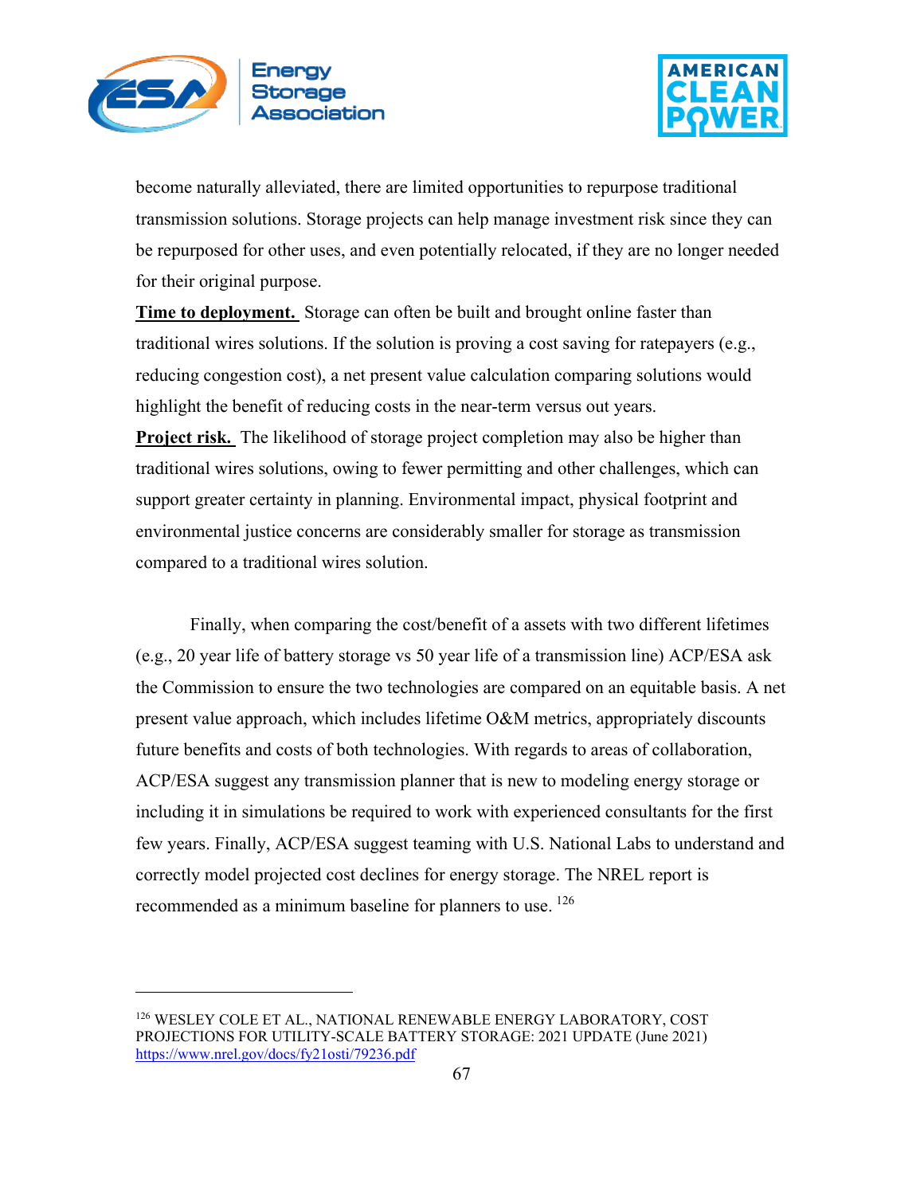become naturally alleviated, there are limited opportunities to repurpose traditional transmission solutions. Storage projects can help manage investment risk since they can be repurposed for other uses, and even potentially relocated, if they are no longer needed for their original purpose.

**Time to deployment.** Storage can often be built and brought online faster than traditional wires solutions. If the solution is proving a cost saving for ratepayers (e.g., reducing congestion cost), a net present value calculation comparing solutions would highlight the benefit of reducing costs in the near-term versus out years.

**Project risk.** The likelihood of storage project completion may also be higher than traditional wires solutions, owing to fewer permitting and other challenges, which can support greater certainty in planning. Environmental impact, physical footprint and environmental justice concerns are considerably smaller for storage as transmission compared to a traditional wires solution.

Finally, when comparing the cost/benefit of a assets with two different lifetimes (e.g., 20 year life of battery storage vs 50 year life of a transmission line) ACP/ESA ask the Commission to ensure the two technologies are compared on an equitable basis. A net present value approach, which includes lifetime O&M metrics, appropriately discounts future benefits and costs of both technologies. With regards to areas of collaboration, ACP/ESA suggest any transmission planner that is new to modeling energy storage or including it in simulations be required to work with experienced consultants for the first few years. Finally, ACP/ESA suggest teaming with U.S. National Labs to understand and correctly model projected cost declines for energy storage. The NREL report is recommended as a minimum baseline for planners to use. [126]

---

[126] WESLEY COLE ET AL., NATIONAL RENEWABLE ENERGY LABORATORY, COST PROJECTIONS FOR UTILITY-SCALE BATTERY STORAGE: 2021 UPDATE (June 2021) https://www.nrel.gov/docs/fy21osti/79236.pdf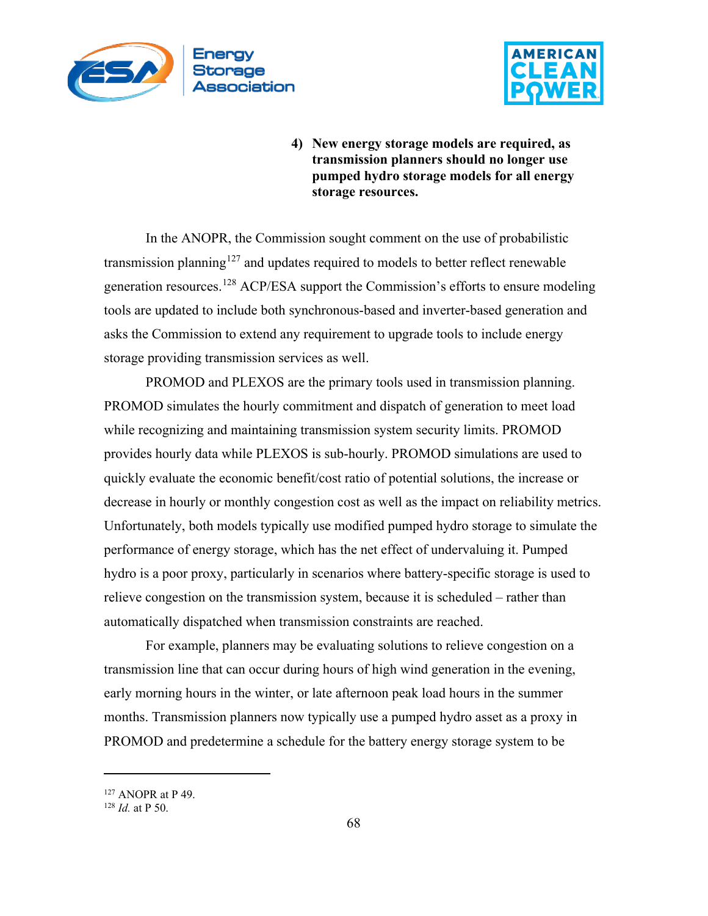**4) New energy storage models are required, as transmission planners should no longer use pumped hydro storage models for all energy storage resources.**

In the ANOPR, the Commission sought comment on the use of probabilistic transmission planning[127] and updates required to models to better reflect renewable generation resources.[128] ACP/ESA support the Commission's efforts to ensure modeling tools are updated to include both synchronous-based and inverter-based generation and asks the Commission to extend any requirement to upgrade tools to include energy storage providing transmission services as well.

PROMOD and PLEXOS are the primary tools used in transmission planning. PROMOD simulates the hourly commitment and dispatch of generation to meet load while recognizing and maintaining transmission system security limits. PROMOD provides hourly data while PLEXOS is sub-hourly. PROMOD simulations are used to quickly evaluate the economic benefit/cost ratio of potential solutions, the increase or decrease in hourly or monthly congestion cost as well as the impact on reliability metrics. Unfortunately, both models typically use modified pumped hydro storage to simulate the performance of energy storage, which has the net effect of undervaluing it. Pumped hydro is a poor proxy, particularly in scenarios where battery-specific storage is used to relieve congestion on the transmission system, because it is scheduled – rather than automatically dispatched when transmission constraints are reached.

For example, planners may be evaluating solutions to relieve congestion on a transmission line that can occur during hours of high wind generation in the evening, early morning hours in the winter, or late afternoon peak load hours in the summer months. Transmission planners now typically use a pumped hydro asset as a proxy in PROMOD and predetermine a schedule for the battery energy storage system to be

---

[127] ANOPR at P 49.

[128] *Id.* at P 50.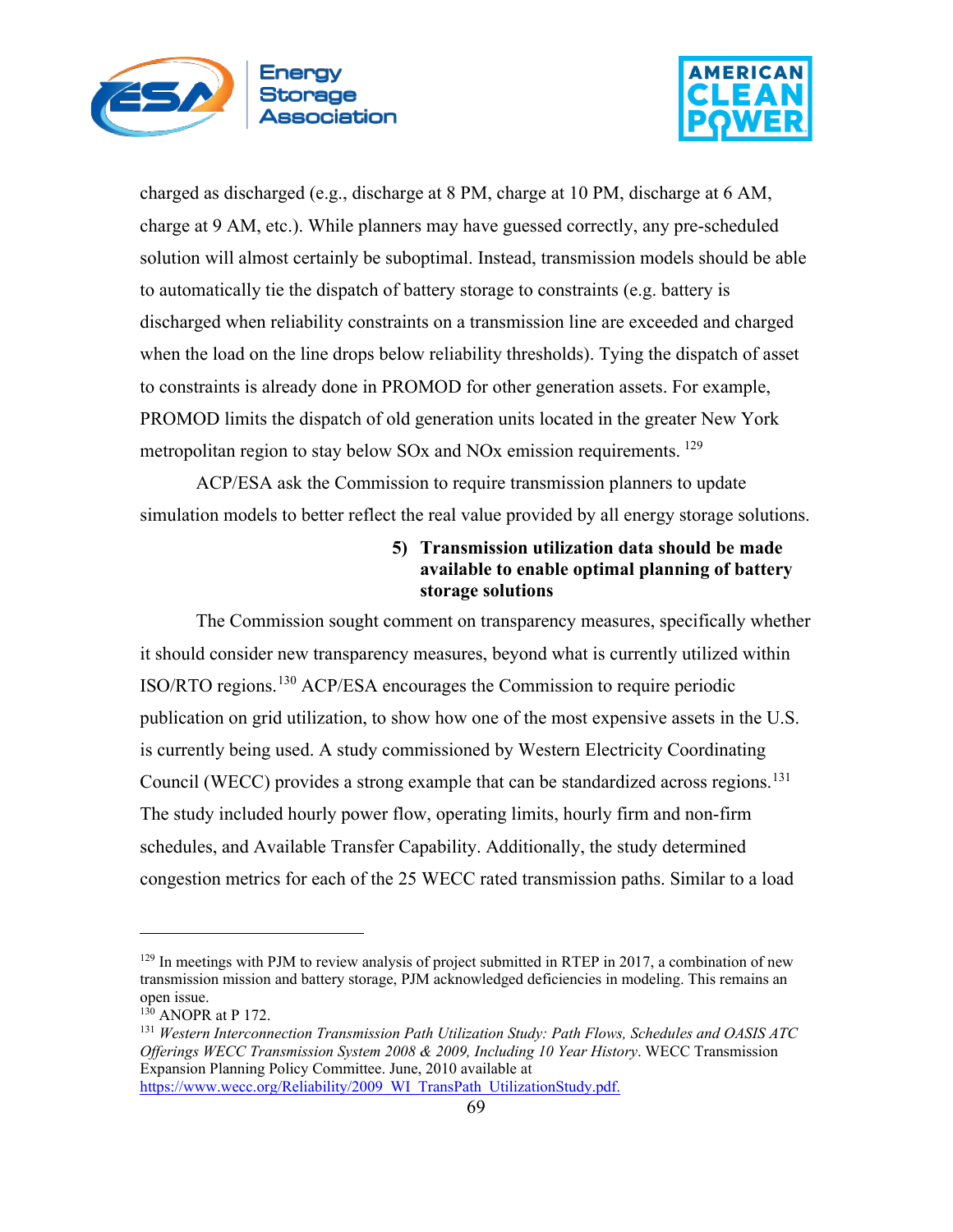charged as discharged (e.g., discharge at 8 PM, charge at 10 PM, discharge at 6 AM, charge at 9 AM, etc.). While planners may have guessed correctly, any pre-scheduled solution will almost certainly be suboptimal. Instead, transmission models should be able to automatically tie the dispatch of battery storage to constraints (e.g. battery is discharged when reliability constraints on a transmission line are exceeded and charged when the load on the line drops below reliability thresholds). Tying the dispatch of asset to constraints is already done in PROMOD for other generation assets. For example, PROMOD limits the dispatch of old generation units located in the greater New York metropolitan region to stay below SOx and NOx emission requirements. [129]

ACP/ESA ask the Commission to require transmission planners to update simulation models to better reflect the real value provided by all energy storage solutions.

### 5) Transmission utilization data should be made available to enable optimal planning of battery storage solutions

The Commission sought comment on transparency measures, specifically whether it should consider new transparency measures, beyond what is currently utilized within ISO/RTO regions.[130] ACP/ESA encourages the Commission to require periodic publication on grid utilization, to show how one of the most expensive assets in the U.S. is currently being used. A study commissioned by Western Electricity Coordinating Council (WECC) provides a strong example that can be standardized across regions.[131] The study included hourly power flow, operating limits, hourly firm and non-firm schedules, and Available Transfer Capability. Additionally, the study determined congestion metrics for each of the 25 WECC rated transmission paths. Similar to a load

---

[129] In meetings with PJM to review analysis of project submitted in RTEP in 2017, a combination of new transmission mission and battery storage, PJM acknowledged deficiencies in modeling. This remains an open issue.

[130] ANOPR at P 172.

[131] *Western Interconnection Transmission Path Utilization Study: Path Flows, Schedules and OASIS ATC Offerings WECC Transmission System 2008 & 2009, Including 10 Year History*. WECC Transmission Expansion Planning Policy Committee. June, 2010 available at https://www.wecc.org/Reliability/2009_WI_TransPath_UtilizationStudy.pdf.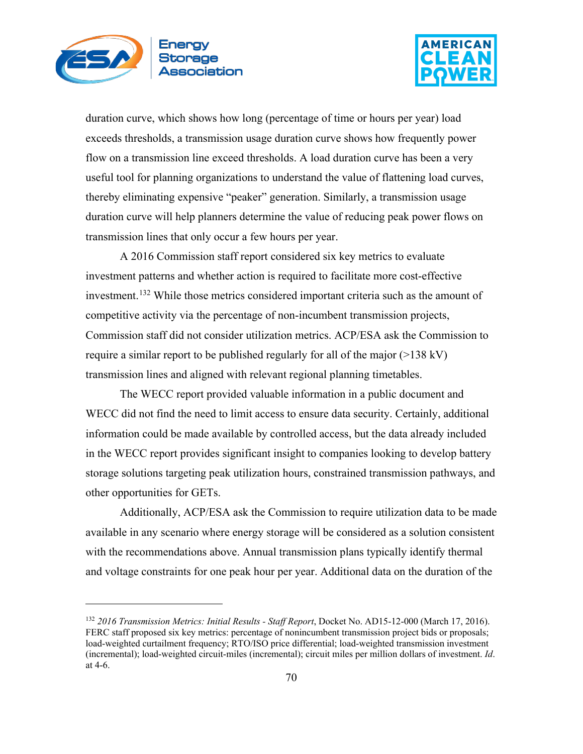duration curve, which shows how long (percentage of time or hours per year) load exceeds thresholds, a transmission usage duration curve shows how frequently power flow on a transmission line exceed thresholds. A load duration curve has been a very useful tool for planning organizations to understand the value of flattening load curves, thereby eliminating expensive "peaker" generation. Similarly, a transmission usage duration curve will help planners determine the value of reducing peak power flows on transmission lines that only occur a few hours per year.

A 2016 Commission staff report considered six key metrics to evaluate investment patterns and whether action is required to facilitate more cost-effective investment.[132] While those metrics considered important criteria such as the amount of competitive activity via the percentage of non-incumbent transmission projects, Commission staff did not consider utilization metrics. ACP/ESA ask the Commission to require a similar report to be published regularly for all of the major (>138 kV) transmission lines and aligned with relevant regional planning timetables.

The WECC report provided valuable information in a public document and WECC did not find the need to limit access to ensure data security. Certainly, additional information could be made available by controlled access, but the data already included in the WECC report provides significant insight to companies looking to develop battery storage solutions targeting peak utilization hours, constrained transmission pathways, and other opportunities for GETs.

Additionally, ACP/ESA ask the Commission to require utilization data to be made available in any scenario where energy storage will be considered as a solution consistent with the recommendations above. Annual transmission plans typically identify thermal and voltage constraints for one peak hour per year. Additional data on the duration of the

---

[132] *2016 Transmission Metrics: Initial Results - Staff Report*, Docket No. AD15-12-000 (March 17, 2016). FERC staff proposed six key metrics: percentage of nonincumbent transmission project bids or proposals; load-weighted curtailment frequency; RTO/ISO price differential; load-weighted transmission investment (incremental); load-weighted circuit-miles (incremental); circuit miles per million dollars of investment. *Id*. at 4-6.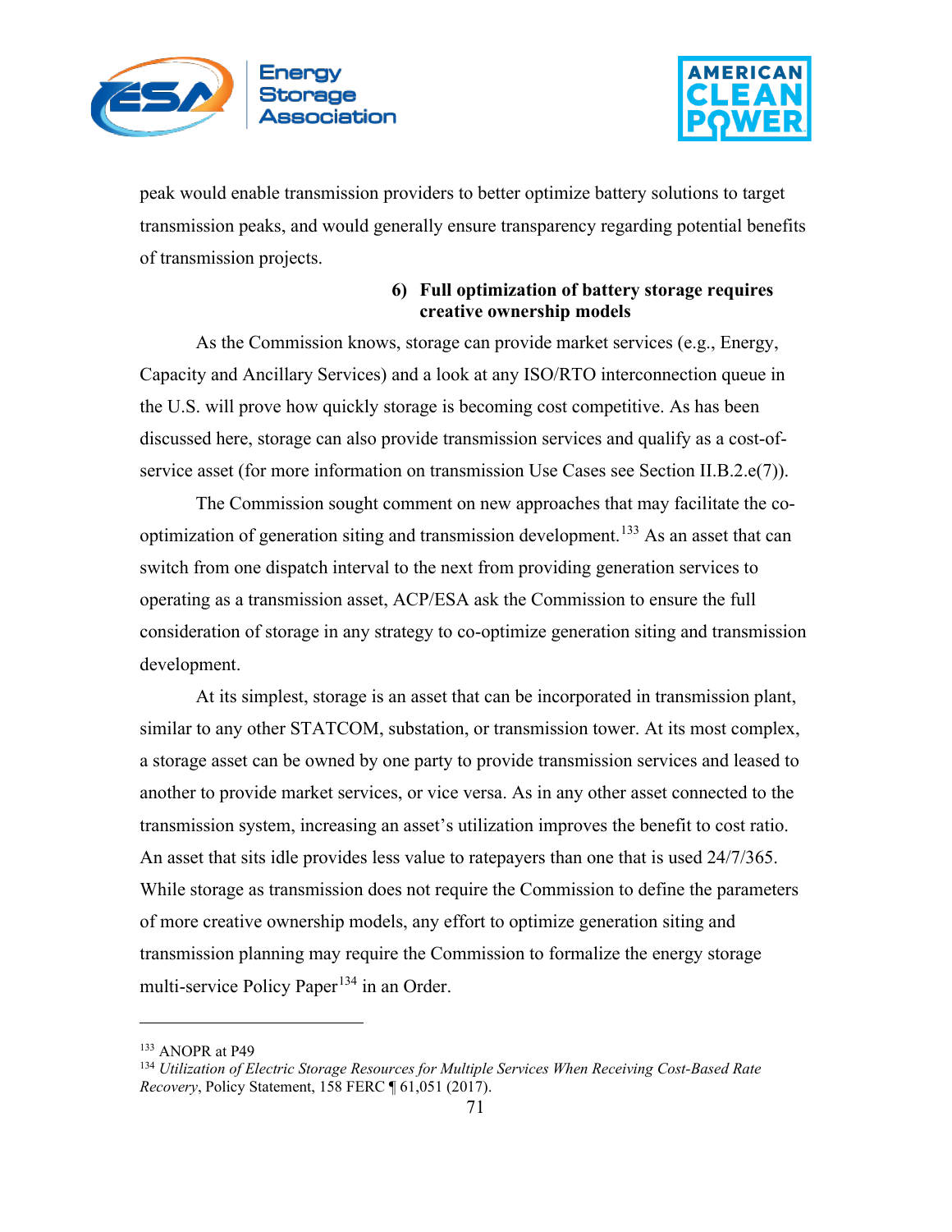peak would enable transmission providers to better optimize battery solutions to target transmission peaks, and would generally ensure transparency regarding potential benefits of transmission projects.

#### 6) Full optimization of battery storage requires creative ownership models

As the Commission knows, storage can provide market services (e.g., Energy, Capacity and Ancillary Services) and a look at any ISO/RTO interconnection queue in the U.S. will prove how quickly storage is becoming cost competitive. As has been discussed here, storage can also provide transmission services and qualify as a cost-of-service asset (for more information on transmission Use Cases see Section II.B.2.e(7)).

The Commission sought comment on new approaches that may facilitate the co-optimization of generation siting and transmission development.[133] As an asset that can switch from one dispatch interval to the next from providing generation services to operating as a transmission asset, ACP/ESA ask the Commission to ensure the full consideration of storage in any strategy to co-optimize generation siting and transmission development.

At its simplest, storage is an asset that can be incorporated in transmission plant, similar to any other STATCOM, substation, or transmission tower. At its most complex, a storage asset can be owned by one party to provide transmission services and leased to another to provide market services, or vice versa. As in any other asset connected to the transmission system, increasing an asset's utilization improves the benefit to cost ratio. An asset that sits idle provides less value to ratepayers than one that is used 24/7/365. While storage as transmission does not require the Commission to define the parameters of more creative ownership models, any effort to optimize generation siting and transmission planning may require the Commission to formalize the energy storage multi-service Policy Paper[134] in an Order.

---

[133] ANOPR at P49

[134] *Utilization of Electric Storage Resources for Multiple Services When Receiving Cost-Based Rate Recovery*, Policy Statement, 158 FERC ¶ 61,051 (2017).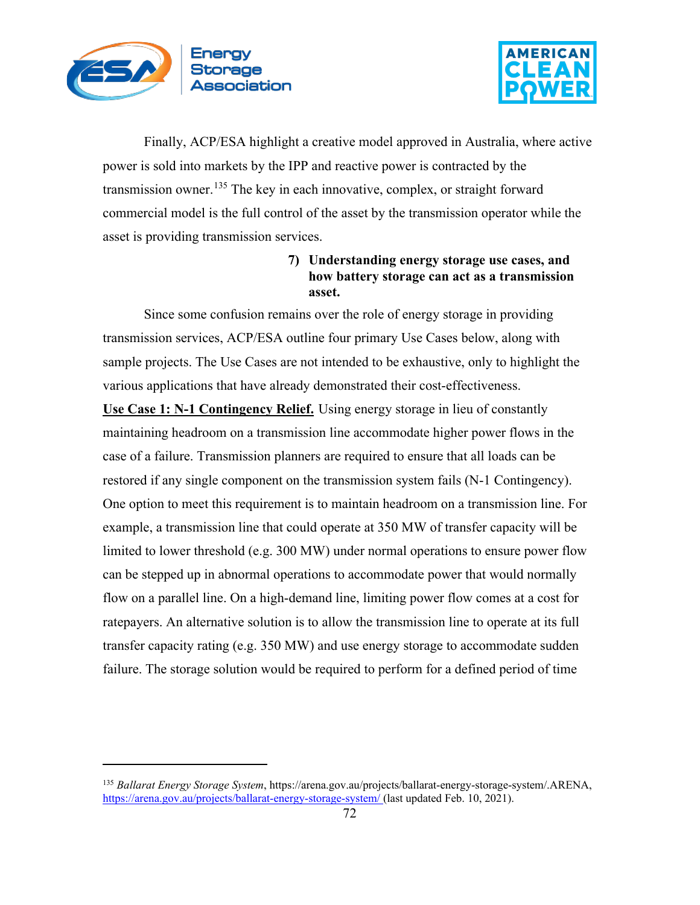Finally, ACP/ESA highlight a creative model approved in Australia, where active power is sold into markets by the IPP and reactive power is contracted by the transmission owner.[135] The key in each innovative, complex, or straight forward commercial model is the full control of the asset by the transmission operator while the asset is providing transmission services.

### 7) Understanding energy storage use cases, and how battery storage can act as a transmission asset.

Since some confusion remains over the role of energy storage in providing transmission services, ACP/ESA outline four primary Use Cases below, along with sample projects. The Use Cases are not intended to be exhaustive, only to highlight the various applications that have already demonstrated their cost-effectiveness.

**Use Case 1: N-1 Contingency Relief.** Using energy storage in lieu of constantly maintaining headroom on a transmission line accommodate higher power flows in the case of a failure. Transmission planners are required to ensure that all loads can be restored if any single component on the transmission system fails (N-1 Contingency). One option to meet this requirement is to maintain headroom on a transmission line. For example, a transmission line that could operate at 350 MW of transfer capacity will be limited to lower threshold (e.g. 300 MW) under normal operations to ensure power flow can be stepped up in abnormal operations to accommodate power that would normally flow on a parallel line. On a high-demand line, limiting power flow comes at a cost for ratepayers. An alternative solution is to allow the transmission line to operate at its full transfer capacity rating (e.g. 350 MW) and use energy storage to accommodate sudden failure. The storage solution would be required to perform for a defined period of time

---

[135] *Ballarat Energy Storage System*, https://arena.gov.au/projects/ballarat-energy-storage-system/.ARENA, https://arena.gov.au/projects/ballarat-energy-storage-system/ (last updated Feb. 10, 2021).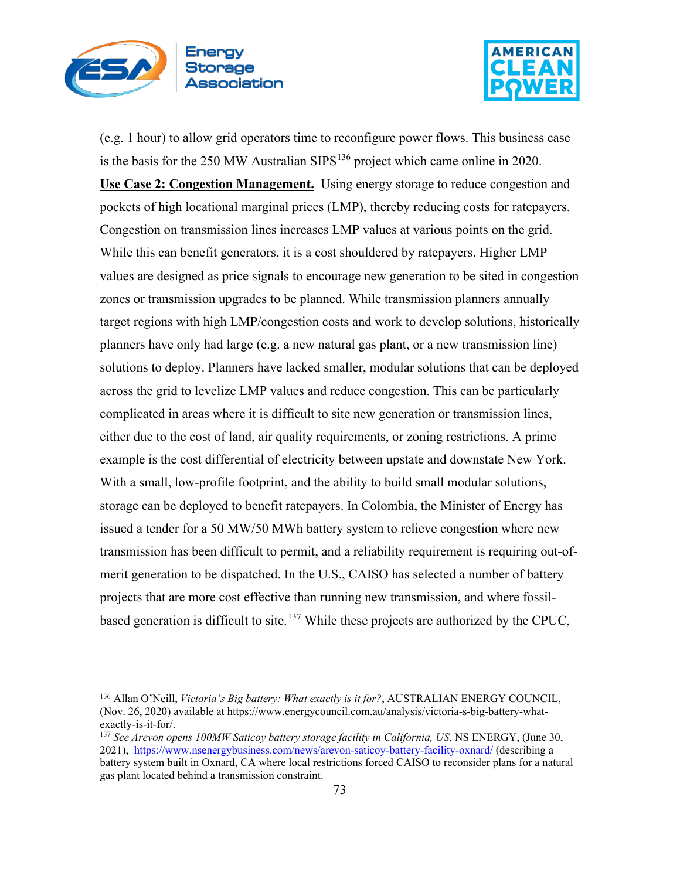(e.g. 1 hour) to allow grid operators time to reconfigure power flows. This business case is the basis for the 250 MW Australian SIPS[136] project which came online in 2020.

**Use Case 2: Congestion Management.** Using energy storage to reduce congestion and pockets of high locational marginal prices (LMP), thereby reducing costs for ratepayers. Congestion on transmission lines increases LMP values at various points on the grid. While this can benefit generators, it is a cost shouldered by ratepayers. Higher LMP values are designed as price signals to encourage new generation to be sited in congestion zones or transmission upgrades to be planned. While transmission planners annually target regions with high LMP/congestion costs and work to develop solutions, historically planners have only had large (e.g. a new natural gas plant, or a new transmission line) solutions to deploy. Planners have lacked smaller, modular solutions that can be deployed across the grid to levelize LMP values and reduce congestion. This can be particularly complicated in areas where it is difficult to site new generation or transmission lines, either due to the cost of land, air quality requirements, or zoning restrictions. A prime example is the cost differential of electricity between upstate and downstate New York. With a small, low-profile footprint, and the ability to build small modular solutions, storage can be deployed to benefit ratepayers. In Colombia, the Minister of Energy has issued a tender for a 50 MW/50 MWh battery system to relieve congestion where new transmission has been difficult to permit, and a reliability requirement is requiring out-of-merit generation to be dispatched. In the U.S., CAISO has selected a number of battery projects that are more cost effective than running new transmission, and where fossil-based generation is difficult to site.[137] While these projects are authorized by the CPUC,

---

[136] Allan O'Neill, *Victoria's Big battery: What exactly is it for?*, AUSTRALIAN ENERGY COUNCIL, (Nov. 26, 2020) available at https://www.energycouncil.com.au/analysis/victoria-s-big-battery-what-exactly-is-it-for/.

[137] *See Arevon opens 100MW Saticoy battery storage facility in California, US*, NS ENERGY, (June 30, 2021), https://www.nsenergybusiness.com/news/arevon-saticoy-battery-facility-oxnard/ (describing a battery system built in Oxnard, CA where local restrictions forced CAISO to reconsider plans for a natural gas plant located behind a transmission constraint.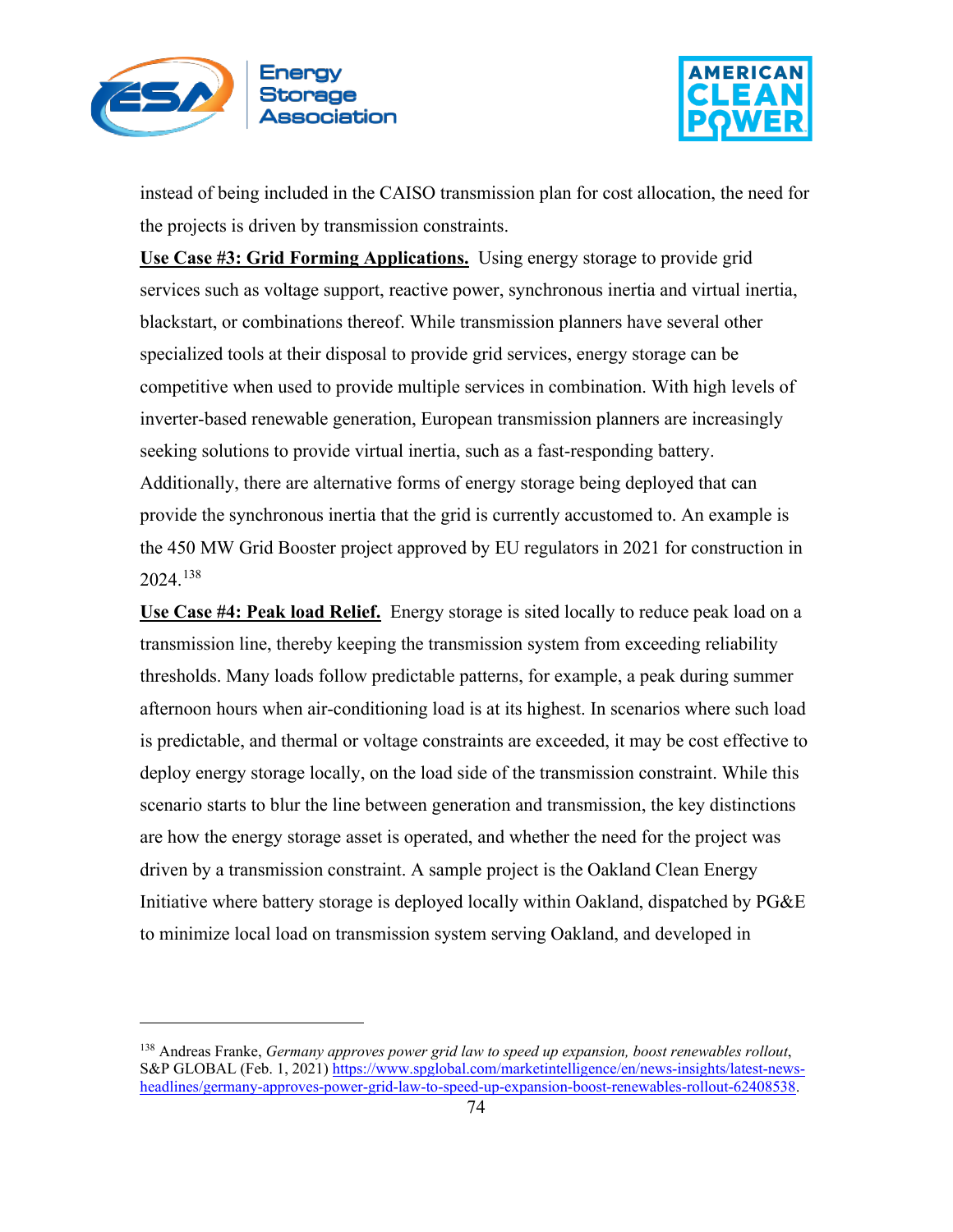instead of being included in the CAISO transmission plan for cost allocation, the need for the projects is driven by transmission constraints.

**Use Case #3: Grid Forming Applications.** Using energy storage to provide grid services such as voltage support, reactive power, synchronous inertia and virtual inertia, blackstart, or combinations thereof. While transmission planners have several other specialized tools at their disposal to provide grid services, energy storage can be competitive when used to provide multiple services in combination. With high levels of inverter-based renewable generation, European transmission planners are increasingly seeking solutions to provide virtual inertia, such as a fast-responding battery. Additionally, there are alternative forms of energy storage being deployed that can provide the synchronous inertia that the grid is currently accustomed to. An example is the 450 MW Grid Booster project approved by EU regulators in 2021 for construction in 2024.[138]

**Use Case #4: Peak load Relief.** Energy storage is sited locally to reduce peak load on a transmission line, thereby keeping the transmission system from exceeding reliability thresholds. Many loads follow predictable patterns, for example, a peak during summer afternoon hours when air-conditioning load is at its highest. In scenarios where such load is predictable, and thermal or voltage constraints are exceeded, it may be cost effective to deploy energy storage locally, on the load side of the transmission constraint. While this scenario starts to blur the line between generation and transmission, the key distinctions are how the energy storage asset is operated, and whether the need for the project was driven by a transmission constraint. A sample project is the Oakland Clean Energy Initiative where battery storage is deployed locally within Oakland, dispatched by PG&E to minimize local load on transmission system serving Oakland, and developed in

---

[138] Andreas Franke, *Germany approves power grid law to speed up expansion, boost renewables rollout*, S&P GLOBAL (Feb. 1, 2021) https://www.spglobal.com/marketintelligence/en/news-insights/latest-news-headlines/germany-approves-power-grid-law-to-speed-up-expansion-boost-renewables-rollout-62408538.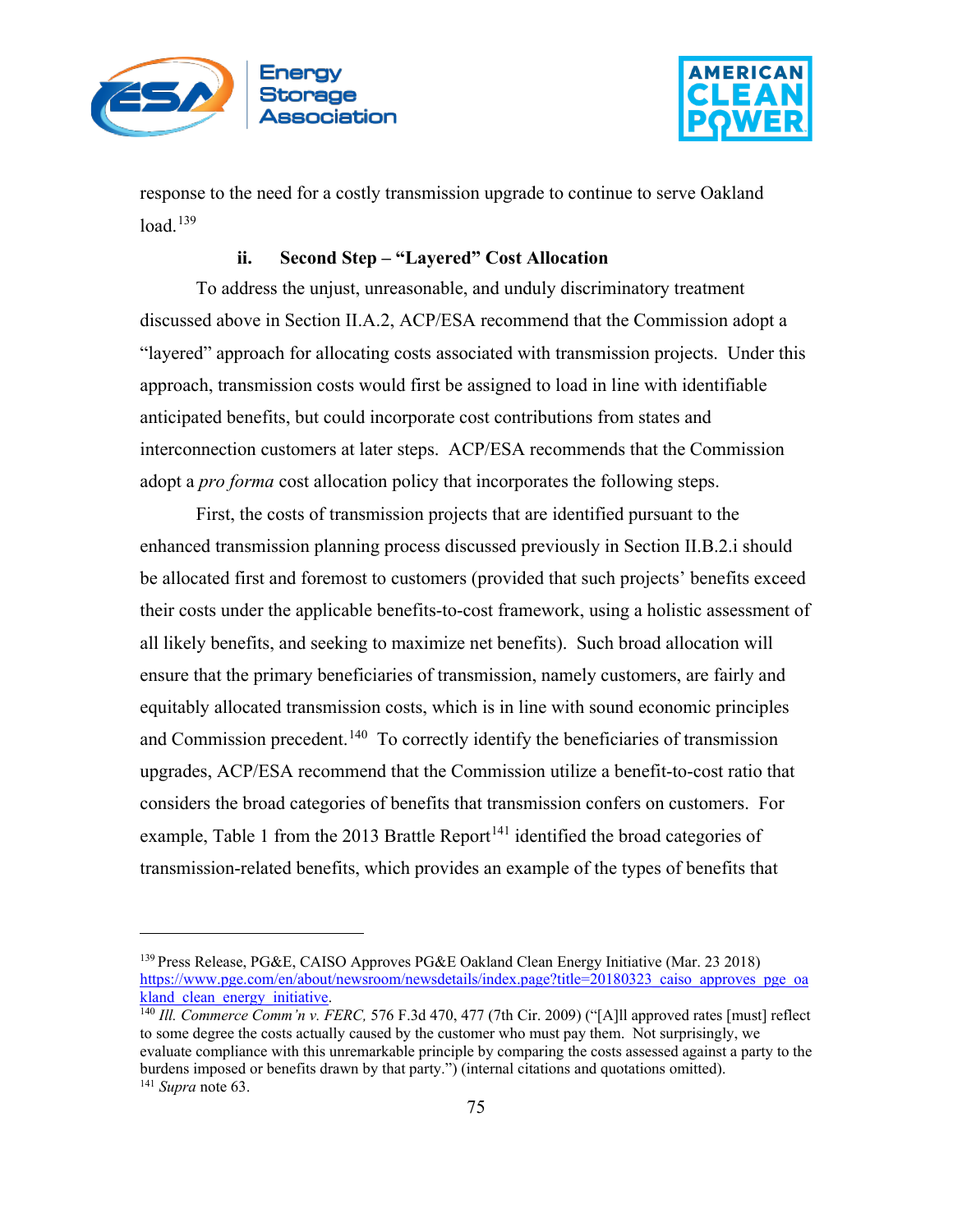response to the need for a costly transmission upgrade to continue to serve Oakland load.[139]

#### ii. Second Step – "Layered" Cost Allocation

To address the unjust, unreasonable, and unduly discriminatory treatment discussed above in Section II.A.2, ACP/ESA recommend that the Commission adopt a "layered" approach for allocating costs associated with transmission projects. Under this approach, transmission costs would first be assigned to load in line with identifiable anticipated benefits, but could incorporate cost contributions from states and interconnection customers at later steps. ACP/ESA recommends that the Commission adopt a *pro forma* cost allocation policy that incorporates the following steps.

First, the costs of transmission projects that are identified pursuant to the enhanced transmission planning process discussed previously in Section II.B.2.i should be allocated first and foremost to customers (provided that such projects' benefits exceed their costs under the applicable benefits-to-cost framework, using a holistic assessment of all likely benefits, and seeking to maximize net benefits). Such broad allocation will ensure that the primary beneficiaries of transmission, namely customers, are fairly and equitably allocated transmission costs, which is in line with sound economic principles and Commission precedent.[140] To correctly identify the beneficiaries of transmission upgrades, ACP/ESA recommend that the Commission utilize a benefit-to-cost ratio that considers the broad categories of benefits that transmission confers on customers. For example, Table 1 from the 2013 Brattle Report[141] identified the broad categories of transmission-related benefits, which provides an example of the types of benefits that

---

[139] Press Release, PG&E, CAISO Approves PG&E Oakland Clean Energy Initiative (Mar. 23 2018) https://www.pge.com/en/about/newsroom/newsdetails/index.page?title=20180323_caiso_approves_pge_oakland_clean_energy_initiative.

[140] *Ill. Commerce Comm'n v. FERC,* 576 F.3d 470, 477 (7th Cir. 2009) ("[A]ll approved rates [must] reflect to some degree the costs actually caused by the customer who must pay them. Not surprisingly, we evaluate compliance with this unremarkable principle by comparing the costs assessed against a party to the burdens imposed or benefits drawn by that party.") (internal citations and quotations omitted).

[141] *Supra* note 63.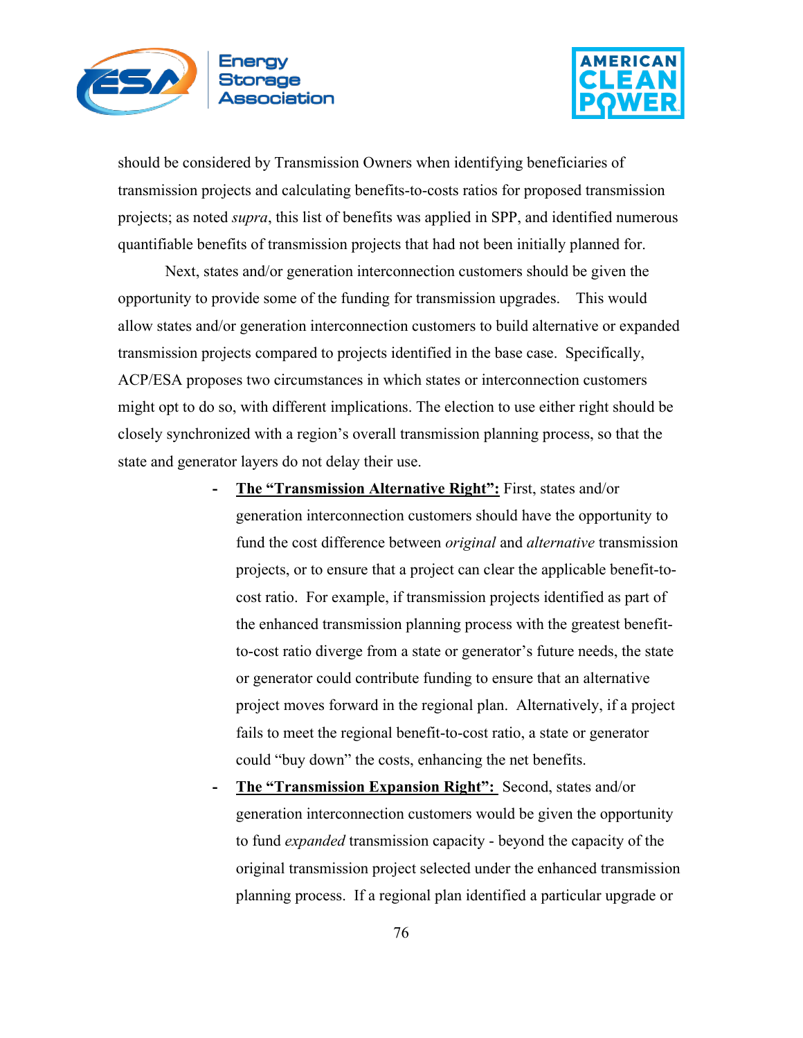should be considered by Transmission Owners when identifying beneficiaries of transmission projects and calculating benefits-to-costs ratios for proposed transmission projects; as noted *supra*, this list of benefits was applied in SPP, and identified numerous quantifiable benefits of transmission projects that had not been initially planned for.

Next, states and/or generation interconnection customers should be given the opportunity to provide some of the funding for transmission upgrades. This would allow states and/or generation interconnection customers to build alternative or expanded transmission projects compared to projects identified in the base case. Specifically, ACP/ESA proposes two circumstances in which states or interconnection customers might opt to do so, with different implications. The election to use either right should be closely synchronized with a region's overall transmission planning process, so that the state and generator layers do not delay their use.

- **The "Transmission Alternative Right":** First, states and/or generation interconnection customers should have the opportunity to fund the cost difference between *original* and *alternative* transmission projects, or to ensure that a project can clear the applicable benefit-to-cost ratio. For example, if transmission projects identified as part of the enhanced transmission planning process with the greatest benefit-to-cost ratio diverge from a state or generator's future needs, the state or generator could contribute funding to ensure that an alternative project moves forward in the regional plan. Alternatively, if a project fails to meet the regional benefit-to-cost ratio, a state or generator could "buy down" the costs, enhancing the net benefits.
- **The "Transmission Expansion Right":** Second, states and/or generation interconnection customers would be given the opportunity to fund *expanded* transmission capacity - beyond the capacity of the original transmission project selected under the enhanced transmission planning process. If a regional plan identified a particular upgrade or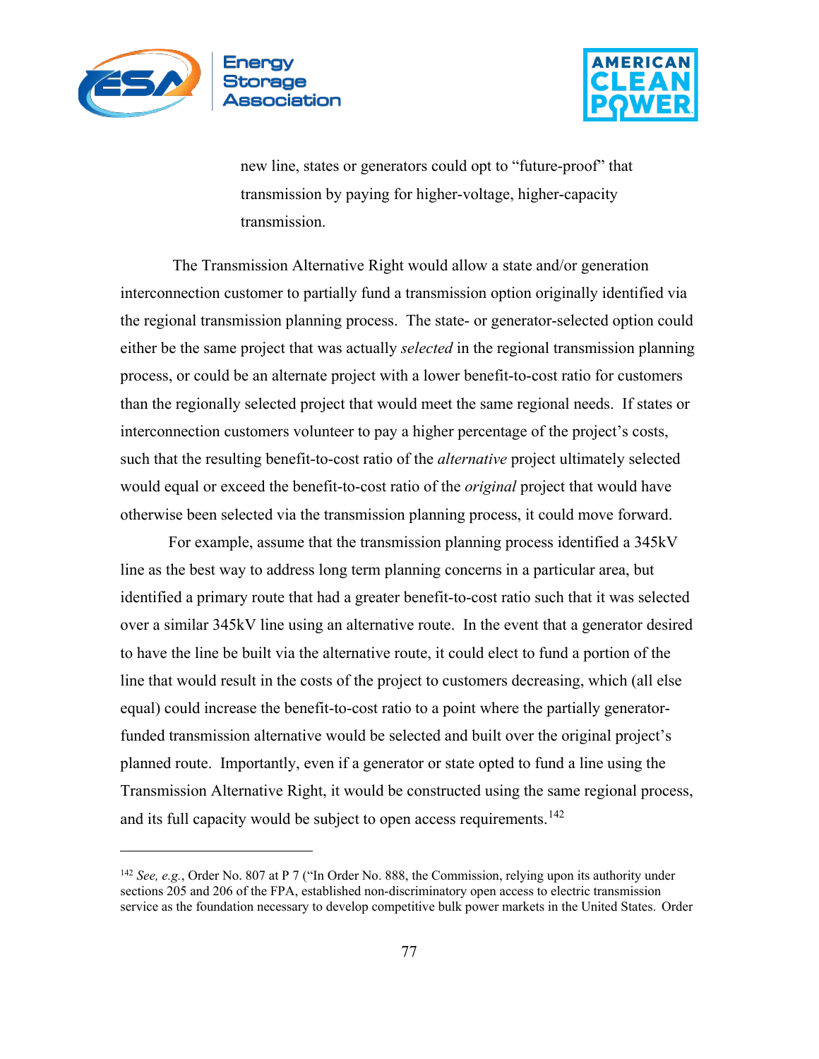new line, states or generators could opt to "future-proof" that transmission by paying for higher-voltage, higher-capacity transmission.

The Transmission Alternative Right would allow a state and/or generation interconnection customer to partially fund a transmission option originally identified via the regional transmission planning process. The state- or generator-selected option could either be the same project that was actually *selected* in the regional transmission planning process, or could be an alternate project with a lower benefit-to-cost ratio for customers than the regionally selected project that would meet the same regional needs. If states or interconnection customers volunteer to pay a higher percentage of the project's costs, such that the resulting benefit-to-cost ratio of the *alternative* project ultimately selected would equal or exceed the benefit-to-cost ratio of the *original* project that would have otherwise been selected via the transmission planning process, it could move forward.

For example, assume that the transmission planning process identified a 345kV line as the best way to address long term planning concerns in a particular area, but identified a primary route that had a greater benefit-to-cost ratio such that it was selected over a similar 345kV line using an alternative route. In the event that a generator desired to have the line be built via the alternative route, it could elect to fund a portion of the line that would result in the costs of the project to customers decreasing, which (all else equal) could increase the benefit-to-cost ratio to a point where the partially generator-funded transmission alternative would be selected and built over the original project's planned route. Importantly, even if a generator or state opted to fund a line using the Transmission Alternative Right, it would be constructed using the same regional process, and its full capacity would be subject to open access requirements.[142]

---

[142] *See, e.g.*, Order No. 807 at P 7 ("In Order No. 888, the Commission, relying upon its authority under sections 205 and 206 of the FPA, established non-discriminatory open access to electric transmission service as the foundation necessary to develop competitive bulk power markets in the United States. Order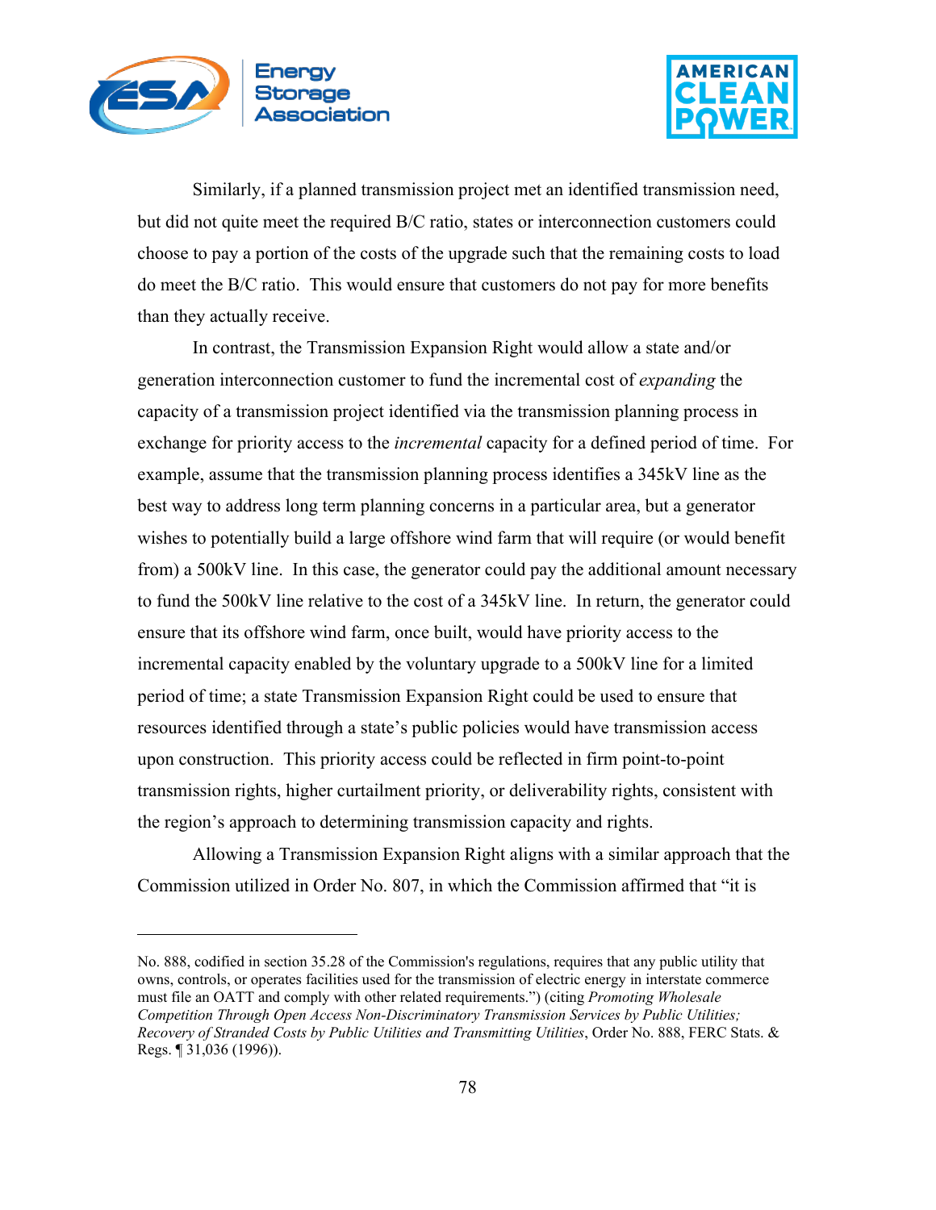Similarly, if a planned transmission project met an identified transmission need, but did not quite meet the required B/C ratio, states or interconnection customers could choose to pay a portion of the costs of the upgrade such that the remaining costs to load do meet the B/C ratio. This would ensure that customers do not pay for more benefits than they actually receive.

In contrast, the Transmission Expansion Right would allow a state and/or generation interconnection customer to fund the incremental cost of *expanding* the capacity of a transmission project identified via the transmission planning process in exchange for priority access to the *incremental* capacity for a defined period of time. For example, assume that the transmission planning process identifies a 345kV line as the best way to address long term planning concerns in a particular area, but a generator wishes to potentially build a large offshore wind farm that will require (or would benefit from) a 500kV line. In this case, the generator could pay the additional amount necessary to fund the 500kV line relative to the cost of a 345kV line. In return, the generator could ensure that its offshore wind farm, once built, would have priority access to the incremental capacity enabled by the voluntary upgrade to a 500kV line for a limited period of time; a state Transmission Expansion Right could be used to ensure that resources identified through a state's public policies would have transmission access upon construction. This priority access could be reflected in firm point-to-point transmission rights, higher curtailment priority, or deliverability rights, consistent with the region's approach to determining transmission capacity and rights.

Allowing a Transmission Expansion Right aligns with a similar approach that the Commission utilized in Order No. 807, in which the Commission affirmed that "it is

---

No. 888, codified in section 35.28 of the Commission's regulations, requires that any public utility that owns, controls, or operates facilities used for the transmission of electric energy in interstate commerce must file an OATT and comply with other related requirements.") (citing *Promoting Wholesale Competition Through Open Access Non-Discriminatory Transmission Services by Public Utilities; Recovery of Stranded Costs by Public Utilities and Transmitting Utilities*, Order No. 888, FERC Stats. & Regs. ¶ 31,036 (1996)).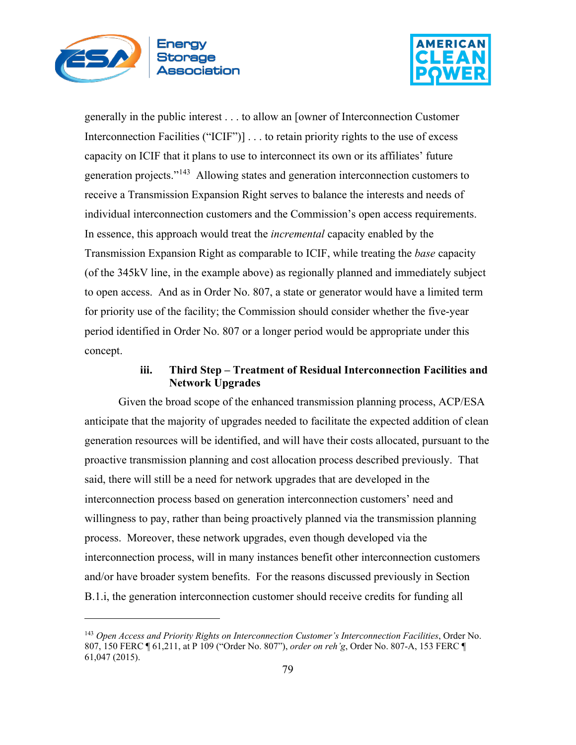generally in the public interest . . . to allow an [owner of Interconnection Customer Interconnection Facilities ("ICIF")] . . . to retain priority rights to the use of excess capacity on ICIF that it plans to use to interconnect its own or its affiliates' future generation projects."[143] Allowing states and generation interconnection customers to receive a Transmission Expansion Right serves to balance the interests and needs of individual interconnection customers and the Commission's open access requirements. In essence, this approach would treat the *incremental* capacity enabled by the Transmission Expansion Right as comparable to ICIF, while treating the *base* capacity (of the 345kV line, in the example above) as regionally planned and immediately subject to open access. And as in Order No. 807, a state or generator would have a limited term for priority use of the facility; the Commission should consider whether the five-year period identified in Order No. 807 or a longer period would be appropriate under this concept.

#### iii. Third Step – Treatment of Residual Interconnection Facilities and Network Upgrades

Given the broad scope of the enhanced transmission planning process, ACP/ESA anticipate that the majority of upgrades needed to facilitate the expected addition of clean generation resources will be identified, and will have their costs allocated, pursuant to the proactive transmission planning and cost allocation process described previously. That said, there will still be a need for network upgrades that are developed in the interconnection process based on generation interconnection customers' need and willingness to pay, rather than being proactively planned via the transmission planning process. Moreover, these network upgrades, even though developed via the interconnection process, will in many instances benefit other interconnection customers and/or have broader system benefits. For the reasons discussed previously in Section B.1.i, the generation interconnection customer should receive credits for funding all

---

[143] *Open Access and Priority Rights on Interconnection Customer's Interconnection Facilities*, Order No. 807, 150 FERC ¶ 61,211, at P 109 ("Order No. 807"), *order on reh'g*, Order No. 807-A, 153 FERC ¶ 61,047 (2015).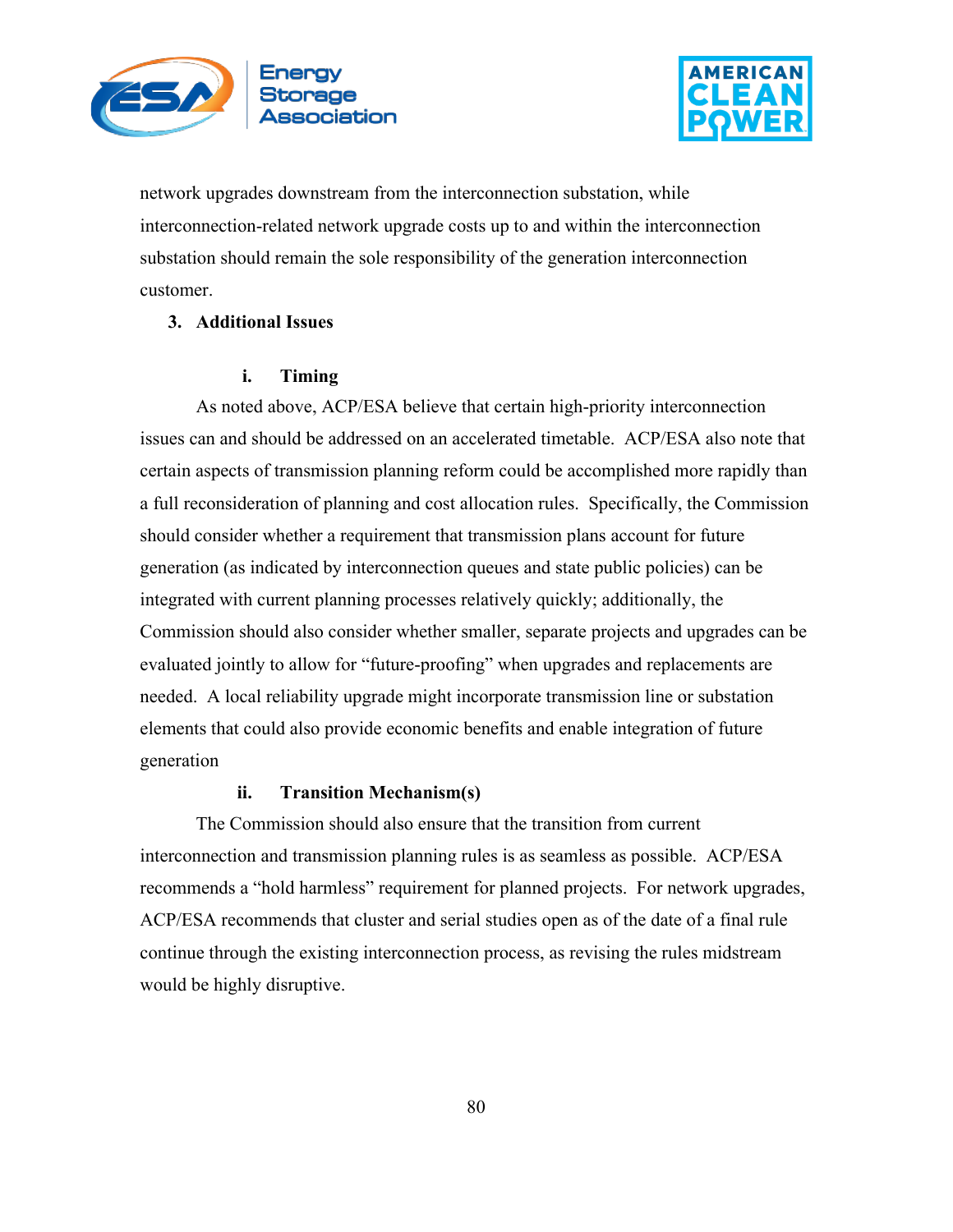network upgrades downstream from the interconnection substation, while interconnection-related network upgrade costs up to and within the interconnection substation should remain the sole responsibility of the generation interconnection customer.

### 3. Additional Issues

#### i. Timing

As noted above, ACP/ESA believe that certain high-priority interconnection issues can and should be addressed on an accelerated timetable. ACP/ESA also note that certain aspects of transmission planning reform could be accomplished more rapidly than a full reconsideration of planning and cost allocation rules. Specifically, the Commission should consider whether a requirement that transmission plans account for future generation (as indicated by interconnection queues and state public policies) can be integrated with current planning processes relatively quickly; additionally, the Commission should also consider whether smaller, separate projects and upgrades can be evaluated jointly to allow for "future-proofing" when upgrades and replacements are needed. A local reliability upgrade might incorporate transmission line or substation elements that could also provide economic benefits and enable integration of future generation

#### ii. Transition Mechanism(s)

The Commission should also ensure that the transition from current interconnection and transmission planning rules is as seamless as possible. ACP/ESA recommends a "hold harmless" requirement for planned projects. For network upgrades, ACP/ESA recommends that cluster and serial studies open as of the date of a final rule continue through the existing interconnection process, as revising the rules midstream would be highly disruptive.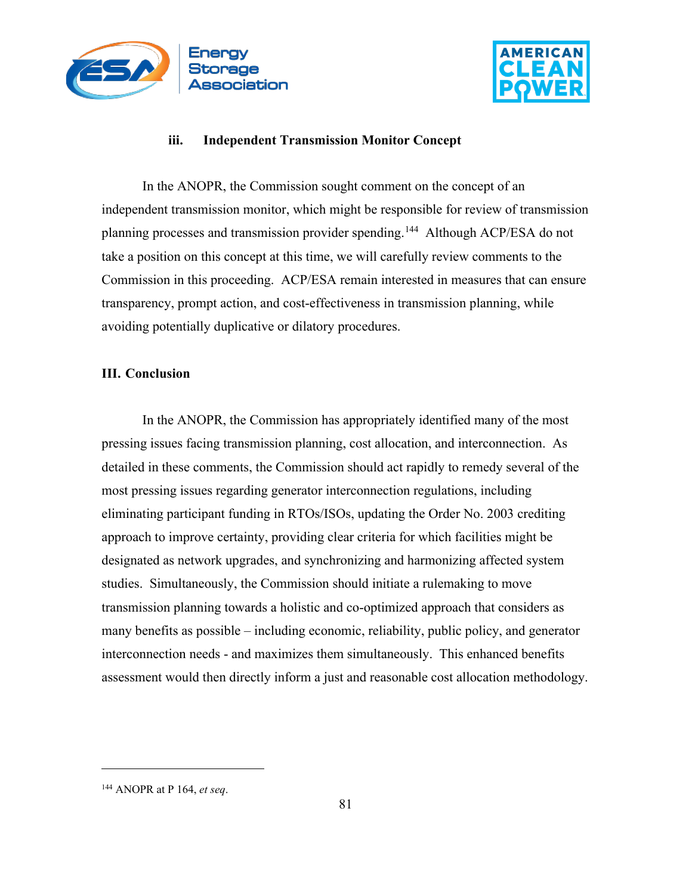### iii. Independent Transmission Monitor Concept

In the ANOPR, the Commission sought comment on the concept of an independent transmission monitor, which might be responsible for review of transmission planning processes and transmission provider spending.[144] Although ACP/ESA do not take a position on this concept at this time, we will carefully review comments to the Commission in this proceeding. ACP/ESA remain interested in measures that can ensure transparency, prompt action, and cost-effectiveness in transmission planning, while avoiding potentially duplicative or dilatory procedures.

## III. Conclusion

In the ANOPR, the Commission has appropriately identified many of the most pressing issues facing transmission planning, cost allocation, and interconnection. As detailed in these comments, the Commission should act rapidly to remedy several of the most pressing issues regarding generator interconnection regulations, including eliminating participant funding in RTOs/ISOs, updating the Order No. 2003 crediting approach to improve certainty, providing clear criteria for which facilities might be designated as network upgrades, and synchronizing and harmonizing affected system studies. Simultaneously, the Commission should initiate a rulemaking to move transmission planning towards a holistic and co-optimized approach that considers as many benefits as possible – including economic, reliability, public policy, and generator interconnection needs - and maximizes them simultaneously. This enhanced benefits assessment would then directly inform a just and reasonable cost allocation methodology.

---

[144] ANOPR at P 164, *et seq*.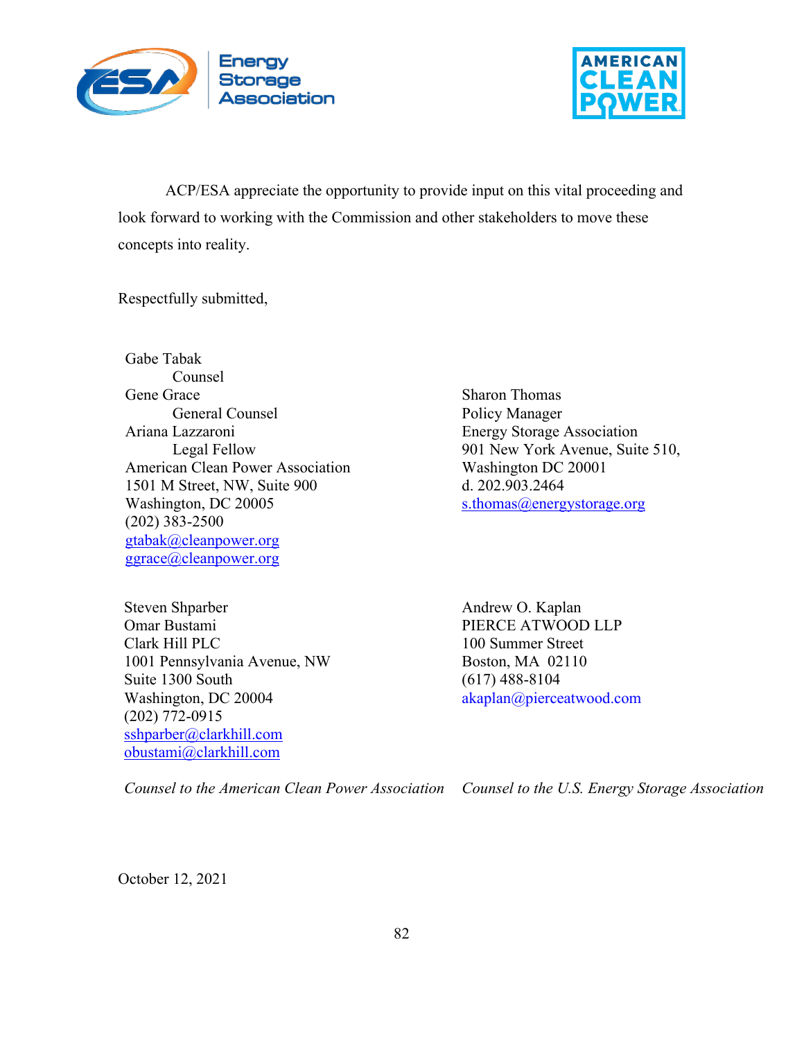ACP/ESA appreciate the opportunity to provide input on this vital proceeding and look forward to working with the Commission and other stakeholders to move these concepts into reality.

Respectfully submitted,

Gabe Tabak
Counsel
Gene Grace
General Counsel
Ariana Lazzaroni
Legal Fellow
American Clean Power Association
1501 M Street, NW, Suite 900
Washington, DC 20005
(202) 383-2500
gtabak@cleanpower.org
ggrace@cleanpower.org

Sharon Thomas
Policy Manager
Energy Storage Association
901 New York Avenue, Suite 510,
Washington DC 20001
d. 202.903.2464
s.thomas@energystorage.org

Steven Shparber
Omar Bustami
Clark Hill PLC
1001 Pennsylvania Avenue, NW
Suite 1300 South
Washington, DC 20004
(202) 772-0915
sshparber@clarkhill.com
obustami@clarkhill.com

*Counsel to the American Clean Power Association*

Andrew O. Kaplan
PIERCE ATWOOD LLP
100 Summer Street
Boston, MA 02110
(617) 488-8104
akaplan@pierceatwood.com

*Counsel to the U.S. Energy Storage Association*

October 12, 2021